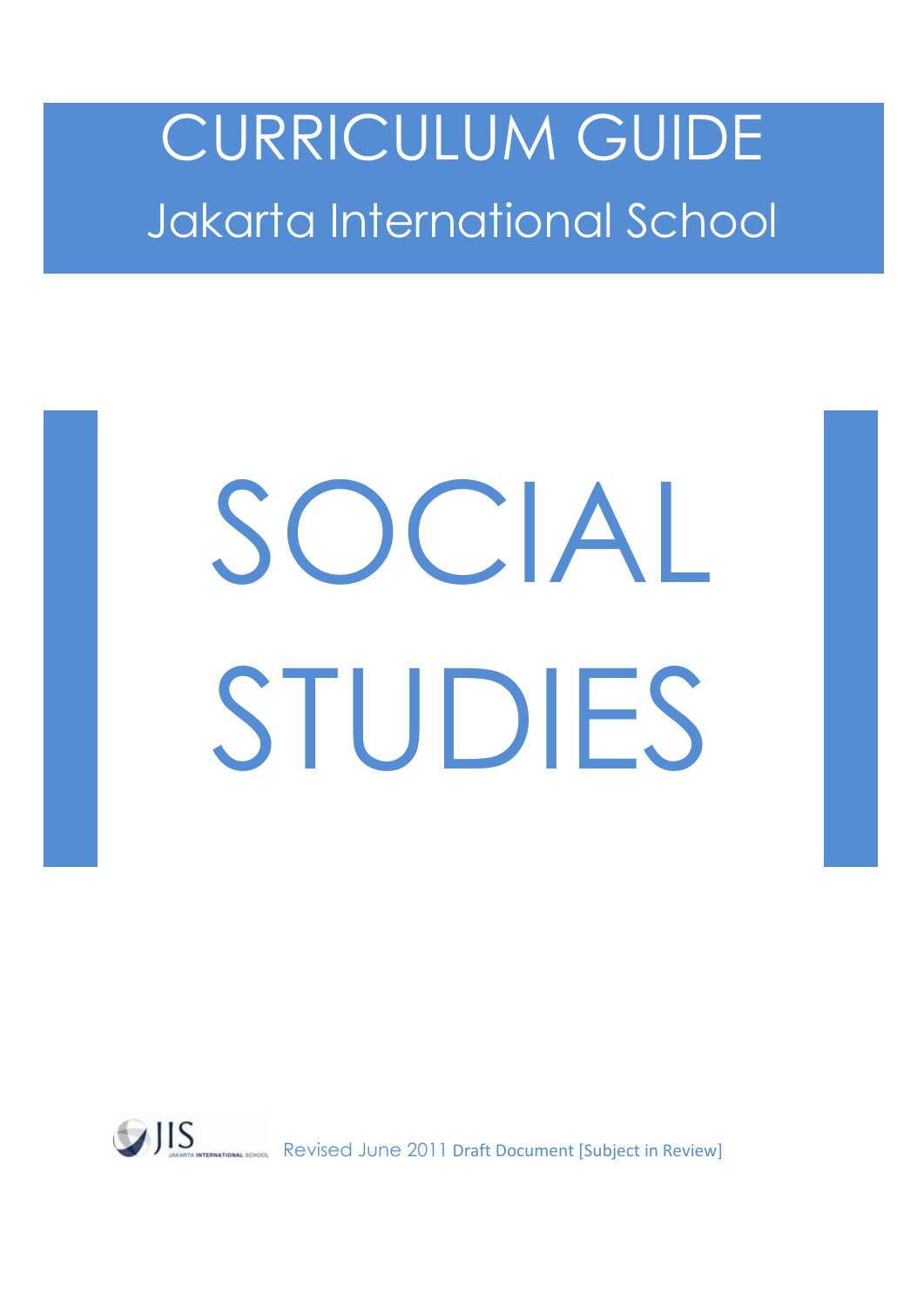# CURRICULUM GUIDE

## Jakarta International School

# SOCIAL STUDIES

JIS JAKARTA INTERNATIONAL SCHOOL

Revised June 2011 Draft Document [Subject in Review]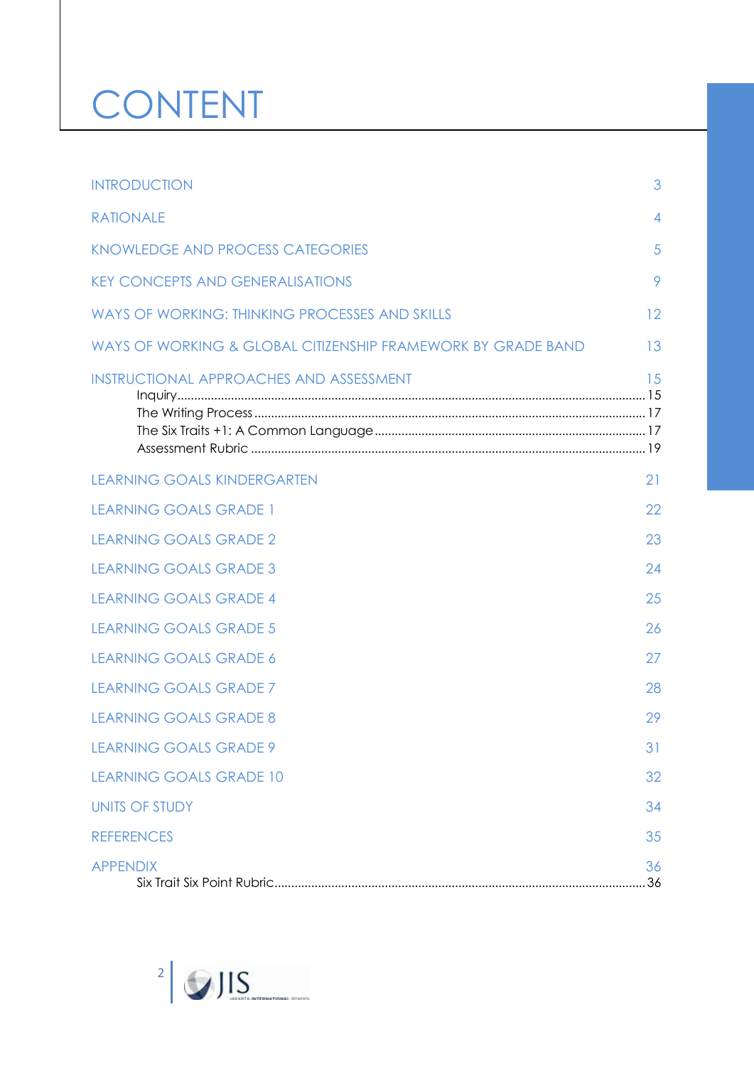# CONTENT

| | |
|---|---|
| INTRODUCTION | 3 |
| RATIONALE | 4 |
| KNOWLEDGE AND PROCESS CATEGORIES | 5 |
| KEY CONCEPTS AND GENERALISATIONS | 9 |
| WAYS OF WORKING: THINKING PROCESSES AND SKILLS | 12 |
| WAYS OF WORKING & GLOBAL CITIZENSHIP FRAMEWORK BY GRADE BAND | 13 |
| INSTRUCTIONAL APPROACHES AND ASSESSMENT | 15 |
| Inquiry | 15 |
| The Writing Process | 17 |
| The Six Traits +1: A Common Language | 17 |
| Assessment Rubric | 19 |
| LEARNING GOALS KINDERGARTEN | 21 |
| LEARNING GOALS GRADE 1 | 22 |
| LEARNING GOALS GRADE 2 | 23 |
| LEARNING GOALS GRADE 3 | 24 |
| LEARNING GOALS GRADE 4 | 25 |
| LEARNING GOALS GRADE 5 | 26 |
| LEARNING GOALS GRADE 6 | 27 |
| LEARNING GOALS GRADE 7 | 28 |
| LEARNING GOALS GRADE 8 | 29 |
| LEARNING GOALS GRADE 9 | 31 |
| LEARNING GOALS GRADE 10 | 32 |
| UNITS OF STUDY | 34 |
| REFERENCES | 35 |
| APPENDIX | 36 |
| Six Trait Six Point Rubric | 36 |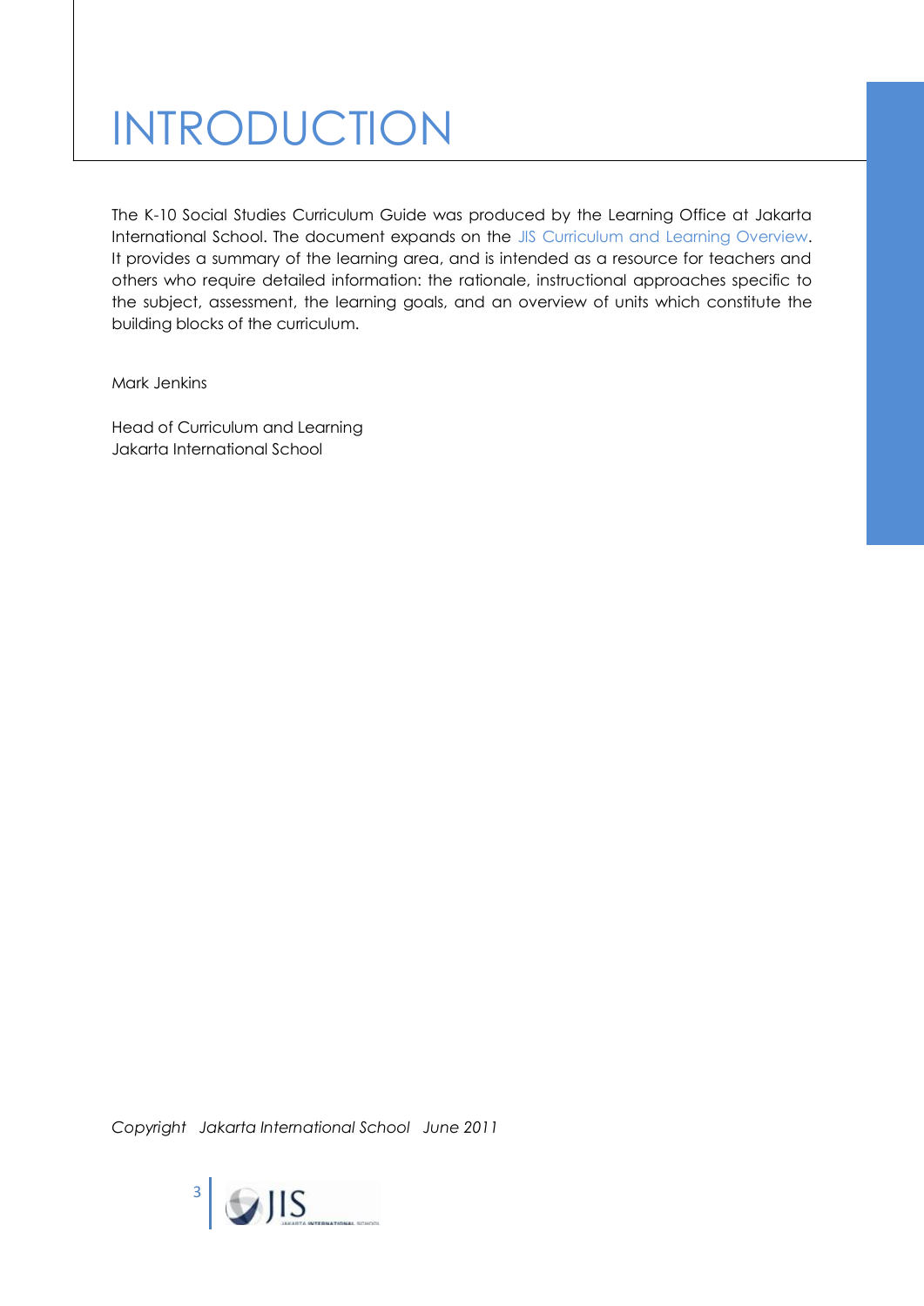# INTRODUCTION

The K-10 Social Studies Curriculum Guide was produced by the Learning Office at Jakarta International School. The document expands on the JIS Curriculum and Learning Overview. It provides a summary of the learning area, and is intended as a resource for teachers and others who require detailed information: the rationale, instructional approaches specific to the subject, assessment, the learning goals, and an overview of units which constitute the building blocks of the curriculum.

Mark Jenkins

Head of Curriculum and Learning
Jakarta International School

*Copyright Jakarta International School June 2011*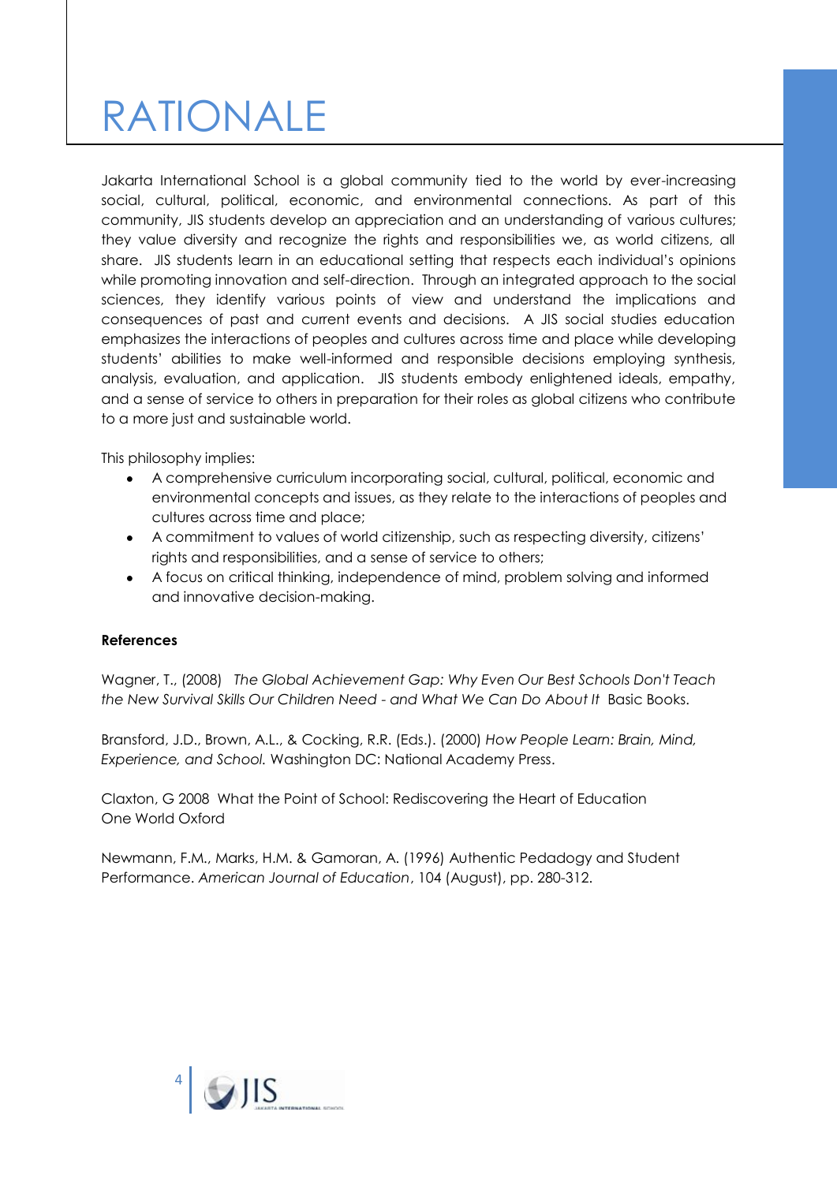# RATIONALE

Jakarta International School is a global community tied to the world by ever-increasing social, cultural, political, economic, and environmental connections. As part of this community, JIS students develop an appreciation and an understanding of various cultures; they value diversity and recognize the rights and responsibilities we, as world citizens, all share. JIS students learn in an educational setting that respects each individual's opinions while promoting innovation and self-direction. Through an integrated approach to the social sciences, they identify various points of view and understand the implications and consequences of past and current events and decisions. A JIS social studies education emphasizes the interactions of peoples and cultures across time and place while developing students' abilities to make well-informed and responsible decisions employing synthesis, analysis, evaluation, and application. JIS students embody enlightened ideals, empathy, and a sense of service to others in preparation for their roles as global citizens who contribute to a more just and sustainable world.

This philosophy implies:

- A comprehensive curriculum incorporating social, cultural, political, economic and environmental concepts and issues, as they relate to the interactions of peoples and cultures across time and place;
- A commitment to values of world citizenship, such as respecting diversity, citizens' rights and responsibilities, and a sense of service to others;
- A focus on critical thinking, independence of mind, problem solving and informed and innovative decision-making.

**References**

Wagner, T., (2008) *The Global Achievement Gap: Why Even Our Best Schools Don't Teach the New Survival Skills Our Children Need - and What We Can Do About It* Basic Books.

Bransford, J.D., Brown, A.L., & Cocking, R.R. (Eds.). (2000) *How People Learn: Brain, Mind, Experience, and School.* Washington DC: National Academy Press.

Claxton, G 2008 What the Point of School: Rediscovering the Heart of Education One World Oxford

Newmann, F.M., Marks, H.M. & Gamoran, A. (1996) Authentic Pedagogy and Student Performance. *American Journal of Education*, 104 (August), pp. 280-312.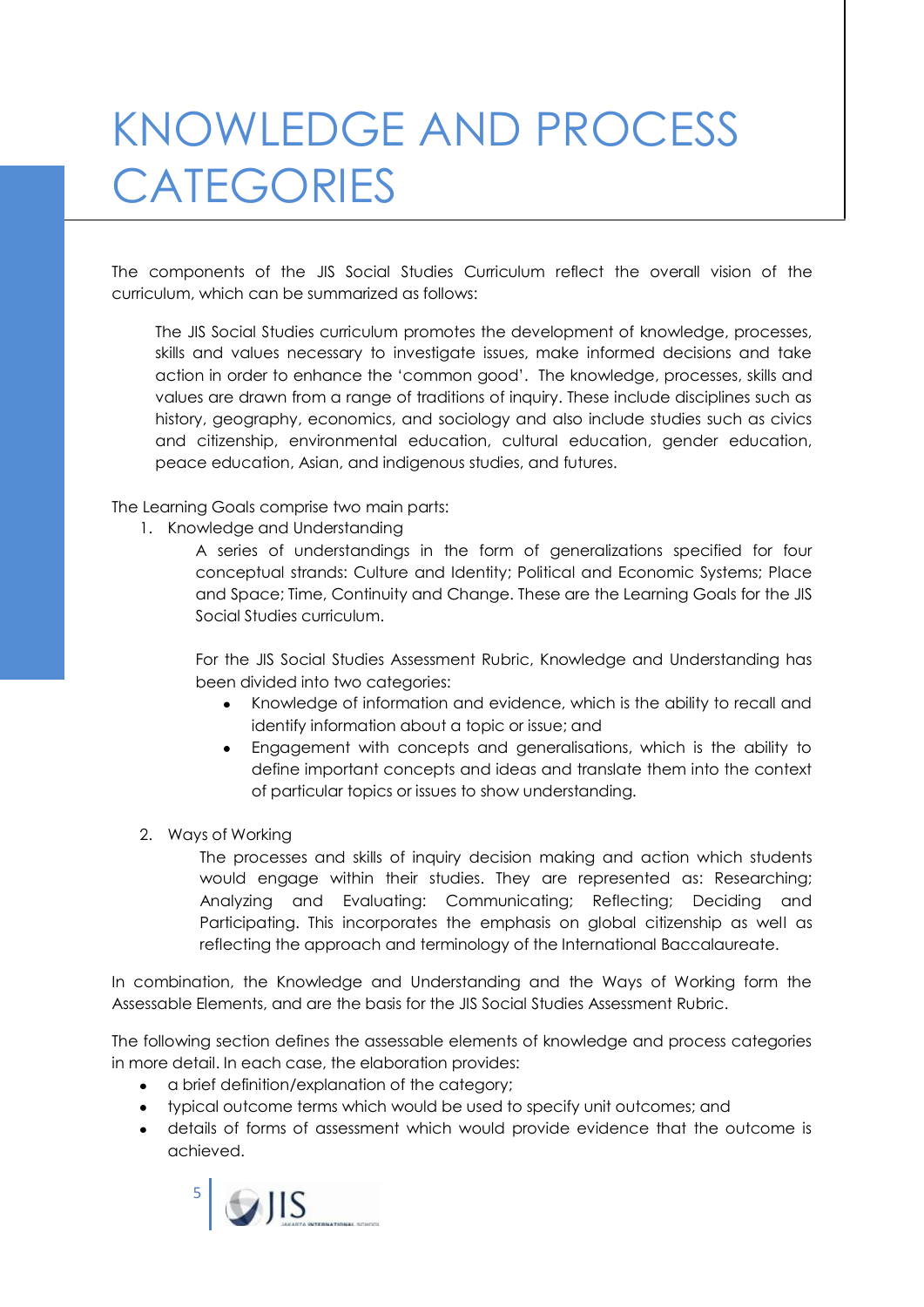# KNOWLEDGE AND PROCESS CATEGORIES

The components of the JIS Social Studies Curriculum reflect the overall vision of the curriculum, which can be summarized as follows:

> The JIS Social Studies curriculum promotes the development of knowledge, processes, skills and values necessary to investigate issues, make informed decisions and take action in order to enhance the 'common good'. The knowledge, processes, skills and values are drawn from a range of traditions of inquiry. These include disciplines such as history, geography, economics, and sociology and also include studies such as civics and citizenship, environmental education, cultural education, gender education, peace education, Asian, and indigenous studies, and futures.

The Learning Goals comprise two main parts:

1. Knowledge and Understanding

   A series of understandings in the form of generalizations specified for four conceptual strands: Culture and Identity; Political and Economic Systems; Place and Space; Time, Continuity and Change. These are the Learning Goals for the JIS Social Studies curriculum.

   For the JIS Social Studies Assessment Rubric, Knowledge and Understanding has been divided into two categories:

   - Knowledge of information and evidence, which is the ability to recall and identify information about a topic or issue; and
   - Engagement with concepts and generalisations, which is the ability to define important concepts and ideas and translate them into the context of particular topics or issues to show understanding.

2. Ways of Working

   The processes and skills of inquiry decision making and action which students would engage within their studies. They are represented as: Researching; Analyzing and Evaluating: Communicating; Reflecting; Deciding and Participating. This incorporates the emphasis on global citizenship as well as reflecting the approach and terminology of the International Baccalaureate.

In combination, the Knowledge and Understanding and the Ways of Working form the Assessable Elements, and are the basis for the JIS Social Studies Assessment Rubric.

The following section defines the assessable elements of knowledge and process categories in more detail. In each case, the elaboration provides:

- a brief definition/explanation of the category;
- typical outcome terms which would be used to specify unit outcomes; and
- details of forms of assessment which would provide evidence that the outcome is achieved.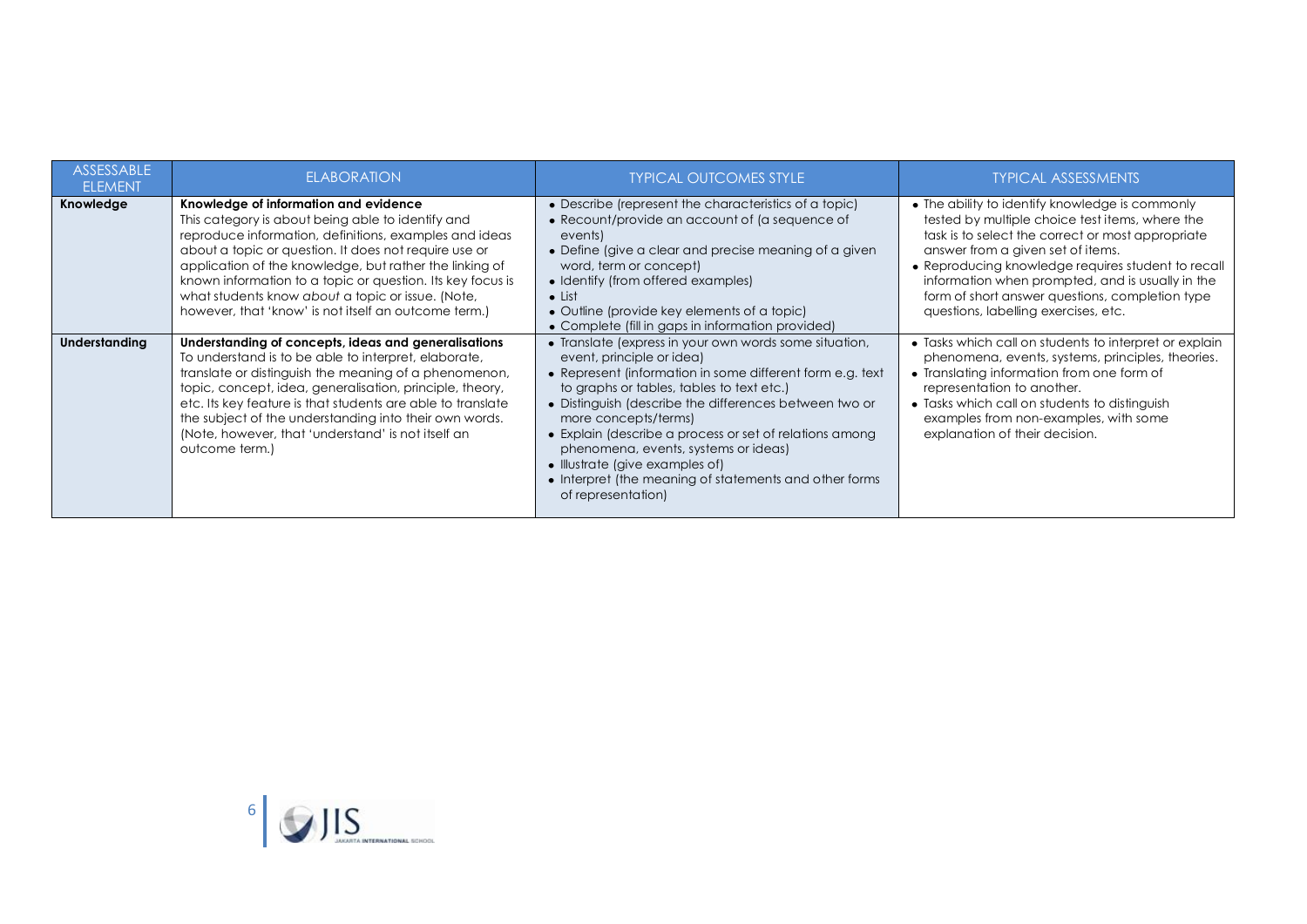| ASSESSABLE ELEMENT | ELABORATION | TYPICAL OUTCOMES STYLE | TYPICAL ASSESSMENTS |
|---|---|---|---|
| **Knowledge** | **Knowledge of information and evidence**<br>This category is about being able to identify and reproduce information, definitions, examples and ideas about a topic or question. It does not require use or application of the knowledge, but rather the linking of known information to a topic or question. Its key focus is what students know *about* a topic or issue. (Note, however, that 'know' is not itself an outcome term.) | • Describe (represent the characteristics of a topic)<br>• Recount/provide an account of (a sequence of events)<br>• Define (give a clear and precise meaning of a given word, term or concept)<br>• Identify (from offered examples)<br>• List<br>• Outline (provide key elements of a topic)<br>• Complete (fill in gaps in information provided) | • The ability to identify knowledge is commonly tested by multiple choice test items, where the task is to select the correct or most appropriate answer from a given set of items.<br>• Reproducing knowledge requires student to recall information when prompted, and is usually in the form of short answer questions, completion type questions, labelling exercises, etc. |
| **Understanding** | **Understanding of concepts, ideas and generalisations**<br>To understand is to be able to interpret, elaborate, translate or distinguish the meaning of a phenomenon, topic, concept, idea, generalisation, principle, theory, etc. Its key feature is that students are able to translate the subject of the understanding into their own words. (Note, however, that 'understand' is not itself an outcome term.) | • Translate (express in your own words some situation, event, principle or idea)<br>• Represent (information in some different form e.g. text to graphs or tables, tables to text etc.)<br>• Distinguish (describe the differences between two or more concepts/terms)<br>• Explain (describe a process or set of relations among phenomena, events, systems or ideas)<br>• Illustrate (give examples of)<br>• Interpret (the meaning of statements and other forms of representation) | • Tasks which call on students to interpret or explain phenomena, events, systems, principles, theories.<br>• Translating information from one form of representation to another.<br>• Tasks which call on students to distinguish examples from non-examples, with some explanation of their decision. |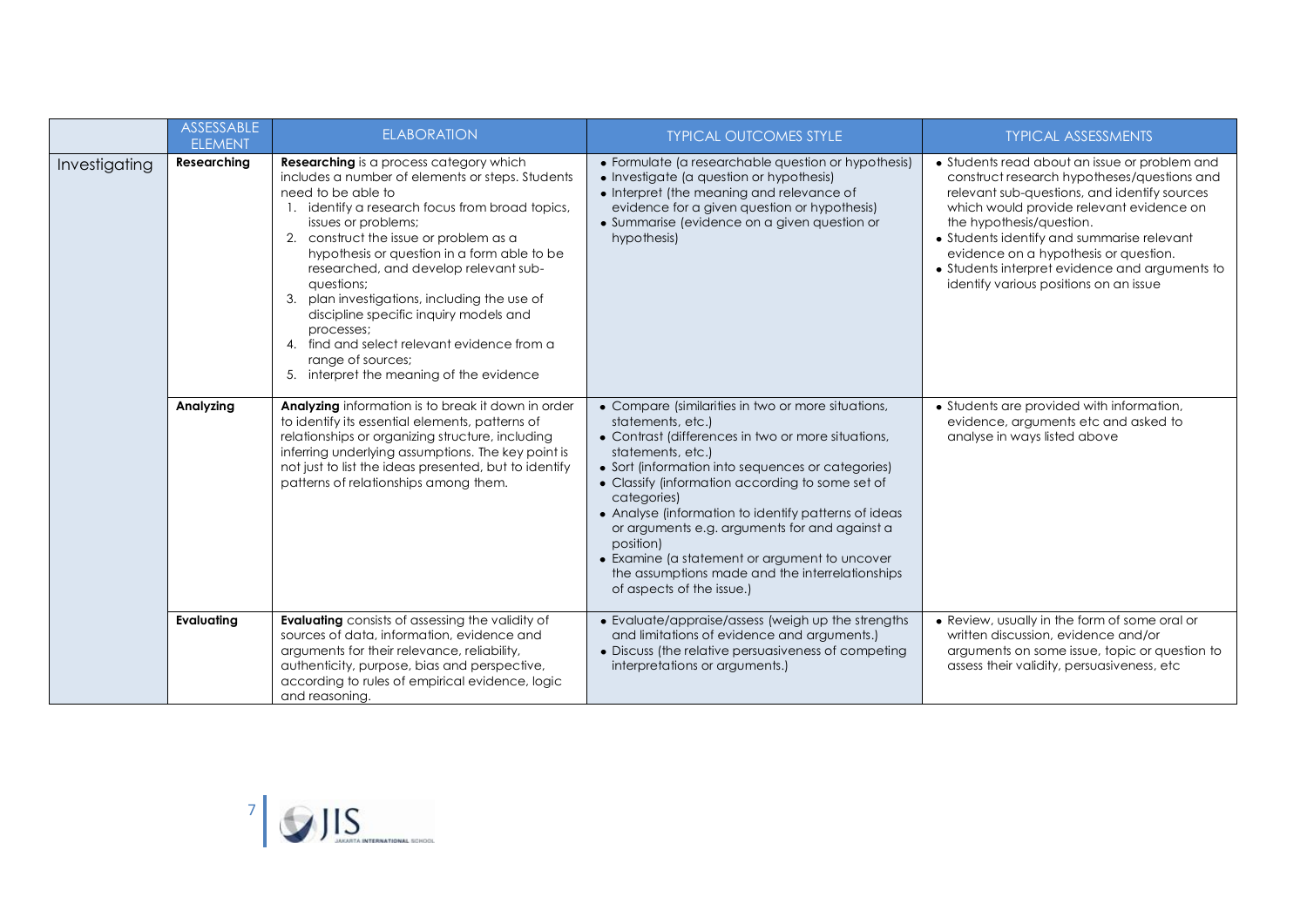| | ASSESSABLE ELEMENT | ELABORATION | TYPICAL OUTCOMES STYLE | TYPICAL ASSESSMENTS |
|---|---|---|---|---|
| Investigating | **Researching** | **Researching** is a process category which includes a number of elements or steps. Students need to be able to<br>1. identify a research focus from broad topics, issues or problems;<br>2. construct the issue or problem as a hypothesis or question in a form able to be researched, and develop relevant sub-questions;<br>3. plan investigations, including the use of discipline specific inquiry models and processes;<br>4. find and select relevant evidence from a range of sources;<br>5. interpret the meaning of the evidence | • Formulate (a researchable question or hypothesis)<br>• Investigate (a question or hypothesis)<br>• Interpret (the meaning and relevance of evidence for a given question or hypothesis)<br>• Summarise (evidence on a given question or hypothesis) | • Students read about an issue or problem and construct research hypotheses/questions and relevant sub-questions, and identify sources which would provide relevant evidence on the hypothesis/question.<br>• Students identify and summarise relevant evidence on a hypothesis or question.<br>• Students interpret evidence and arguments to identify various positions on an issue |
| | **Analyzing** | **Analyzing** information is to break it down in order to identify its essential elements, patterns of relationships or organizing structure, including inferring underlying assumptions. The key point is not just to list the ideas presented, but to identify patterns of relationships among them. | • Compare (similarities in two or more situations, statements, etc.)<br>• Contrast (differences in two or more situations, statements, etc.)<br>• Sort (information into sequences or categories)<br>• Classify (information according to some set of categories)<br>• Analyse (information to identify patterns of ideas or arguments e.g. arguments for and against a position)<br>• Examine (a statement or argument to uncover the assumptions made and the interrelationships of aspects of the issue.) | • Students are provided with information, evidence, arguments etc and asked to analyse in ways listed above |
| | **Evaluating** | **Evaluating** consists of assessing the validity of sources of data, information, evidence and arguments for their relevance, reliability, authenticity, purpose, bias and perspective, according to rules of empirical evidence, logic and reasoning. | • Evaluate/appraise/assess (weigh up the strengths and limitations of evidence and arguments.)<br>• Discuss (the relative persuasiveness of competing interpretations or arguments.) | • Review, usually in the form of some oral or written discussion, evidence and/or arguments on some issue, topic or question to assess their validity, persuasiveness, etc |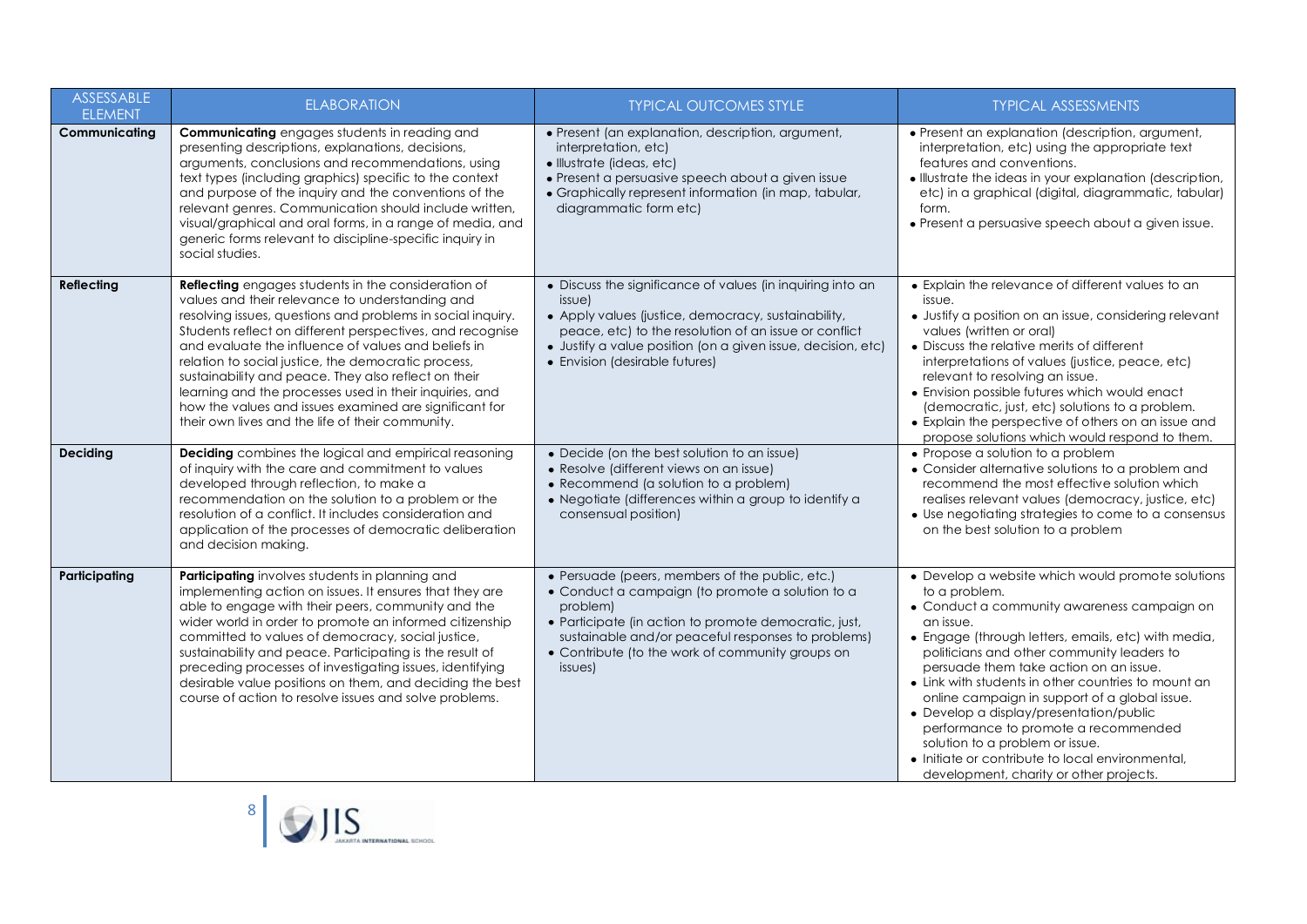| ASSESSABLE ELEMENT | ELABORATION | TYPICAL OUTCOMES STYLE | TYPICAL ASSESSMENTS |
|---|---|---|---|
| **Communicating** | **Communicating** engages students in reading and presenting descriptions, explanations, decisions, arguments, conclusions and recommendations, using text types (including graphics) specific to the context and purpose of the inquiry and the conventions of the relevant genres. Communication should include written, visual/graphical and oral forms, in a range of media, and generic forms relevant to discipline-specific inquiry in social studies. | • Present (an explanation, description, argument, interpretation, etc)<br>• Illustrate (ideas, etc)<br>• Present a persuasive speech about a given issue<br>• Graphically represent information (in map, tabular, diagrammatic form etc) | • Present an explanation (description, argument, interpretation, etc) using the appropriate text features and conventions.<br>• Illustrate the ideas in your explanation (description, etc) in a graphical (digital, diagrammatic, tabular) form.<br>• Present a persuasive speech about a given issue. |
| **Reflecting** | **Reflecting** engages students in the consideration of values and their relevance to understanding and resolving issues, questions and problems in social inquiry. Students reflect on different perspectives, and recognise and evaluate the influence of values and beliefs in relation to social justice, the democratic process, sustainability and peace. They also reflect on their learning and the processes used in their inquiries, and how the values and issues examined are significant for their own lives and the life of their community. | • Discuss the significance of values (in inquiring into an issue)<br>• Apply values (justice, democracy, sustainability, peace, etc) to the resolution of an issue or conflict<br>• Justify a value position (on a given issue, decision, etc)<br>• Envision (desirable futures) | • Explain the relevance of different values to an issue.<br>• Justify a position on an issue, considering relevant values (written or oral)<br>• Discuss the relative merits of different interpretations of values (justice, peace, etc) relevant to resolving an issue.<br>• Envision possible futures which would enact (democratic, just, etc) solutions to a problem.<br>• Explain the perspective of others on an issue and propose solutions which would respond to them. |
| **Deciding** | **Deciding** combines the logical and empirical reasoning of inquiry with the care and commitment to values developed through reflection, to make a recommendation on the solution to a problem or the resolution of a conflict. It includes consideration and application of the processes of democratic deliberation and decision making. | • Decide (on the best solution to an issue)<br>• Resolve (different views on an issue)<br>• Recommend (a solution to a problem)<br>• Negotiate (differences within a group to identify a consensual position) | • Propose a solution to a problem<br>• Consider alternative solutions to a problem and recommend the most effective solution which realises relevant values (democracy, justice, etc)<br>• Use negotiating strategies to come to a consensus on the best solution to a problem |
| **Participating** | **Participating** involves students in planning and implementing action on issues. It ensures that they are able to engage with their peers, community and the wider world in order to promote an informed citizenship committed to values of democracy, social justice, sustainability and peace. Participating is the result of preceding processes of investigating issues, identifying desirable value positions on them, and deciding the best course of action to resolve issues and solve problems. | • Persuade (peers, members of the public, etc.)<br>• Conduct a campaign (to promote a solution to a problem)<br>• Participate (in action to promote democratic, just, sustainable and/or peaceful responses to problems)<br>• Contribute (to the work of community groups on issues) | • Develop a website which would promote solutions to a problem.<br>• Conduct a community awareness campaign on an issue.<br>• Engage (through letters, emails, etc) with media, politicians and other community leaders to persuade them take action on an issue.<br>• Link with students in other countries to mount an online campaign in support of a global issue.<br>• Develop a display/presentation/public performance to promote a recommended solution to a problem or issue.<br>• Initiate or contribute to local environmental, development, charity or other projects. |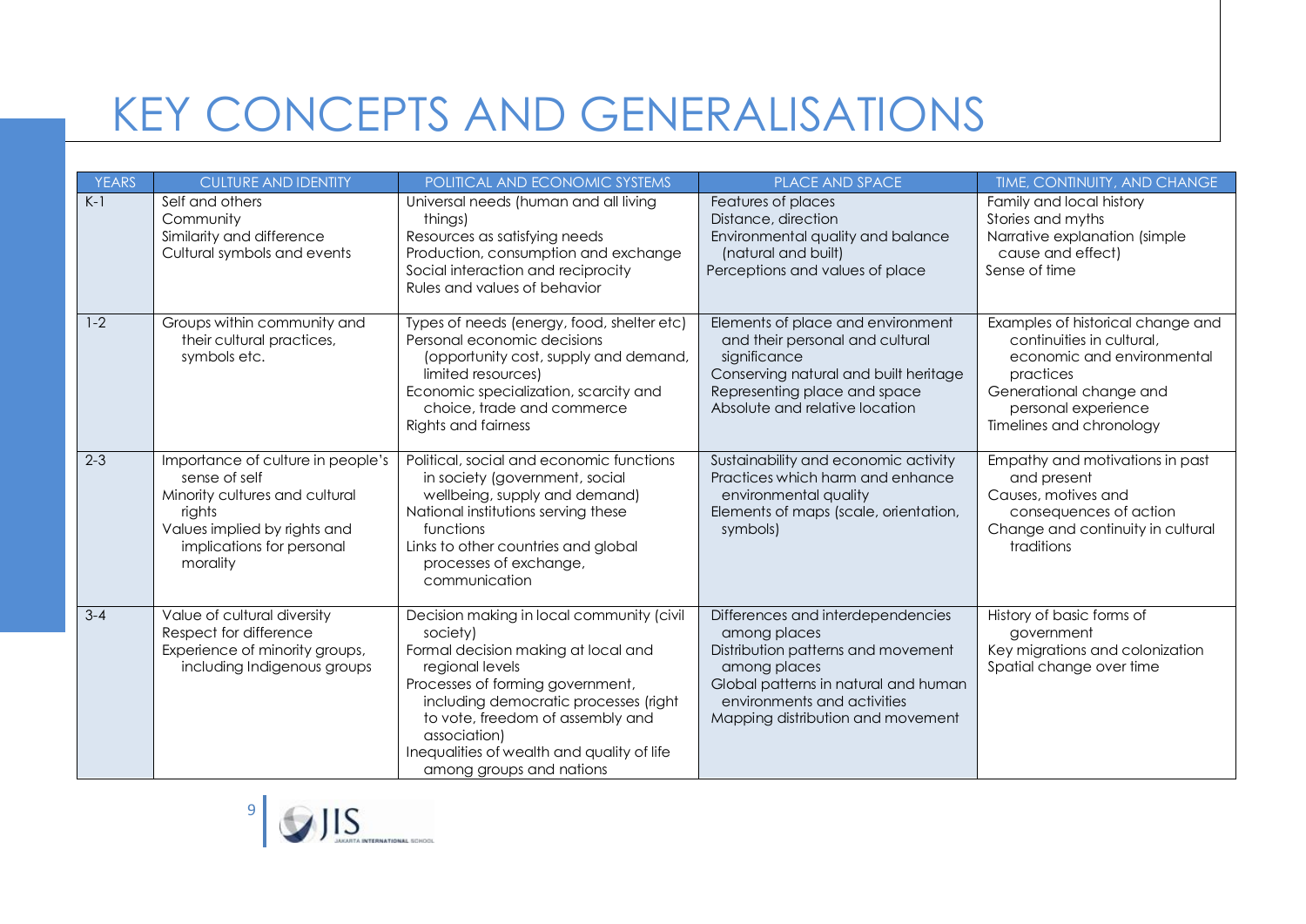# KEY CONCEPTS AND GENERALISATIONS

| YEARS | CULTURE AND IDENTITY | POLITICAL AND ECONOMIC SYSTEMS | PLACE AND SPACE | TIME, CONTINUITY, AND CHANGE |
|---|---|---|---|---|
| K-1 | Self and others<br>Community<br>Similarity and difference<br>Cultural symbols and events | Universal needs (human and all living things)<br>Resources as satisfying needs<br>Production, consumption and exchange<br>Social interaction and reciprocity<br>Rules and values of behavior | Features of places<br>Distance, direction<br>Environmental quality and balance (natural and built)<br>Perceptions and values of place | Family and local history<br>Stories and myths<br>Narrative explanation (simple cause and effect)<br>Sense of time |
| 1-2 | Groups within community and their cultural practices, symbols etc. | Types of needs (energy, food, shelter etc)<br>Personal economic decisions (opportunity cost, supply and demand, limited resources)<br>Economic specialization, scarcity and choice, trade and commerce<br>Rights and fairness | Elements of place and environment and their personal and cultural significance<br>Conserving natural and built heritage<br>Representing place and space<br>Absolute and relative location | Examples of historical change and continuities in cultural, economic and environmental practices<br>Generational change and personal experience<br>Timelines and chronology |
| 2-3 | Importance of culture in people's sense of self<br>Minority cultures and cultural rights<br>Values implied by rights and implications for personal morality | Political, social and economic functions in society (government, social wellbeing, supply and demand)<br>National institutions serving these functions<br>Links to other countries and global processes of exchange, communication | Sustainability and economic activity<br>Practices which harm and enhance environmental quality<br>Elements of maps (scale, orientation, symbols) | Empathy and motivations in past and present<br>Causes, motives and consequences of action<br>Change and continuity in cultural traditions |
| 3-4 | Value of cultural diversity<br>Respect for difference<br>Experience of minority groups, including Indigenous groups | Decision making in local community (civil society)<br>Formal decision making at local and regional levels<br>Processes of forming government, including democratic processes (right to vote, freedom of assembly and association)<br>Inequalities of wealth and quality of life among groups and nations | Differences and interdependencies among places<br>Distribution patterns and movement among places<br>Global patterns in natural and human environments and activities<br>Mapping distribution and movement | History of basic forms of government<br>Key migrations and colonization<br>Spatial change over time |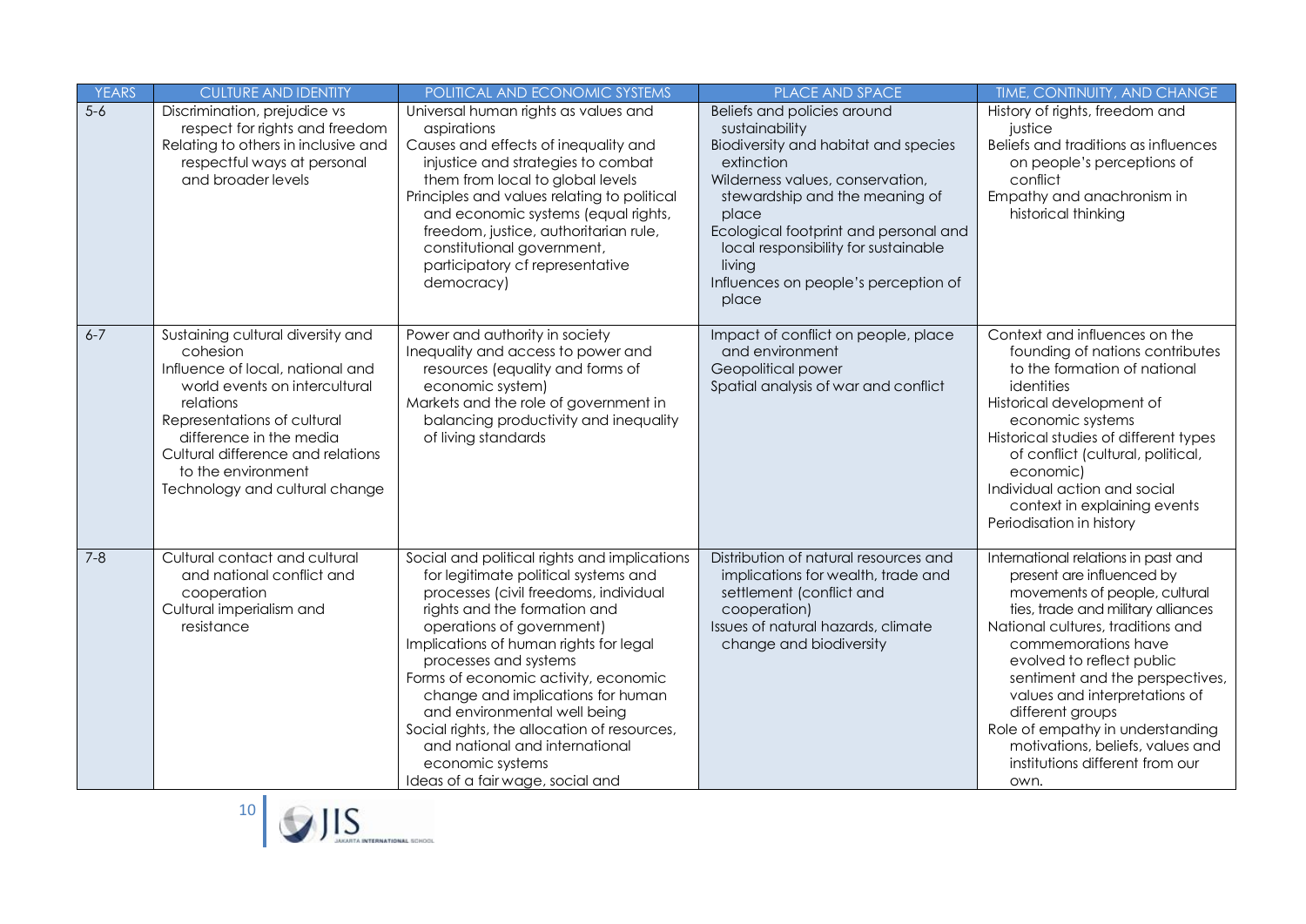| YEARS | CULTURE AND IDENTITY | POLITICAL AND ECONOMIC SYSTEMS | PLACE AND SPACE | TIME, CONTINUITY, AND CHANGE |
| --- | --- | --- | --- | --- |
| 5-6 | Discrimination, prejudice vs respect for rights and freedom<br>Relating to others in inclusive and respectful ways at personal and broader levels | Universal human rights as values and aspirations<br>Causes and effects of inequality and injustice and strategies to combat them from local to global levels<br>Principles and values relating to political and economic systems (equal rights, freedom, justice, authoritarian rule, constitutional government, participatory cf representative democracy) | Beliefs and policies around sustainability<br>Biodiversity and habitat and species extinction<br>Wilderness values, conservation, stewardship and the meaning of place<br>Ecological footprint and personal and local responsibility for sustainable living<br>Influences on people's perception of place | History of rights, freedom and justice<br>Beliefs and traditions as influences on people's perceptions of conflict<br>Empathy and anachronism in historical thinking |
| 6-7 | Sustaining cultural diversity and cohesion<br>Influence of local, national and world events on intercultural relations<br>Representations of cultural difference in the media<br>Cultural difference and relations to the environment<br>Technology and cultural change | Power and authority in society<br>Inequality and access to power and resources (equality and forms of economic system)<br>Markets and the role of government in balancing productivity and inequality of living standards | Impact of conflict on people, place and environment<br>Geopolitical power<br>Spatial analysis of war and conflict | Context and influences on the founding of nations contributes to the formation of national identities<br>Historical development of economic systems<br>Historical studies of different types of conflict (cultural, political, economic)<br>Individual action and social context in explaining events<br>Periodisation in history |
| 7-8 | Cultural contact and cultural and national conflict and cooperation<br>Cultural imperialism and resistance | Social and political rights and implications for legitimate political systems and processes (civil freedoms, individual rights and the formation and operations of government)<br>Implications of human rights for legal processes and systems<br>Forms of economic activity, economic change and implications for human and environmental well being<br>Social rights, the allocation of resources, and national and international economic systems<br>Ideas of a fair wage, social and | Distribution of natural resources and implications for wealth, trade and settlement (conflict and cooperation)<br>Issues of natural hazards, climate change and biodiversity | International relations in past and present are influenced by movements of people, cultural ties, trade and military alliances<br>National cultures, traditions and commemorations have evolved to reflect public sentiment and the perspectives, values and interpretations of different groups<br>Role of empathy in understanding motivations, beliefs, values and institutions different from our own. |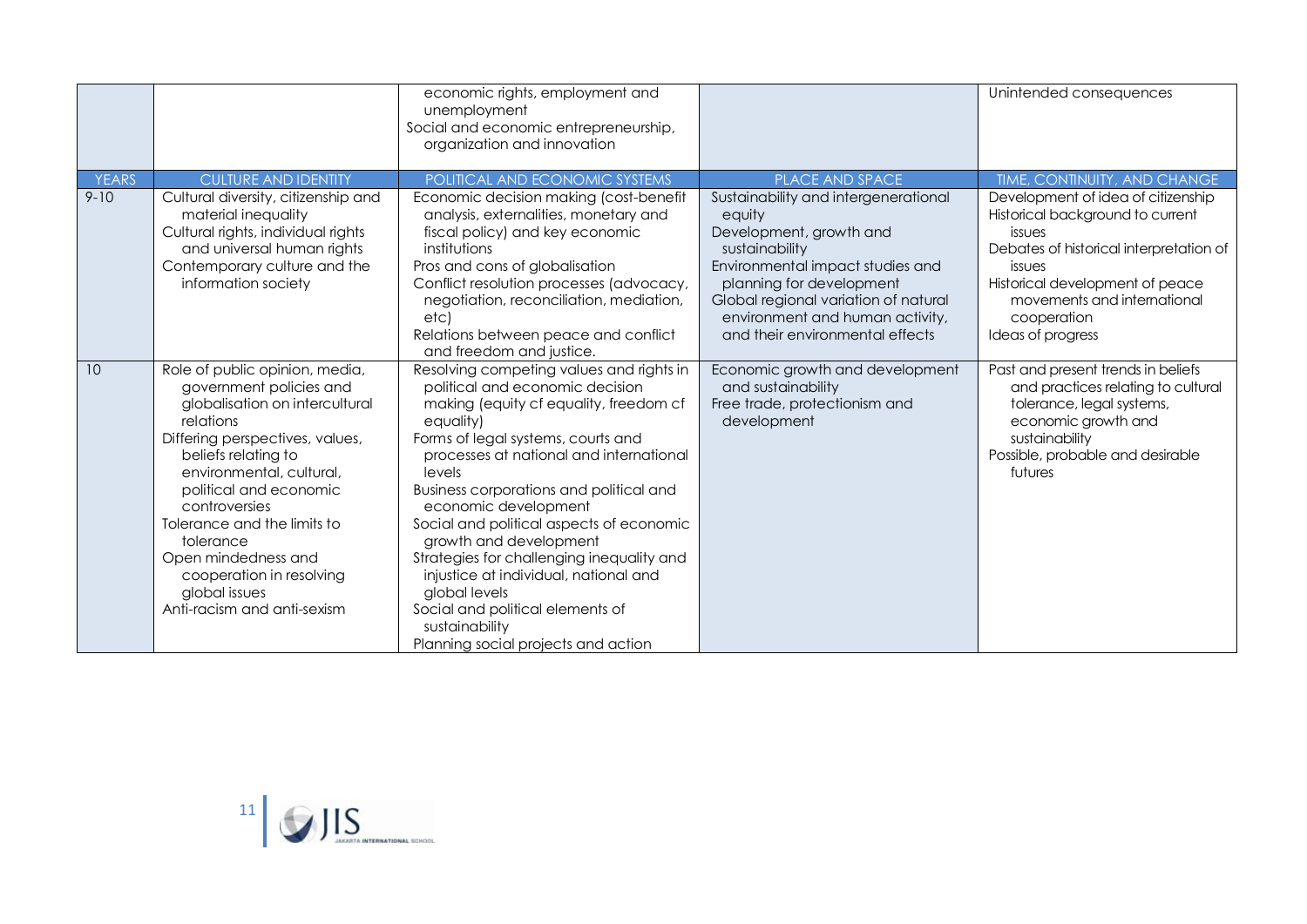|  |  | economic rights, employment and unemployment<br>Social and economic entrepreneurship, organization and innovation |  | Unintended consequences |
|---|---|---|---|---|
| YEARS | CULTURE AND IDENTITY | POLITICAL AND ECONOMIC SYSTEMS | PLACE AND SPACE | TIME, CONTINUITY, AND CHANGE |
| 9-10 | Cultural diversity, citizenship and material inequality<br>Cultural rights, individual rights and universal human rights<br>Contemporary culture and the information society | Economic decision making (cost-benefit analysis, externalities, monetary and fiscal policy) and key economic institutions<br>Pros and cons of globalisation<br>Conflict resolution processes (advocacy, negotiation, reconciliation, mediation, etc)<br>Relations between peace and conflict and freedom and justice. | Sustainability and intergenerational equity<br>Development, growth and sustainability<br>Environmental impact studies and planning for development<br>Global regional variation of natural environment and human activity, and their environmental effects | Development of idea of citizenship<br>Historical background to current issues<br>Debates of historical interpretation of issues<br>Historical development of peace movements and international cooperation<br>Ideas of progress |
| 10 | Role of public opinion, media, government policies and globalisation on intercultural relations<br>Differing perspectives, values, beliefs relating to environmental, cultural, political and economic controversies<br>Tolerance and the limits to tolerance<br>Open mindedness and cooperation in resolving global issues<br>Anti-racism and anti-sexism | Resolving competing values and rights in political and economic decision making (equity cf equality, freedom cf equality)<br>Forms of legal systems, courts and processes at national and international levels<br>Business corporations and political and economic development<br>Social and political aspects of economic growth and development<br>Strategies for challenging inequality and injustice at individual, national and global levels<br>Social and political elements of sustainability<br>Planning social projects and action | Economic growth and development and sustainability<br>Free trade, protectionism and development | Past and present trends in beliefs and practices relating to cultural tolerance, legal systems, economic growth and sustainability<br>Possible, probable and desirable futures |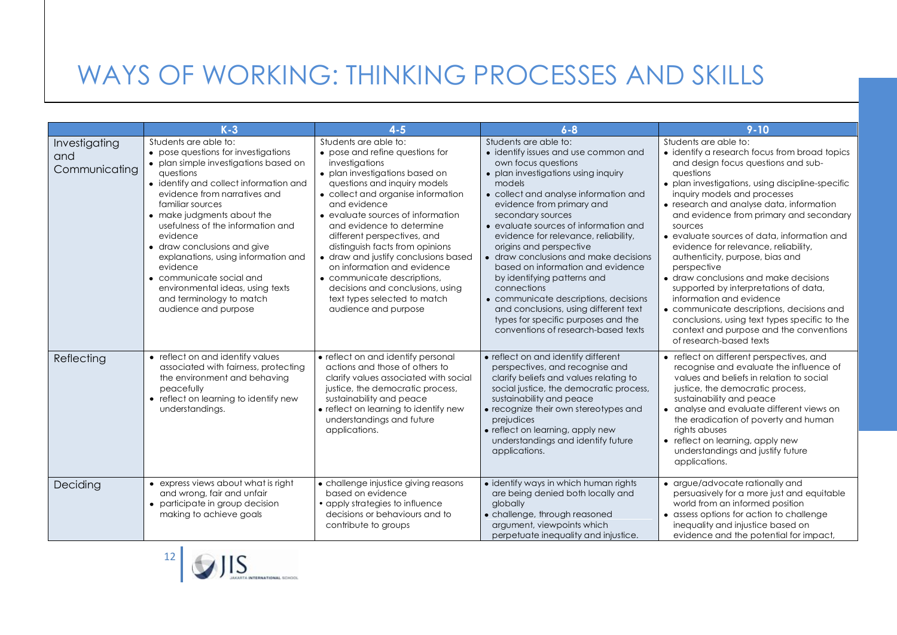# WAYS OF WORKING: THINKING PROCESSES AND SKILLS

| | K-3 | 4-5 | 6-8 | 9-10 |
|---|---|---|---|---|
| Investigating and Communicating | Students are able to:<br>• pose questions for investigations<br>• plan simple investigations based on questions<br>• identify and collect information and evidence from narratives and familiar sources<br>• make judgments about the usefulness of the information and evidence<br>• draw conclusions and give explanations, using information and evidence<br>• communicate social and environmental ideas, using texts and terminology to match audience and purpose | Students are able to:<br>• pose and refine questions for investigations<br>• plan investigations based on questions and inquiry models<br>• collect and organise information and evidence<br>• evaluate sources of information and evidence to determine different perspectives, and distinguish facts from opinions<br>• draw and justify conclusions based on information and evidence<br>• communicate descriptions, decisions and conclusions, using text types selected to match audience and purpose | Students are able to:<br>• identify issues and use common and own focus questions<br>• plan investigations using inquiry models<br>• collect and analyse information and evidence from primary and secondary sources<br>• evaluate sources of information and evidence for relevance, reliability, origins and perspective<br>• draw conclusions and make decisions based on information and evidence by identifying patterns and connections<br>• communicate descriptions, decisions and conclusions, using different text types for specific purposes and the conventions of research-based texts | Students are able to:<br>• identify a research focus from broad topics and design focus questions and sub-questions<br>• plan investigations, using discipline-specific inquiry models and processes<br>• research and analyse data, information and evidence from primary and secondary sources<br>• evaluate sources of data, information and evidence for relevance, reliability, authenticity, purpose, bias and perspective<br>• draw conclusions and make decisions supported by interpretations of data, information and evidence<br>• communicate descriptions, decisions and conclusions, using text types specific to the context and purpose and the conventions of research-based texts |
| Reflecting | • reflect on and identify values associated with fairness, protecting the environment and behaving peacefully<br>• reflect on learning to identify new understandings. | • reflect on and identify personal actions and those of others to clarify values associated with social justice, the democratic process, sustainability and peace<br>• reflect on learning to identify new understandings and future applications. | • reflect on and identify different perspectives, and recognise and clarify beliefs and values relating to social justice, the democratic process, sustainability and peace<br>• recognize their own stereotypes and prejudices<br>• reflect on learning, apply new understandings and identify future applications. | • reflect on different perspectives, and recognise and evaluate the influence of values and beliefs in relation to social justice, the democratic process, sustainability and peace<br>• analyse and evaluate different views on the eradication of poverty and human rights abuses<br>• reflect on learning, apply new understandings and justify future applications. |
| Deciding | • express views about what is right and wrong, fair and unfair<br>• participate in group decision making to achieve goals | • challenge injustice giving reasons based on evidence<br>• apply strategies to influence decisions or behaviours and to contribute to groups | • identify ways in which human rights are being denied both locally and globally<br>• challenge, through reasoned argument, viewpoints which perpetuate inequality and injustice. | • argue/advocate rationally and persuasively for a more just and equitable world from an informed position<br>• assess options for action to challenge inequality and injustice based on evidence and the potential for impact, |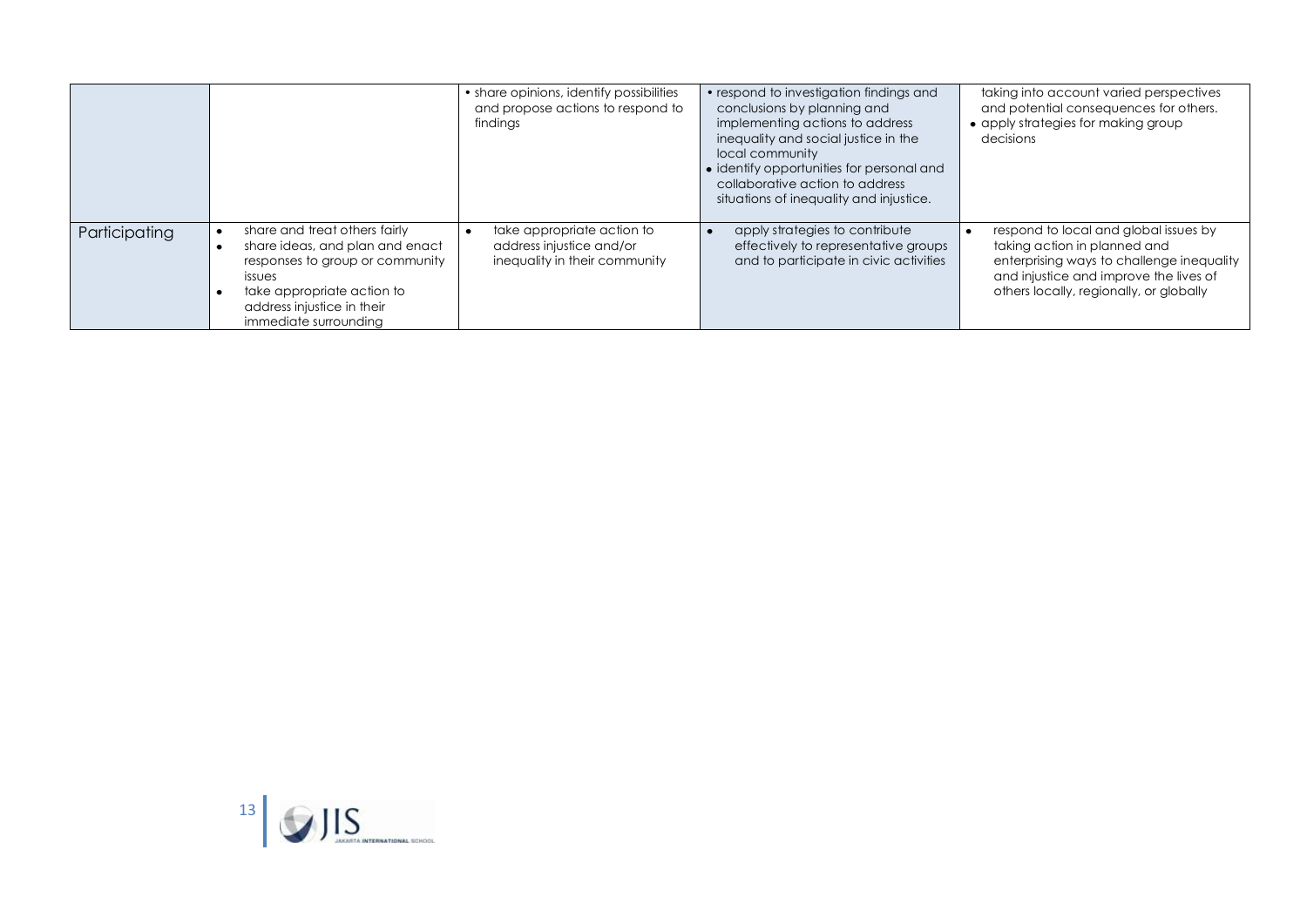| | | | | |
|---|---|---|---|---|
| | | • share opinions, identify possibilities and propose actions to respond to findings | • respond to investigation findings and conclusions by planning and implementing actions to address inequality and social justice in the local community<br>• identify opportunities for personal and collaborative action to address situations of inequality and injustice. | taking into account varied perspectives and potential consequences for others.<br>• apply strategies for making group decisions |
| Participating | • share and treat others fairly<br>• share ideas, and plan and enact responses to group or community issues<br>• take appropriate action to address injustice in their immediate surrounding | • take appropriate action to address injustice and/or inequality in their community | • apply strategies to contribute effectively to representative groups and to participate in civic activities | • respond to local and global issues by taking action in planned and enterprising ways to challenge inequality and injustice and improve the lives of others locally, regionally, or globally |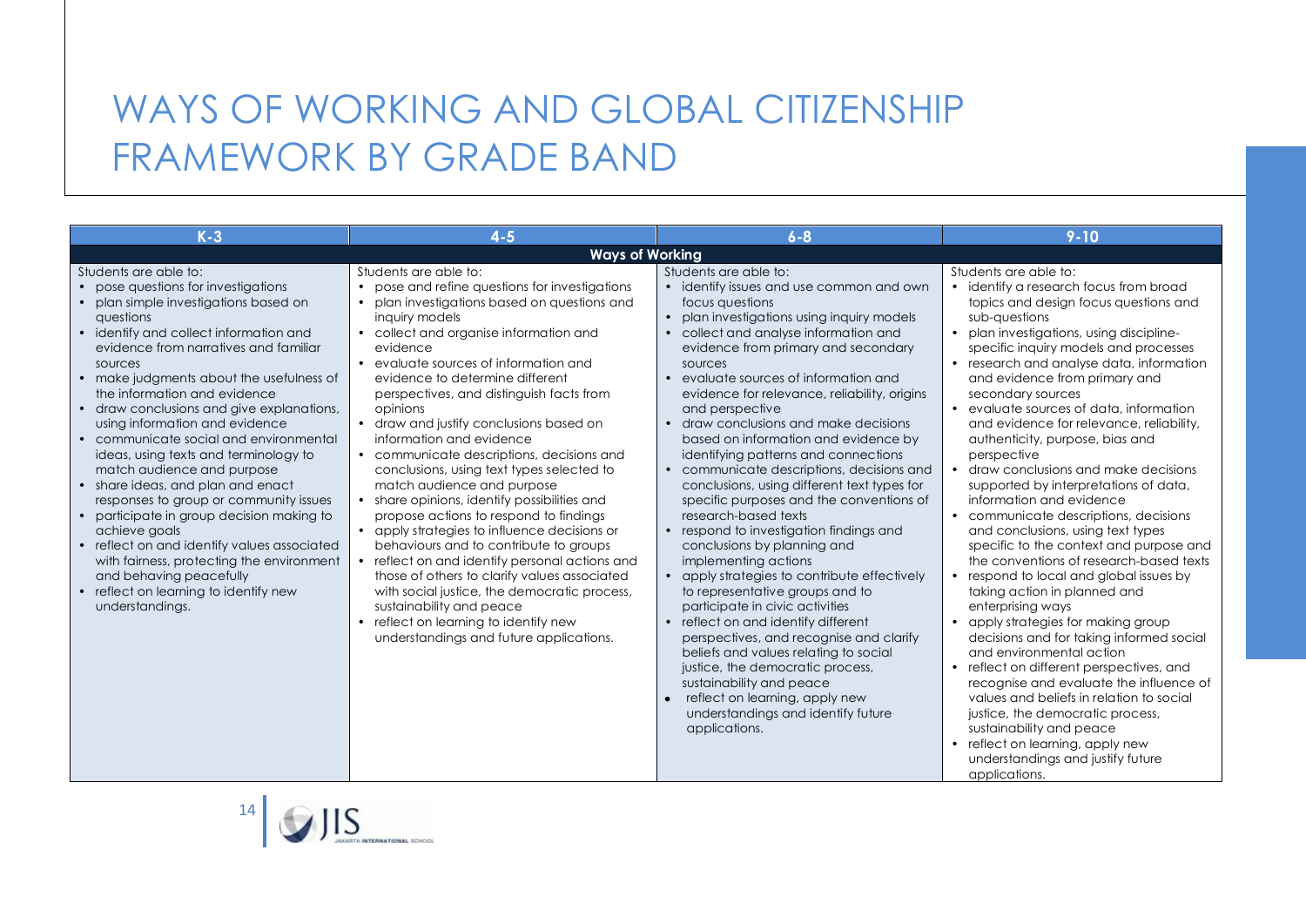# WAYS OF WORKING AND GLOBAL CITIZENSHIP FRAMEWORK BY GRADE BAND

| K-3 | 4-5 | 6-8 | 9-10 |
|---|---|---|---|
| **Ways of Working** | | | |
| Students are able to:<br>• pose questions for investigations<br>• plan simple investigations based on questions<br>• identify and collect information and evidence from narratives and familiar sources<br>• make judgments about the usefulness of the information and evidence<br>• draw conclusions and give explanations, using information and evidence<br>• communicate social and environmental ideas, using texts and terminology to match audience and purpose<br>• share ideas, and plan and enact responses to group or community issues<br>• participate in group decision making to achieve goals<br>• reflect on and identify values associated with fairness, protecting the environment and behaving peacefully<br>• reflect on learning to identify new understandings. | Students are able to:<br>• pose and refine questions for investigations<br>• plan investigations based on questions and inquiry models<br>• collect and organise information and evidence<br>• evaluate sources of information and evidence to determine different perspectives, and distinguish facts from opinions<br>• draw and justify conclusions based on information and evidence<br>• communicate descriptions, decisions and conclusions, using text types selected to match audience and purpose<br>• share opinions, identify possibilities and propose actions to respond to findings<br>• apply strategies to influence decisions or behaviours and to contribute to groups<br>• reflect on and identify personal actions and those of others to clarify values associated with social justice, the democratic process, sustainability and peace<br>• reflect on learning to identify new understandings and future applications. | Students are able to:<br>• identify issues and use common and own focus questions<br>• plan investigations using inquiry models<br>• collect and analyse information and evidence from primary and secondary sources<br>• evaluate sources of information and evidence for relevance, reliability, origins and perspective<br>• draw conclusions and make decisions based on information and evidence by identifying patterns and connections<br>• communicate descriptions, decisions and conclusions, using different text types for specific purposes and the conventions of research-based texts<br>• respond to investigation findings and conclusions by planning and implementing actions<br>• apply strategies to contribute effectively to representative groups and to participate in civic activities<br>• reflect on and identify different perspectives, and recognise and clarify beliefs and values relating to social justice, the democratic process, sustainability and peace<br>• reflect on learning, apply new understandings and identify future applications. | Students are able to:<br>• identify a research focus from broad topics and design focus questions and sub-questions<br>• plan investigations, using discipline-specific inquiry models and processes<br>• research and analyse data, information and evidence from primary and secondary sources<br>• evaluate sources of data, information and evidence for relevance, reliability, authenticity, purpose, bias and perspective<br>• draw conclusions and make decisions supported by interpretations of data, information and evidence<br>• communicate descriptions, decisions and conclusions, using text types specific to the context and purpose and the conventions of research-based texts<br>• respond to local and global issues by taking action in planned and enterprising ways<br>• apply strategies for making group decisions and for taking informed social and environmental action<br>• reflect on different perspectives, and recognise and evaluate the influence of values and beliefs in relation to social justice, the democratic process, sustainability and peace<br>• reflect on learning, apply new understandings and justify future applications. |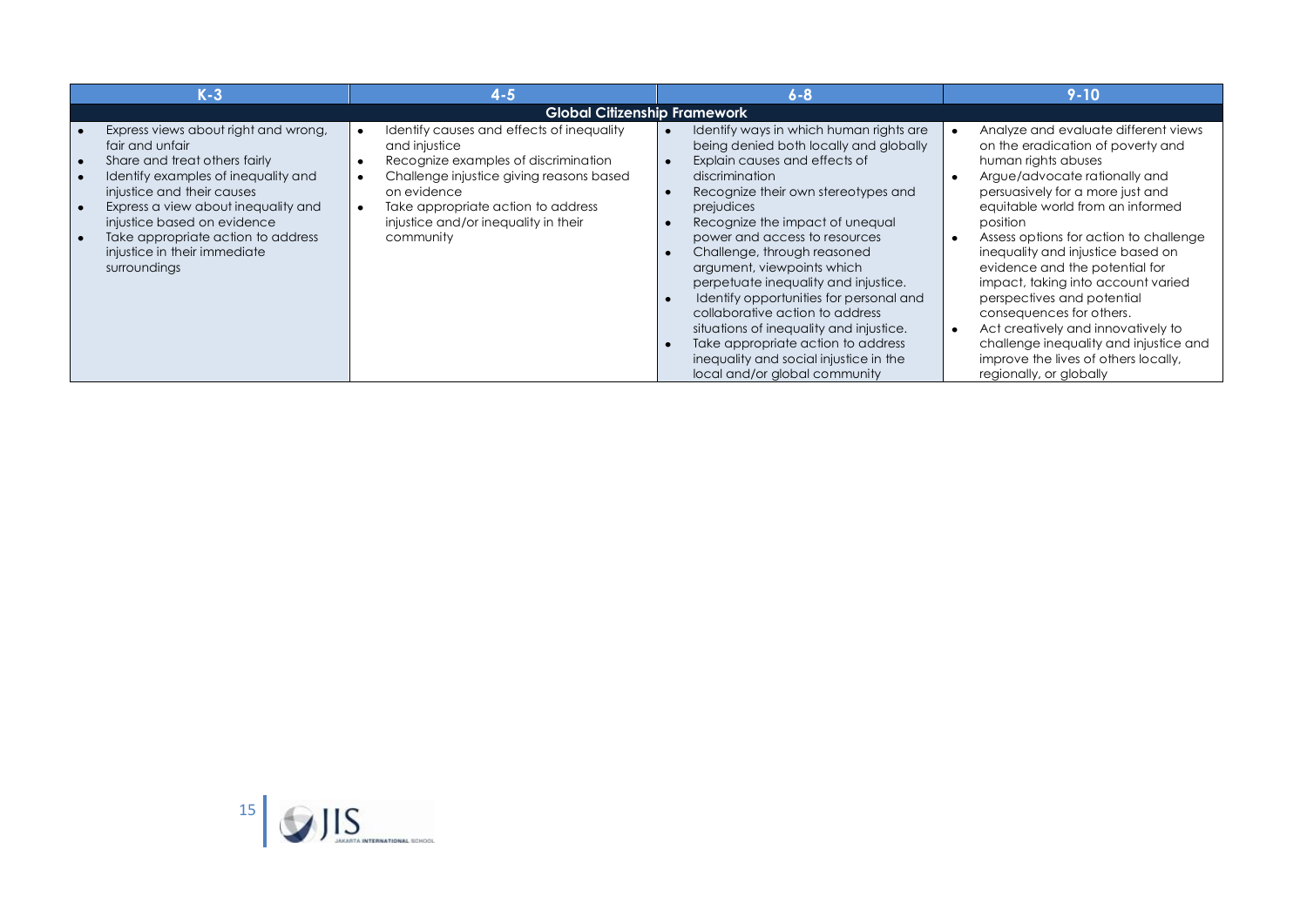| K-3 | 4-5 | 6-8 | 9-10 |
|---|---|---|---|
| **Global Citizenship Framework** | | | |
| • Express views about right and wrong, fair and unfair<br>• Share and treat others fairly<br>• Identify examples of inequality and injustice and their causes<br>• Express a view about inequality and injustice based on evidence<br>• Take appropriate action to address injustice in their immediate surroundings | • Identify causes and effects of inequality and injustice<br>• Recognize examples of discrimination<br>• Challenge injustice giving reasons based on evidence<br>• Take appropriate action to address injustice and/or inequality in their community | • Identify ways in which human rights are being denied both locally and globally<br>• Explain causes and effects of discrimination<br>• Recognize their own stereotypes and prejudices<br>• Recognize the impact of unequal power and access to resources<br>• Challenge, through reasoned argument, viewpoints which perpetuate inequality and injustice.<br>• Identify opportunities for personal and collaborative action to address situations of inequality and injustice.<br>• Take appropriate action to address inequality and social injustice in the local and/or global community | • Analyze and evaluate different views on the eradication of poverty and human rights abuses<br>• Argue/advocate rationally and persuasively for a more just and equitable world from an informed position<br>• Assess options for action to challenge inequality and injustice based on evidence and the potential for impact, taking into account varied perspectives and potential consequences for others.<br>• Act creatively and innovatively to challenge inequality and injustice and improve the lives of others locally, regionally, or globally |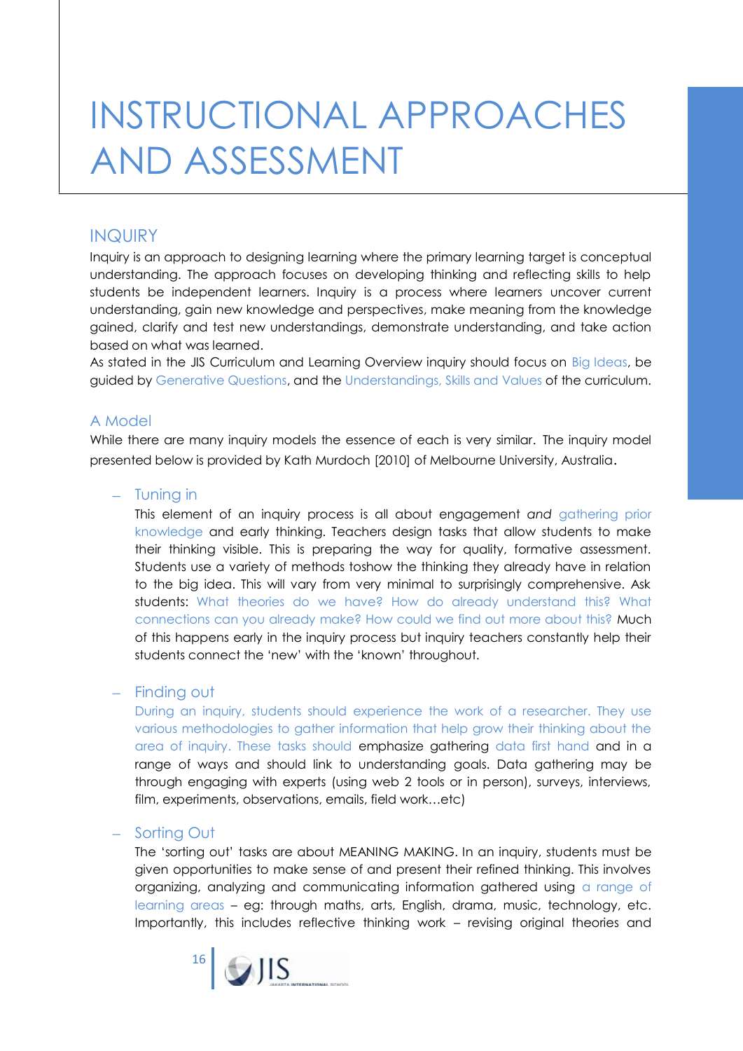# INSTRUCTIONAL APPROACHES AND ASSESSMENT

## INQUIRY

Inquiry is an approach to designing learning where the primary learning target is conceptual understanding. The approach focuses on developing thinking and reflecting skills to help students be independent learners. Inquiry is a process where learners uncover current understanding, gain new knowledge and perspectives, make meaning from the knowledge gained, clarify and test new understandings, demonstrate understanding, and take action based on what was learned.

As stated in the JIS Curriculum and Learning Overview inquiry should focus on Big Ideas, be guided by Generative Questions, and the Understandings, Skills and Values of the curriculum.

### A Model

While there are many inquiry models the essence of each is very similar. The inquiry model presented below is provided by Kath Murdoch [2010] of Melbourne University, Australia.

- Tuning in

  This element of an inquiry process is all about engagement *and* gathering prior knowledge and early thinking. Teachers design tasks that allow students to make their thinking visible. This is preparing the way for quality, formative assessment. Students use a variety of methods toshow the thinking they already have in relation to the big idea. This will vary from very minimal to surprisingly comprehensive. Ask students: What theories do we have? How do already understand this? What connections can you already make? How could we find out more about this? Much of this happens early in the inquiry process but inquiry teachers constantly help their students connect the 'new' with the 'known' throughout.

- Finding out

  During an inquiry, students should experience the work of a researcher. They use various methodologies to gather information that help grow their thinking about the area of inquiry. These tasks should emphasize gathering data first hand and in a range of ways and should link to understanding goals. Data gathering may be through engaging with experts (using web 2 tools or in person), surveys, interviews, film, experiments, observations, emails, field work…etc)

- Sorting Out

  The 'sorting out' tasks are about MEANING MAKING. In an inquiry, students must be given opportunities to make sense of and present their refined thinking. This involves organizing, analyzing and communicating information gathered using a range of learning areas – eg: through maths, arts, English, drama, music, technology, etc. Importantly, this includes reflective thinking work – revising original theories and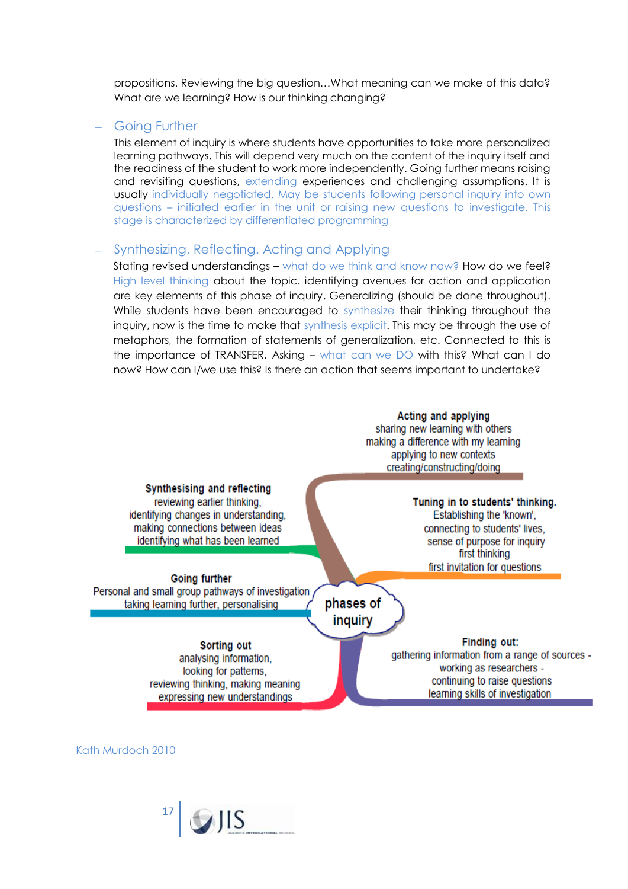propositions. Reviewing the big question…What meaning can we make of this data? What are we learning? How is our thinking changing?

- Going Further

This element of inquiry is where students have opportunities to take more personalized learning pathways, This will depend very much on the content of the inquiry itself and the readiness of the student to work more independently. Going further means raising and revisiting questions, extending experiences and challenging assumptions. It is usually individually negotiated. May be students following personal inquiry into own questions – initiated earlier in the unit or raising new questions to investigate. This stage is characterized by differentiated programming

- Synthesizing, Reflecting. Acting and Applying

Stating revised understandings **–** what do we think and know now? How do we feel? High level thinking about the topic. identifying avenues for action and application are key elements of this phase of inquiry. Generalizing (should be done throughout). While students have been encouraged to synthesize their thinking throughout the inquiry, now is the time to make that synthesis explicit. This may be through the use of metaphors, the formation of statements of generalization, etc. Connected to this is the importance of TRANSFER. Asking – what can we DO with this? What can I do now? How can I/we use this? Is there an action that seems important to undertake?

**phases of inquiry**

**Tuning in to students' thinking.**
Establishing the 'known',
connecting to students' lives,
sense of purpose for inquiry
first thinking
first invitation for questions

**Finding out:**
gathering information from a range of sources -
working as researchers -
continuing to raise questions
learning skills of investigation

**Sorting out**
analysing information,
looking for patterns,
reviewing thinking, making meaning
expressing new understandings

**Going further**
Personal and small group pathways of investigation
taking learning further, personalising

**Synthesising and reflecting**
reviewing earlier thinking,
identifying changes in understanding,
making connections between ideas
identifying what has been learned

**Acting and applying**
sharing new learning with others
making a difference with my learning
applying to new contexts
creating/constructing/doing

Kath Murdoch 2010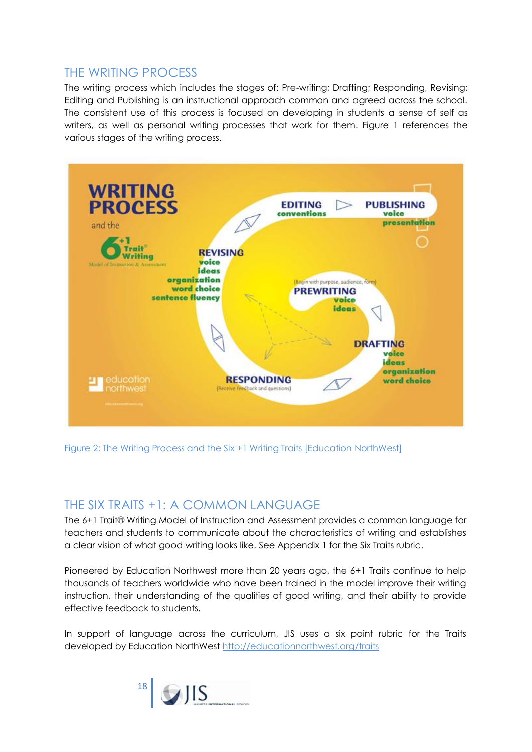## THE WRITING PROCESS

The writing process which includes the stages of: Pre-writing; Drafting; Responding, Revising; Editing and Publishing is an instructional approach common and agreed across the school. The consistent use of this process is focused on developing in students a sense of self as writers, as well as personal writing processes that work for them. Figure 1 references the various stages of the writing process.

Figure 2: The Writing Process and the Six +1 Writing Traits [Education NorthWest]

## THE SIX TRAITS +1: A COMMON LANGUAGE

The 6+1 Trait® Writing Model of Instruction and Assessment provides a common language for teachers and students to communicate about the characteristics of writing and establishes a clear vision of what good writing looks like. See Appendix 1 for the Six Traits rubric.

Pioneered by Education Northwest more than 20 years ago, the 6+1 Traits continue to help thousands of teachers worldwide who have been trained in the model improve their writing instruction, their understanding of the qualities of good writing, and their ability to provide effective feedback to students.

In support of language across the curriculum, JIS uses a six point rubric for the Traits developed by Education NorthWest http://educationnorthwest.org/traits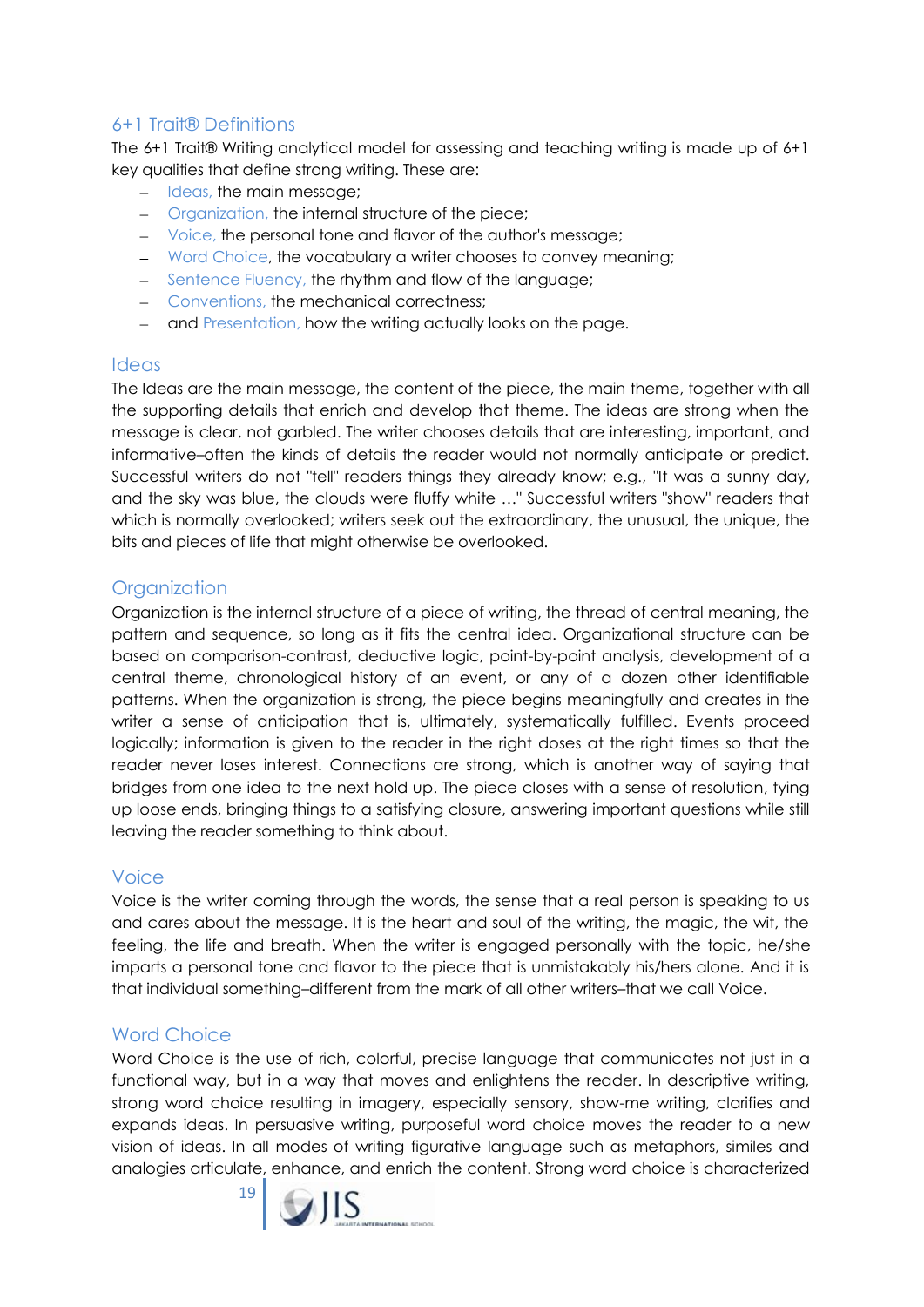## 6+1 Trait® Definitions

The 6+1 Trait® Writing analytical model for assessing and teaching writing is made up of 6+1 key qualities that define strong writing. These are:

- Ideas, the main message;
- Organization, the internal structure of the piece;
- Voice, the personal tone and flavor of the author's message;
- Word Choice, the vocabulary a writer chooses to convey meaning;
- Sentence Fluency, the rhythm and flow of the language;
- Conventions, the mechanical correctness;
- and Presentation, how the writing actually looks on the page.

## Ideas

The Ideas are the main message, the content of the piece, the main theme, together with all the supporting details that enrich and develop that theme. The ideas are strong when the message is clear, not garbled. The writer chooses details that are interesting, important, and informative–often the kinds of details the reader would not normally anticipate or predict. Successful writers do not "tell" readers things they already know; e.g., "It was a sunny day, and the sky was blue, the clouds were fluffy white …" Successful writers "show" readers that which is normally overlooked; writers seek out the extraordinary, the unusual, the unique, the bits and pieces of life that might otherwise be overlooked.

## Organization

Organization is the internal structure of a piece of writing, the thread of central meaning, the pattern and sequence, so long as it fits the central idea. Organizational structure can be based on comparison-contrast, deductive logic, point-by-point analysis, development of a central theme, chronological history of an event, or any of a dozen other identifiable patterns. When the organization is strong, the piece begins meaningfully and creates in the writer a sense of anticipation that is, ultimately, systematically fulfilled. Events proceed logically; information is given to the reader in the right doses at the right times so that the reader never loses interest. Connections are strong, which is another way of saying that bridges from one idea to the next hold up. The piece closes with a sense of resolution, tying up loose ends, bringing things to a satisfying closure, answering important questions while still leaving the reader something to think about.

## Voice

Voice is the writer coming through the words, the sense that a real person is speaking to us and cares about the message. It is the heart and soul of the writing, the magic, the wit, the feeling, the life and breath. When the writer is engaged personally with the topic, he/she imparts a personal tone and flavor to the piece that is unmistakably his/hers alone. And it is that individual something–different from the mark of all other writers–that we call Voice.

## Word Choice

Word Choice is the use of rich, colorful, precise language that communicates not just in a functional way, but in a way that moves and enlightens the reader. In descriptive writing, strong word choice resulting in imagery, especially sensory, show-me writing, clarifies and expands ideas. In persuasive writing, purposeful word choice moves the reader to a new vision of ideas. In all modes of writing figurative language such as metaphors, similes and analogies articulate, enhance, and enrich the content. Strong word choice is characterized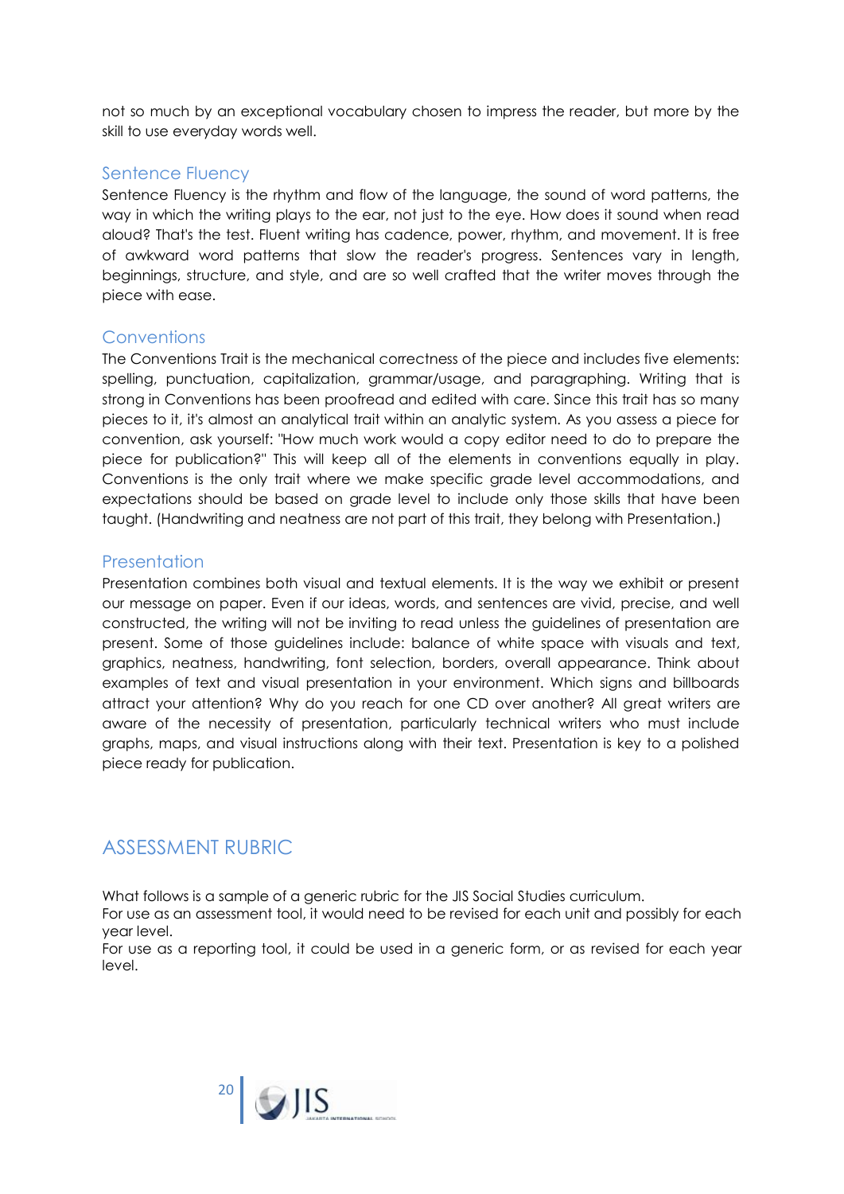not so much by an exceptional vocabulary chosen to impress the reader, but more by the skill to use everyday words well.

### Sentence Fluency

Sentence Fluency is the rhythm and flow of the language, the sound of word patterns, the way in which the writing plays to the ear, not just to the eye. How does it sound when read aloud? That's the test. Fluent writing has cadence, power, rhythm, and movement. It is free of awkward word patterns that slow the reader's progress. Sentences vary in length, beginnings, structure, and style, and are so well crafted that the writer moves through the piece with ease.

### Conventions

The Conventions Trait is the mechanical correctness of the piece and includes five elements: spelling, punctuation, capitalization, grammar/usage, and paragraphing. Writing that is strong in Conventions has been proofread and edited with care. Since this trait has so many pieces to it, it's almost an analytical trait within an analytic system. As you assess a piece for convention, ask yourself: "How much work would a copy editor need to do to prepare the piece for publication?" This will keep all of the elements in conventions equally in play. Conventions is the only trait where we make specific grade level accommodations, and expectations should be based on grade level to include only those skills that have been taught. (Handwriting and neatness are not part of this trait, they belong with Presentation.)

### Presentation

Presentation combines both visual and textual elements. It is the way we exhibit or present our message on paper. Even if our ideas, words, and sentences are vivid, precise, and well constructed, the writing will not be inviting to read unless the guidelines of presentation are present. Some of those guidelines include: balance of white space with visuals and text, graphics, neatness, handwriting, font selection, borders, overall appearance. Think about examples of text and visual presentation in your environment. Which signs and billboards attract your attention? Why do you reach for one CD over another? All great writers are aware of the necessity of presentation, particularly technical writers who must include graphs, maps, and visual instructions along with their text. Presentation is key to a polished piece ready for publication.

## ASSESSMENT RUBRIC

What follows is a sample of a generic rubric for the JIS Social Studies curriculum.
For use as an assessment tool, it would need to be revised for each unit and possibly for each year level.
For use as a reporting tool, it could be used in a generic form, or as revised for each year level.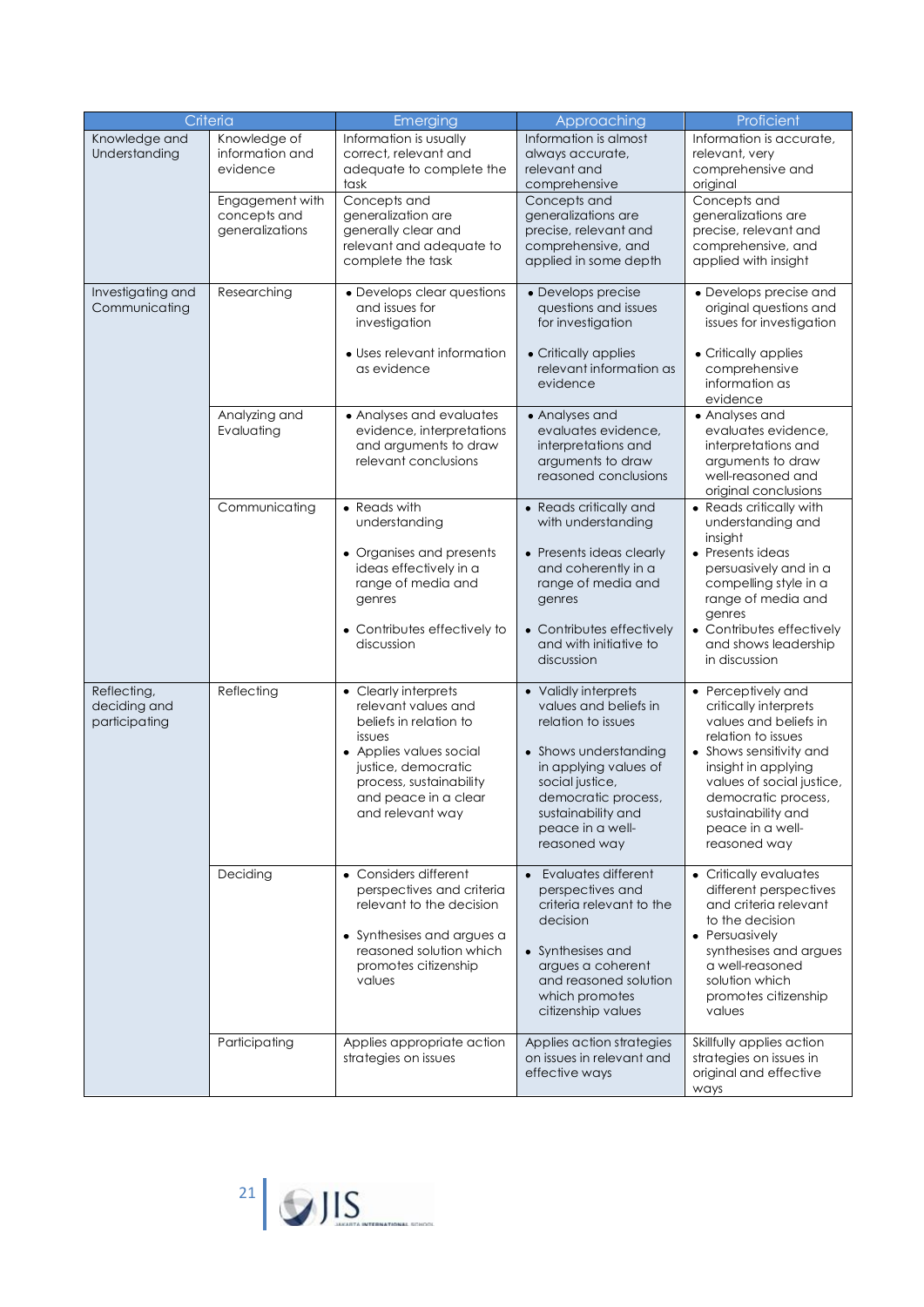| Criteria | | Emerging | Approaching | Proficient |
|---|---|---|---|---|
| Knowledge and Understanding | Knowledge of information and evidence | Information is usually correct, relevant and adequate to complete the task | Information is almost always accurate, relevant and comprehensive | Information is accurate, relevant, very comprehensive and original |
| | Engagement with concepts and generalizations | Concepts and generalization are generally clear and relevant and adequate to complete the task | Concepts and generalizations are precise, relevant and comprehensive, and applied in some depth | Concepts and generalizations are precise, relevant and comprehensive, and applied with insight |
| Investigating and Communicating | Researching | • Develops clear questions and issues for investigation<br>• Uses relevant information as evidence | • Develops precise questions and issues for investigation<br>• Critically applies relevant information as evidence | • Develops precise and original questions and issues for investigation<br>• Critically applies comprehensive information as evidence |
| | Analyzing and Evaluating | • Analyses and evaluates evidence, interpretations and arguments to draw relevant conclusions | • Analyses and evaluates evidence, interpretations and arguments to draw reasoned conclusions | • Analyses and evaluates evidence, interpretations and arguments to draw well-reasoned and original conclusions |
| | Communicating | • Reads with understanding<br>• Organises and presents ideas effectively in a range of media and genres<br>• Contributes effectively to discussion | • Reads critically and with understanding<br>• Presents ideas clearly and coherently in a range of media and genres<br>• Contributes effectively and with initiative to discussion | • Reads critically with understanding and insight<br>• Presents ideas persuasively and in a compelling style in a range of media and genres<br>• Contributes effectively and shows leadership in discussion |
| Reflecting, deciding and participating | Reflecting | • Clearly interprets relevant values and beliefs in relation to issues<br>• Applies values social justice, democratic process, sustainability and peace in a clear and relevant way | • Validly interprets values and beliefs in relation to issues<br>• Shows understanding in applying values of social justice, democratic process, sustainability and peace in a well-reasoned way | • Perceptively and critically interprets values and beliefs in relation to issues<br>• Shows sensitivity and insight in applying values of social justice, democratic process, sustainability and peace in a well-reasoned way |
| | Deciding | • Considers different perspectives and criteria relevant to the decision<br>• Synthesises and argues a reasoned solution which promotes citizenship values | • Evaluates different perspectives and criteria relevant to the decision<br>• Synthesises and argues a coherent and reasoned solution which promotes citizenship values | • Critically evaluates different perspectives and criteria relevant to the decision<br>• Persuasively synthesises and argues a well-reasoned solution which promotes citizenship values |
| | Participating | Applies appropriate action strategies on issues | Applies action strategies on issues in relevant and effective ways | Skillfully applies action strategies on issues in original and effective ways |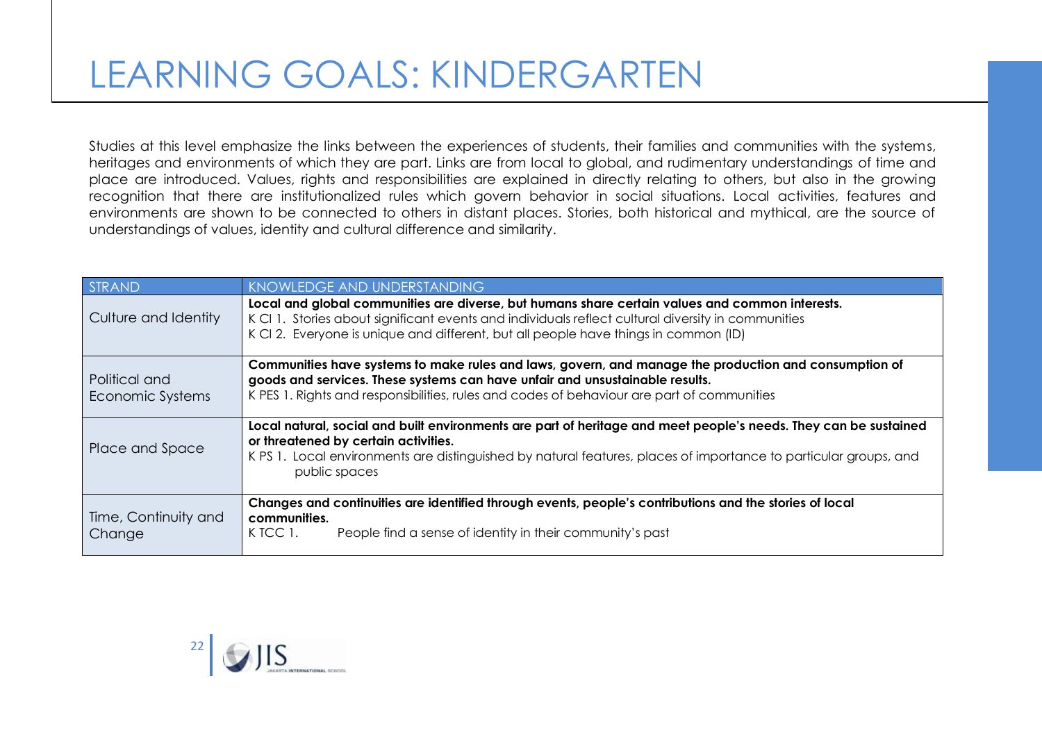# LEARNING GOALS: KINDERGARTEN

Studies at this level emphasize the links between the experiences of students, their families and communities with the systems, heritages and environments of which they are part. Links are from local to global, and rudimentary understandings of time and place are introduced. Values, rights and responsibilities are explained in directly relating to others, but also in the growing recognition that there are institutionalized rules which govern behavior in social situations. Local activities, features and environments are shown to be connected to others in distant places. Stories, both historical and mythical, are the source of understandings of values, identity and cultural difference and similarity.

| STRAND | KNOWLEDGE AND UNDERSTANDING |
|---|---|
| Culture and Identity | **Local and global communities are diverse, but humans share certain values and common interests.**<br>K CI 1. Stories about significant events and individuals reflect cultural diversity in communities<br>K CI 2. Everyone is unique and different, but all people have things in common (ID) |
| Political and Economic Systems | **Communities have systems to make rules and laws, govern, and manage the production and consumption of goods and services. These systems can have unfair and unsustainable results.**<br>K PES 1. Rights and responsibilities, rules and codes of behaviour are part of communities |
| Place and Space | **Local natural, social and built environments are part of heritage and meet people's needs. They can be sustained or threatened by certain activities.**<br>K PS 1. Local environments are distinguished by natural features, places of importance to particular groups, and public spaces |
| Time, Continuity and Change | **Changes and continuities are identified through events, people's contributions and the stories of local communities.**<br>K TCC 1. People find a sense of identity in their community's past |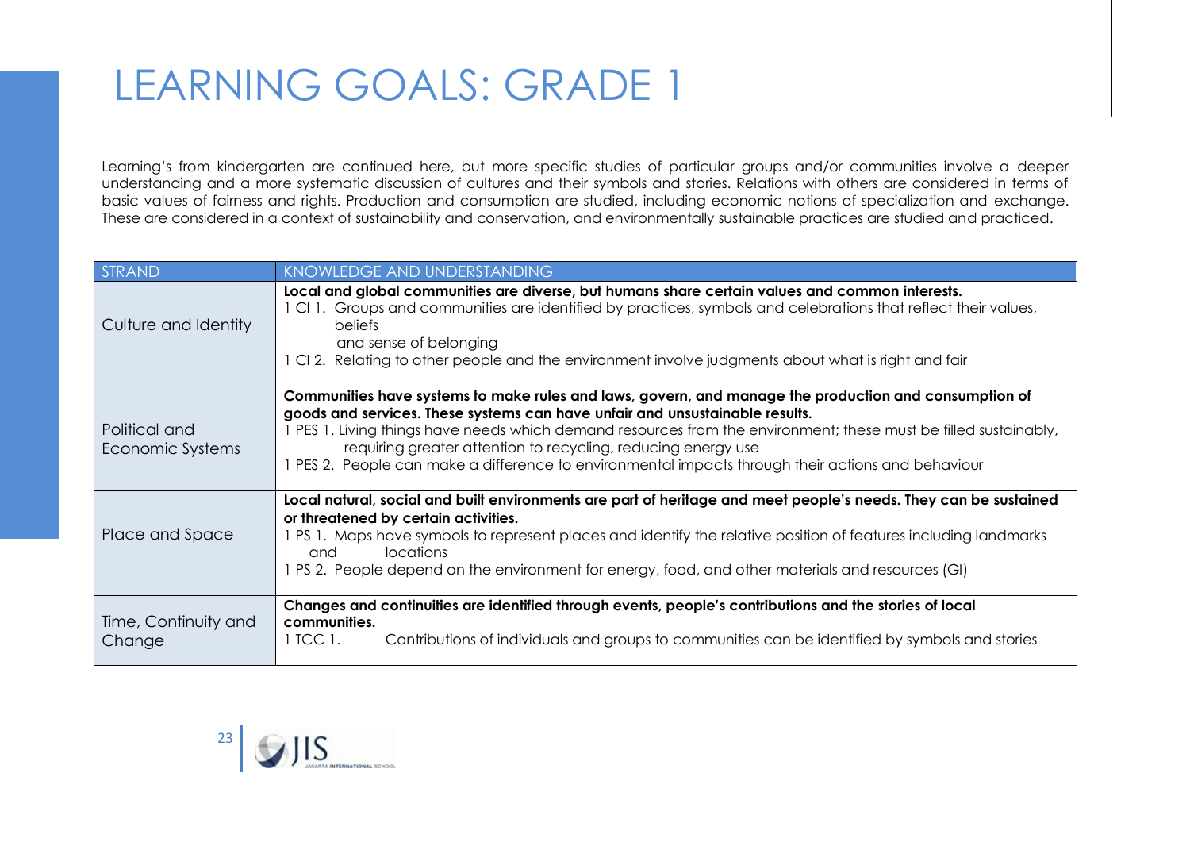# LEARNING GOALS: GRADE 1

Learning's from kindergarten are continued here, but more specific studies of particular groups and/or communities involve a deeper understanding and a more systematic discussion of cultures and their symbols and stories. Relations with others are considered in terms of basic values of fairness and rights. Production and consumption are studied, including economic notions of specialization and exchange. These are considered in a context of sustainability and conservation, and environmentally sustainable practices are studied and practiced.

| STRAND | KNOWLEDGE AND UNDERSTANDING |
| --- | --- |
| Culture and Identity | **Local and global communities are diverse, but humans share certain values and common interests.**<br>1 CI 1. Groups and communities are identified by practices, symbols and celebrations that reflect their values, beliefs and sense of belonging<br>1 CI 2. Relating to other people and the environment involve judgments about what is right and fair |
| Political and Economic Systems | **Communities have systems to make rules and laws, govern, and manage the production and consumption of goods and services. These systems can have unfair and unsustainable results.**<br>1 PES 1. Living things have needs which demand resources from the environment; these must be filled sustainably, requiring greater attention to recycling, reducing energy use<br>1 PES 2. People can make a difference to environmental impacts through their actions and behaviour |
| Place and Space | **Local natural, social and built environments are part of heritage and meet people's needs. They can be sustained or threatened by certain activities.**<br>1 PS 1. Maps have symbols to represent places and identify the relative position of features including landmarks and locations<br>1 PS 2. People depend on the environment for energy, food, and other materials and resources (GI) |
| Time, Continuity and Change | **Changes and continuities are identified through events, people's contributions and the stories of local communities.**<br>1 TCC 1. Contributions of individuals and groups to communities can be identified by symbols and stories |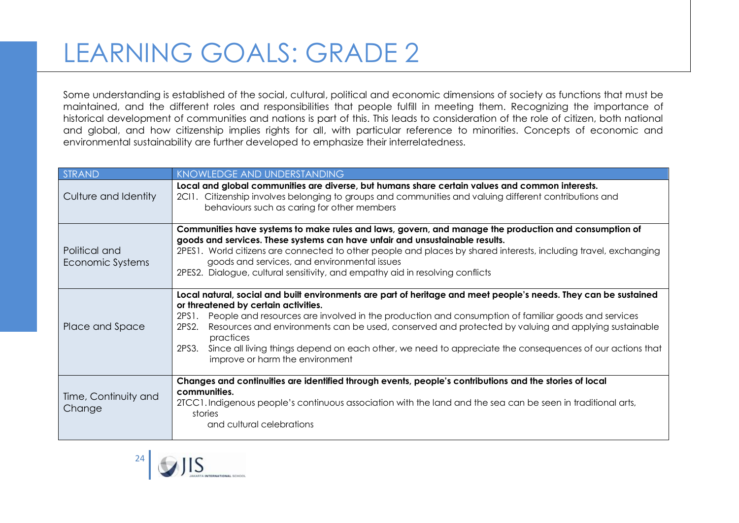# LEARNING GOALS: GRADE 2

Some understanding is established of the social, cultural, political and economic dimensions of society as functions that must be maintained, and the different roles and responsibilities that people fulfill in meeting them. Recognizing the importance of historical development of communities and nations is part of this. This leads to consideration of the role of citizen, both national and global, and how citizenship implies rights for all, with particular reference to minorities. Concepts of economic and environmental sustainability are further developed to emphasize their interrelatedness.

| STRAND | KNOWLEDGE AND UNDERSTANDING |
| --- | --- |
| Culture and Identity | **Local and global communities are diverse, but humans share certain values and common interests.**<br>2CI1. Citizenship involves belonging to groups and communities and valuing different contributions and behaviours such as caring for other members |
| Political and Economic Systems | **Communities have systems to make rules and laws, govern, and manage the production and consumption of goods and services. These systems can have unfair and unsustainable results.**<br>2PES1. World citizens are connected to other people and places by shared interests, including travel, exchanging goods and services, and environmental issues<br>2PES2. Dialogue, cultural sensitivity, and empathy aid in resolving conflicts |
| Place and Space | **Local natural, social and built environments are part of heritage and meet people's needs. They can be sustained or threatened by certain activities.**<br>2PS1. People and resources are involved in the production and consumption of familiar goods and services<br>2PS2. Resources and environments can be used, conserved and protected by valuing and applying sustainable practices<br>2PS3. Since all living things depend on each other, we need to appreciate the consequences of our actions that improve or harm the environment |
| Time, Continuity and Change | **Changes and continuities are identified through events, people's contributions and the stories of local communities.**<br>2TCC1. Indigenous people's continuous association with the land and the sea can be seen in traditional arts, stories and cultural celebrations |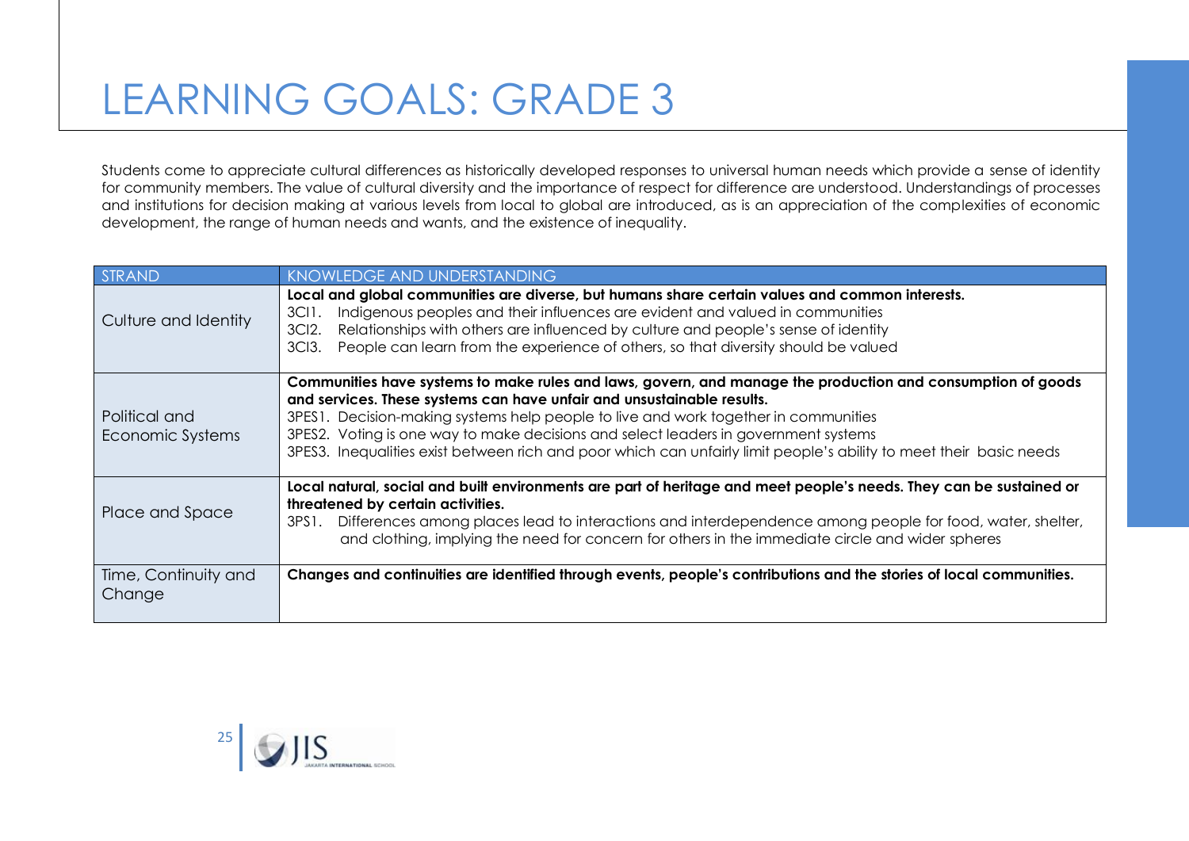# LEARNING GOALS: GRADE 3

Students come to appreciate cultural differences as historically developed responses to universal human needs which provide a sense of identity for community members. The value of cultural diversity and the importance of respect for difference are understood. Understandings of processes and institutions for decision making at various levels from local to global are introduced, as is an appreciation of the complexities of economic development, the range of human needs and wants, and the existence of inequality.

| STRAND | KNOWLEDGE AND UNDERSTANDING |
| --- | --- |
| Culture and Identity | **Local and global communities are diverse, but humans share certain values and common interests.**<br>3CI1. Indigenous peoples and their influences are evident and valued in communities<br>3CI2. Relationships with others are influenced by culture and people's sense of identity<br>3CI3. People can learn from the experience of others, so that diversity should be valued |
| Political and Economic Systems | **Communities have systems to make rules and laws, govern, and manage the production and consumption of goods and services. These systems can have unfair and unsustainable results.**<br>3PES1. Decision-making systems help people to live and work together in communities<br>3PES2. Voting is one way to make decisions and select leaders in government systems<br>3PES3. Inequalities exist between rich and poor which can unfairly limit people's ability to meet their basic needs |
| Place and Space | **Local natural, social and built environments are part of heritage and meet people's needs. They can be sustained or threatened by certain activities.**<br>3PS1. Differences among places lead to interactions and interdependence among people for food, water, shelter, and clothing, implying the need for concern for others in the immediate circle and wider spheres |
| Time, Continuity and Change | **Changes and continuities are identified through events, people's contributions and the stories of local communities.** |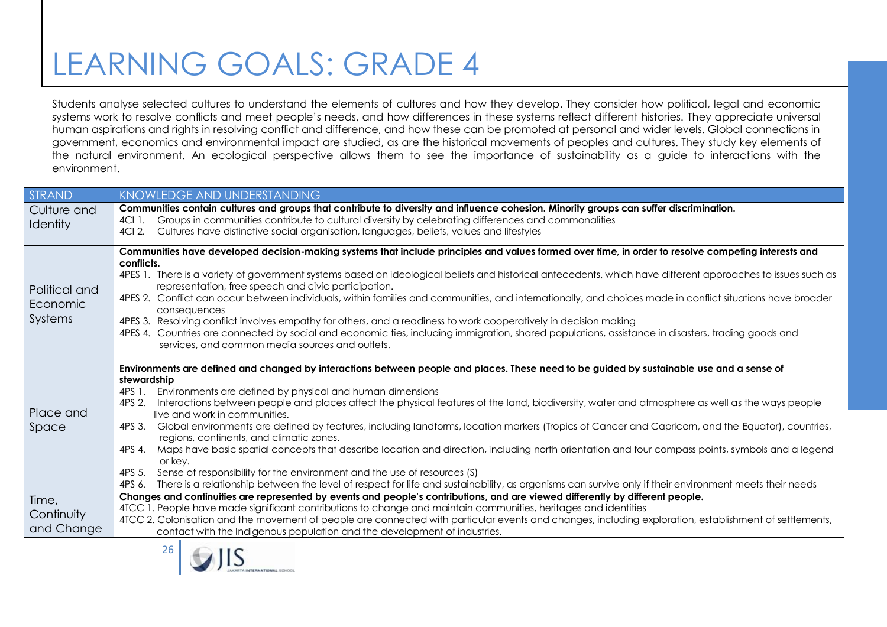# LEARNING GOALS: GRADE 4

Students analyse selected cultures to understand the elements of cultures and how they develop. They consider how political, legal and economic systems work to resolve conflicts and meet people's needs, and how differences in these systems reflect different histories. They appreciate universal human aspirations and rights in resolving conflict and difference, and how these can be promoted at personal and wider levels. Global connections in government, economics and environmental impact are studied, as are the historical movements of peoples and cultures. They study key elements of the natural environment. An ecological perspective allows them to see the importance of sustainability as a guide to interactions with the environment.

| STRAND | KNOWLEDGE AND UNDERSTANDING |
|---|---|
| Culture and Identity | **Communities contain cultures and groups that contribute to diversity and influence cohesion. Minority groups can suffer discrimination.**<br>4CI 1. Groups in communities contribute to cultural diversity by celebrating differences and commonalities<br>4CI 2. Cultures have distinctive social organisation, languages, beliefs, values and lifestyles |
| Political and Economic Systems | **Communities have developed decision-making systems that include principles and values formed over time, in order to resolve competing interests and conflicts.**<br>4PES 1. There is a variety of government systems based on ideological beliefs and historical antecedents, which have different approaches to issues such as representation, free speech and civic participation.<br>4PES 2. Conflict can occur between individuals, within families and communities, and internationally, and choices made in conflict situations have broader consequences<br>4PES 3. Resolving conflict involves empathy for others, and a readiness to work cooperatively in decision making<br>4PES 4. Countries are connected by social and economic ties, including immigration, shared populations, assistance in disasters, trading goods and services, and common media sources and outlets. |
| Place and Space | **Environments are defined and changed by interactions between people and places. These need to be guided by sustainable use and a sense of stewardship**<br>4PS 1. Environments are defined by physical and human dimensions<br>4PS 2. Interactions between people and places affect the physical features of the land, biodiversity, water and atmosphere as well as the ways people live and work in communities.<br>4PS 3. Global environments are defined by features, including landforms, location markers (Tropics of Cancer and Capricorn, and the Equator), countries, regions, continents, and climatic zones.<br>4PS 4. Maps have basic spatial concepts that describe location and direction, including north orientation and four compass points, symbols and a legend or key.<br>4PS 5. Sense of responsibility for the environment and the use of resources (S)<br>4PS 6. There is a relationship between the level of respect for life and sustainability, as organisms can survive only if their environment meets their needs |
| Time, Continuity and Change | **Changes and continuities are represented by events and people's contributions, and are viewed differently by different people.**<br>4TCC 1. People have made significant contributions to change and maintain communities, heritages and identities<br>4TCC 2. Colonisation and the movement of people are connected with particular events and changes, including exploration, establishment of settlements, contact with the Indigenous population and the development of industries. |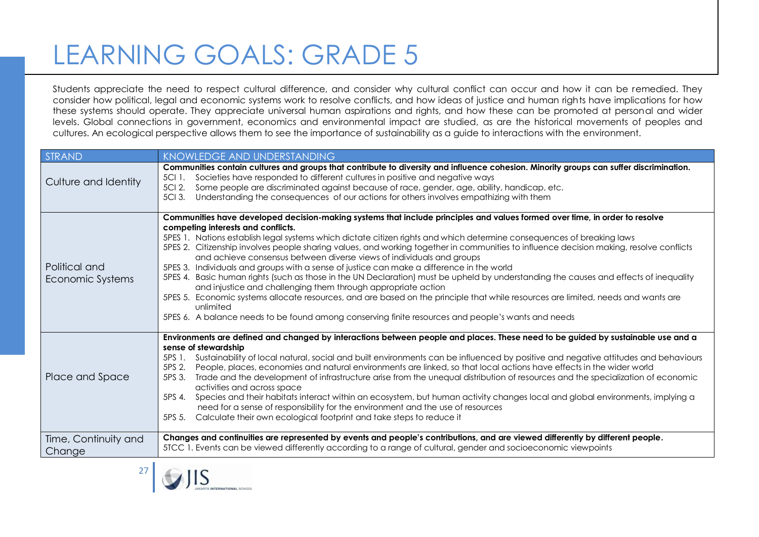# LEARNING GOALS: GRADE 5

Students appreciate the need to respect cultural difference, and consider why cultural conflict can occur and how it can be remedied. They consider how political, legal and economic systems work to resolve conflicts, and how ideas of justice and human rights have implications for how these systems should operate. They appreciate universal human aspirations and rights, and how these can be promoted at personal and wider levels. Global connections in government, economics and environmental impact are studied, as are the historical movements of peoples and cultures. An ecological perspective allows them to see the importance of sustainability as a guide to interactions with the environment.

| STRAND | KNOWLEDGE AND UNDERSTANDING |
|---|---|
| Culture and Identity | **Communities contain cultures and groups that contribute to diversity and influence cohesion. Minority groups can suffer discrimination.**<br>5CI 1. Societies have responded to different cultures in positive and negative ways<br>5CI 2. Some people are discriminated against because of race, gender, age, ability, handicap, etc.<br>5CI 3. Understanding the consequences of our actions for others involves empathizing with them |
| Political and Economic Systems | **Communities have developed decision-making systems that include principles and values formed over time, in order to resolve competing interests and conflicts.**<br>5PES 1. Nations establish legal systems which dictate citizen rights and which determine consequences of breaking laws<br>5PES 2. Citizenship involves people sharing values, and working together in communities to influence decision making, resolve conflicts and achieve consensus between diverse views of individuals and groups<br>5PES 3. Individuals and groups with a sense of justice can make a difference in the world<br>5PES 4. Basic human rights (such as those in the UN Declaration) must be upheld by understanding the causes and effects of inequality and injustice and challenging them through appropriate action<br>5PES 5. Economic systems allocate resources, and are based on the principle that while resources are limited, needs and wants are unlimited<br>5PES 6. A balance needs to be found among conserving finite resources and people's wants and needs |
| Place and Space | **Environments are defined and changed by interactions between people and places. These need to be guided by sustainable use and a sense of stewardship**<br>5PS 1. Sustainability of local natural, social and built environments can be influenced by positive and negative attitudes and behaviours<br>5PS 2. People, places, economies and natural environments are linked, so that local actions have effects in the wider world<br>5PS 3. Trade and the development of infrastructure arise from the unequal distribution of resources and the specialization of economic activities and across space<br>5PS 4. Species and their habitats interact within an ecosystem, but human activity changes local and global environments, implying a need for a sense of responsibility for the environment and the use of resources<br>5PS 5. Calculate their own ecological footprint and take steps to reduce it |
| Time, Continuity and Change | **Changes and continuities are represented by events and people's contributions, and are viewed differently by different people.**<br>5TCC 1. Events can be viewed differently according to a range of cultural, gender and socioeconomic viewpoints |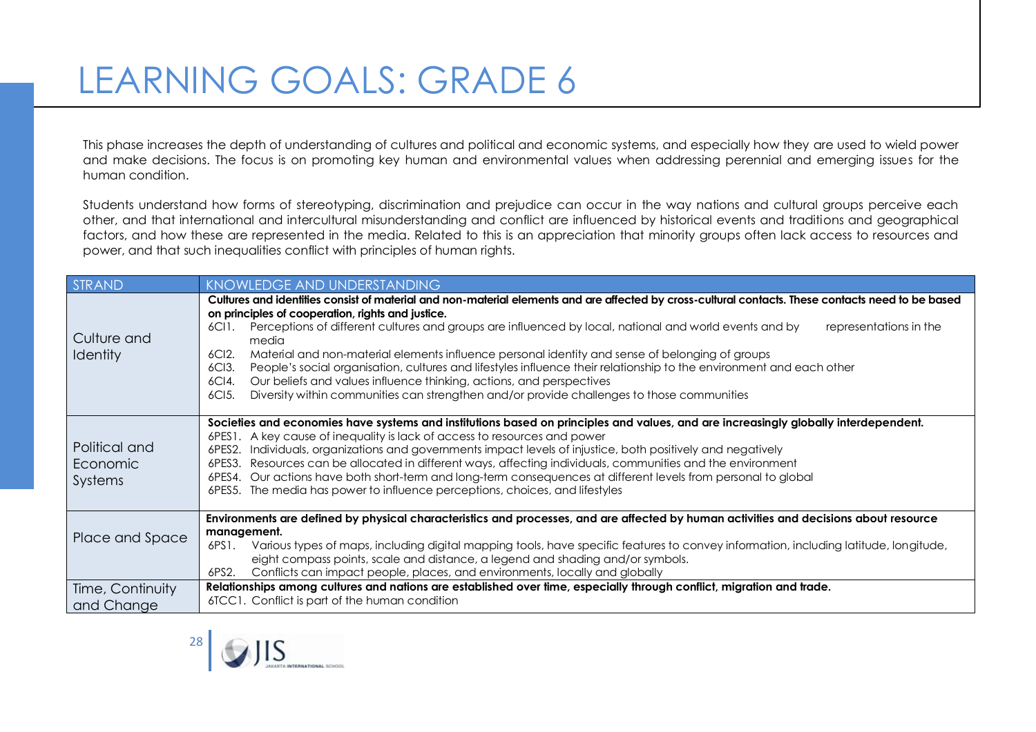# LEARNING GOALS: GRADE 6

This phase increases the depth of understanding of cultures and political and economic systems, and especially how they are used to wield power and make decisions. The focus is on promoting key human and environmental values when addressing perennial and emerging issues for the human condition.

Students understand how forms of stereotyping, discrimination and prejudice can occur in the way nations and cultural groups perceive each other, and that international and intercultural misunderstanding and conflict are influenced by historical events and traditions and geographical factors, and how these are represented in the media. Related to this is an appreciation that minority groups often lack access to resources and power, and that such inequalities conflict with principles of human rights.

| STRAND | KNOWLEDGE AND UNDERSTANDING |
|---|---|
| Culture and Identity | **Cultures and identities consist of material and non-material elements and are affected by cross-cultural contacts. These contacts need to be based on principles of cooperation, rights and justice.**<br>6CI1. Perceptions of different cultures and groups are influenced by local, national and world events and by representations in the media<br>6CI2. Material and non-material elements influence personal identity and sense of belonging of groups<br>6CI3. People's social organisation, cultures and lifestyles influence their relationship to the environment and each other<br>6CI4. Our beliefs and values influence thinking, actions, and perspectives<br>6CI5. Diversity within communities can strengthen and/or provide challenges to those communities |
| Political and Economic Systems | **Societies and economies have systems and institutions based on principles and values, and are increasingly globally interdependent.**<br>6PES1. A key cause of inequality is lack of access to resources and power<br>6PES2. Individuals, organizations and governments impact levels of injustice, both positively and negatively<br>6PES3. Resources can be allocated in different ways, affecting individuals, communities and the environment<br>6PES4. Our actions have both short-term and long-term consequences at different levels from personal to global<br>6PES5. The media has power to influence perceptions, choices, and lifestyles |
| Place and Space | **Environments are defined by physical characteristics and processes, and are affected by human activities and decisions about resource management.**<br>6PS1. Various types of maps, including digital mapping tools, have specific features to convey information, including latitude, longitude, eight compass points, scale and distance, a legend and shading and/or symbols.<br>6PS2. Conflicts can impact people, places, and environments, locally and globally |
| Time, Continuity and Change | **Relationships among cultures and nations are established over time, especially through conflict, migration and trade.**<br>6TCC1. Conflict is part of the human condition |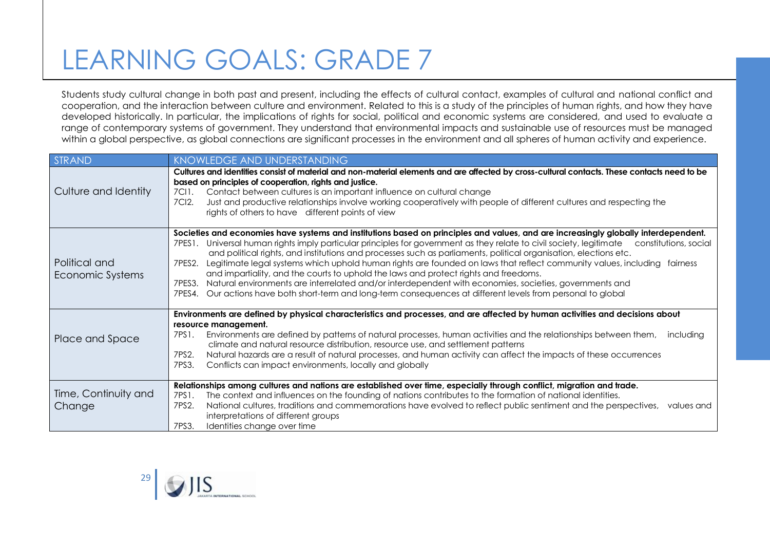# LEARNING GOALS: GRADE 7

Students study cultural change in both past and present, including the effects of cultural contact, examples of cultural and national conflict and cooperation, and the interaction between culture and environment. Related to this is a study of the principles of human rights, and how they have developed historically. In particular, the implications of rights for social, political and economic systems are considered, and used to evaluate a range of contemporary systems of government. They understand that environmental impacts and sustainable use of resources must be managed within a global perspective, as global connections are significant processes in the environment and all spheres of human activity and experience.

| STRAND | KNOWLEDGE AND UNDERSTANDING |
|---|---|
| Culture and Identity | **Cultures and identities consist of material and non-material elements and are affected by cross-cultural contacts. These contacts need to be based on principles of cooperation, rights and justice.**<br>7CI1. Contact between cultures is an important influence on cultural change<br>7CI2. Just and productive relationships involve working cooperatively with people of different cultures and respecting the rights of others to have different points of view |
| Political and Economic Systems | **Societies and economies have systems and institutions based on principles and values, and are increasingly globally interdependent.**<br>7PES1. Universal human rights imply particular principles for government as they relate to civil society, legitimate constitutions, social and political rights, and institutions and processes such as parliaments, political organisation, elections etc.<br>7PES2. Legitimate legal systems which uphold human rights are founded on laws that reflect community values, including fairness and impartiality, and the courts to uphold the laws and protect rights and freedoms.<br>7PES3. Natural environments are interrelated and/or interdependent with economies, societies, governments and<br>7PES4. Our actions have both short-term and long-term consequences at different levels from personal to global |
| Place and Space | **Environments are defined by physical characteristics and processes, and are affected by human activities and decisions about resource management.**<br>7PS1. Environments are defined by patterns of natural processes, human activities and the relationships between them, including climate and natural resource distribution, resource use, and settlement patterns<br>7PS2. Natural hazards are a result of natural processes, and human activity can affect the impacts of these occurrences<br>7PS3. Conflicts can impact environments, locally and globally |
| Time, Continuity and Change | **Relationships among cultures and nations are established over time, especially through conflict, migration and trade.**<br>7PS1. The context and influences on the founding of nations contributes to the formation of national identities.<br>7PS2. National cultures, traditions and commemorations have evolved to reflect public sentiment and the perspectives, values and interpretations of different groups<br>7PS3. Identities change over time |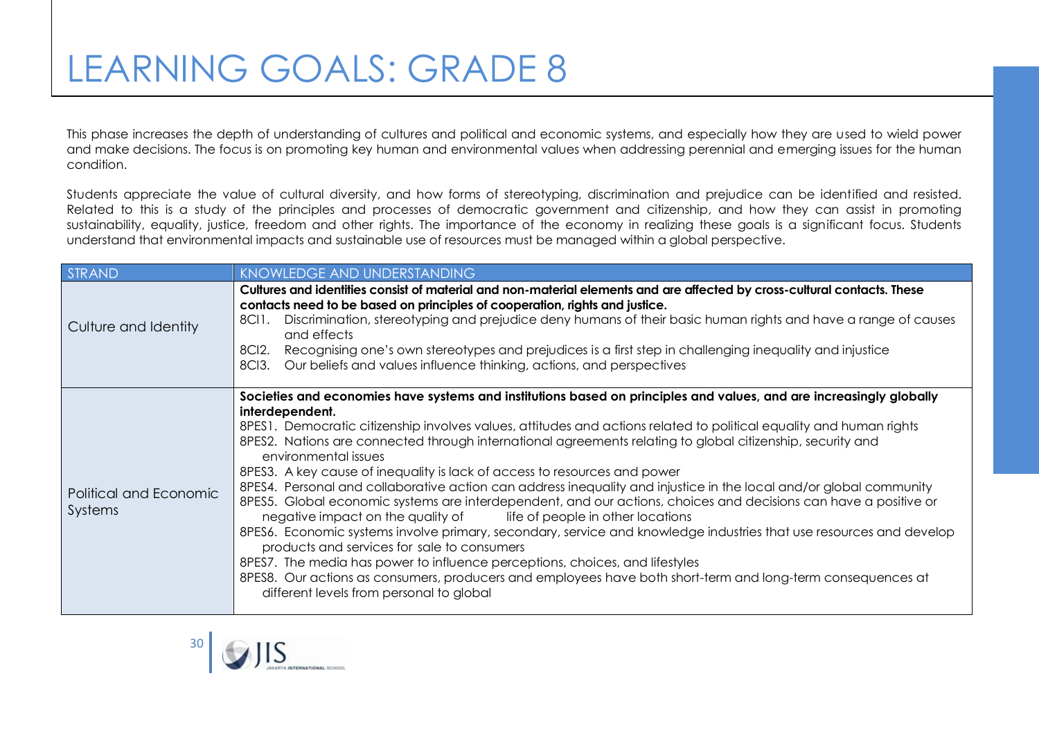# LEARNING GOALS: GRADE 8

This phase increases the depth of understanding of cultures and political and economic systems, and especially how they are used to wield power and make decisions. The focus is on promoting key human and environmental values when addressing perennial and emerging issues for the human condition.

Students appreciate the value of cultural diversity, and how forms of stereotyping, discrimination and prejudice can be identified and resisted. Related to this is a study of the principles and processes of democratic government and citizenship, and how they can assist in promoting sustainability, equality, justice, freedom and other rights. The importance of the economy in realizing these goals is a significant focus. Students understand that environmental impacts and sustainable use of resources must be managed within a global perspective.

| STRAND | KNOWLEDGE AND UNDERSTANDING |
|---|---|
| Culture and Identity | **Cultures and identities consist of material and non-material elements and are affected by cross-cultural contacts. These contacts need to be based on principles of cooperation, rights and justice.**<br>8CI1. Discrimination, stereotyping and prejudice deny humans of their basic human rights and have a range of causes and effects<br>8CI2. Recognising one's own stereotypes and prejudices is a first step in challenging inequality and injustice<br>8CI3. Our beliefs and values influence thinking, actions, and perspectives |
| Political and Economic Systems | **Societies and economies have systems and institutions based on principles and values, and are increasingly globally interdependent.**<br>8PES1. Democratic citizenship involves values, attitudes and actions related to political equality and human rights<br>8PES2. Nations are connected through international agreements relating to global citizenship, security and environmental issues<br>8PES3. A key cause of inequality is lack of access to resources and power<br>8PES4. Personal and collaborative action can address inequality and injustice in the local and/or global community<br>8PES5. Global economic systems are interdependent, and our actions, choices and decisions can have a positive or negative impact on the quality of life of people in other locations<br>8PES6. Economic systems involve primary, secondary, service and knowledge industries that use resources and develop products and services for sale to consumers<br>8PES7. The media has power to influence perceptions, choices, and lifestyles<br>8PES8. Our actions as consumers, producers and employees have both short-term and long-term consequences at different levels from personal to global |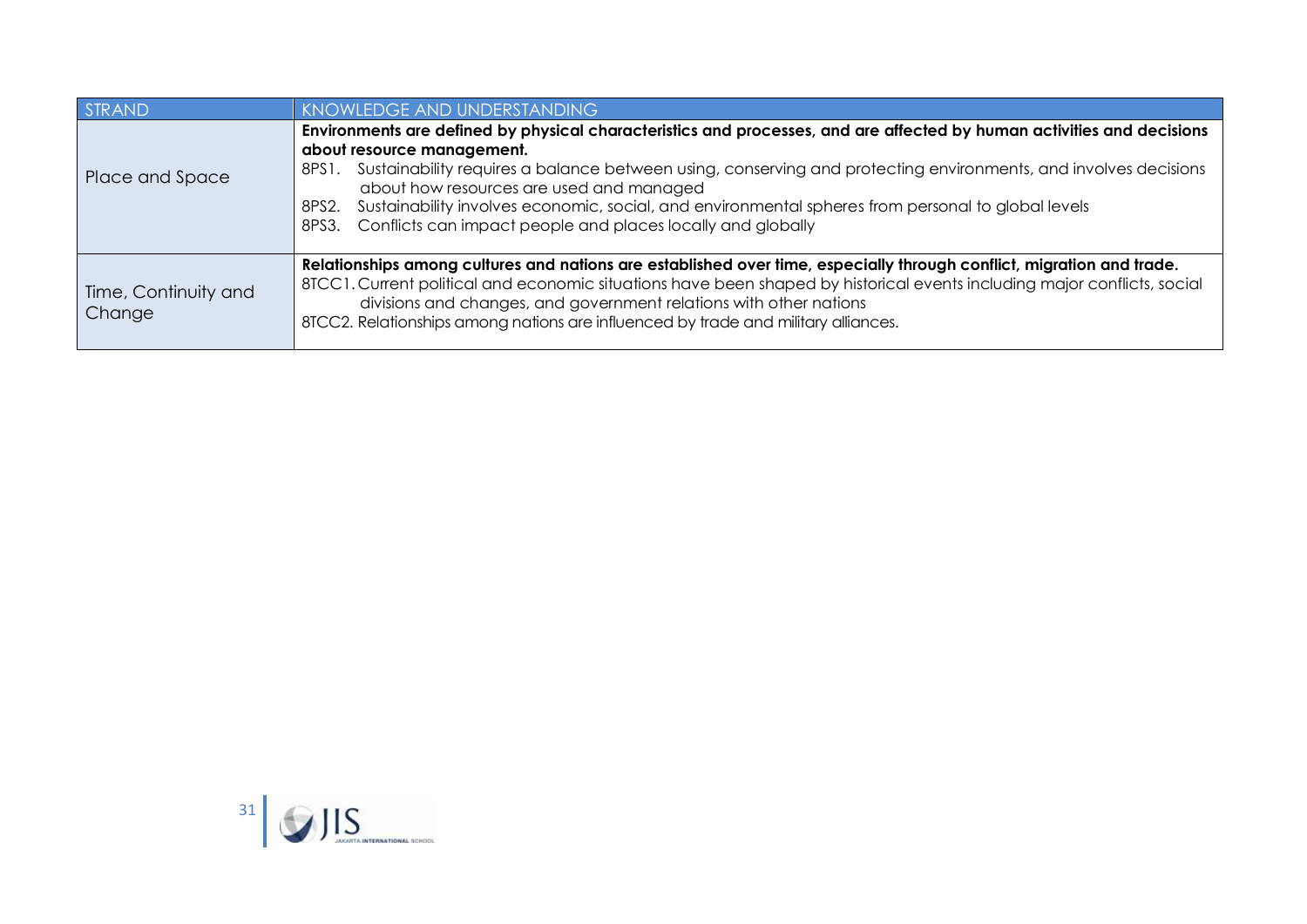| STRAND | KNOWLEDGE AND UNDERSTANDING |
|---|---|
| Place and Space | **Environments are defined by physical characteristics and processes, and are affected by human activities and decisions about resource management.**<br>8PS1. Sustainability requires a balance between using, conserving and protecting environments, and involves decisions about how resources are used and managed<br>8PS2. Sustainability involves economic, social, and environmental spheres from personal to global levels<br>8PS3. Conflicts can impact people and places locally and globally |
| Time, Continuity and Change | **Relationships among cultures and nations are established over time, especially through conflict, migration and trade.**<br>8TCC1. Current political and economic situations have been shaped by historical events including major conflicts, social divisions and changes, and government relations with other nations<br>8TCC2. Relationships among nations are influenced by trade and military alliances. |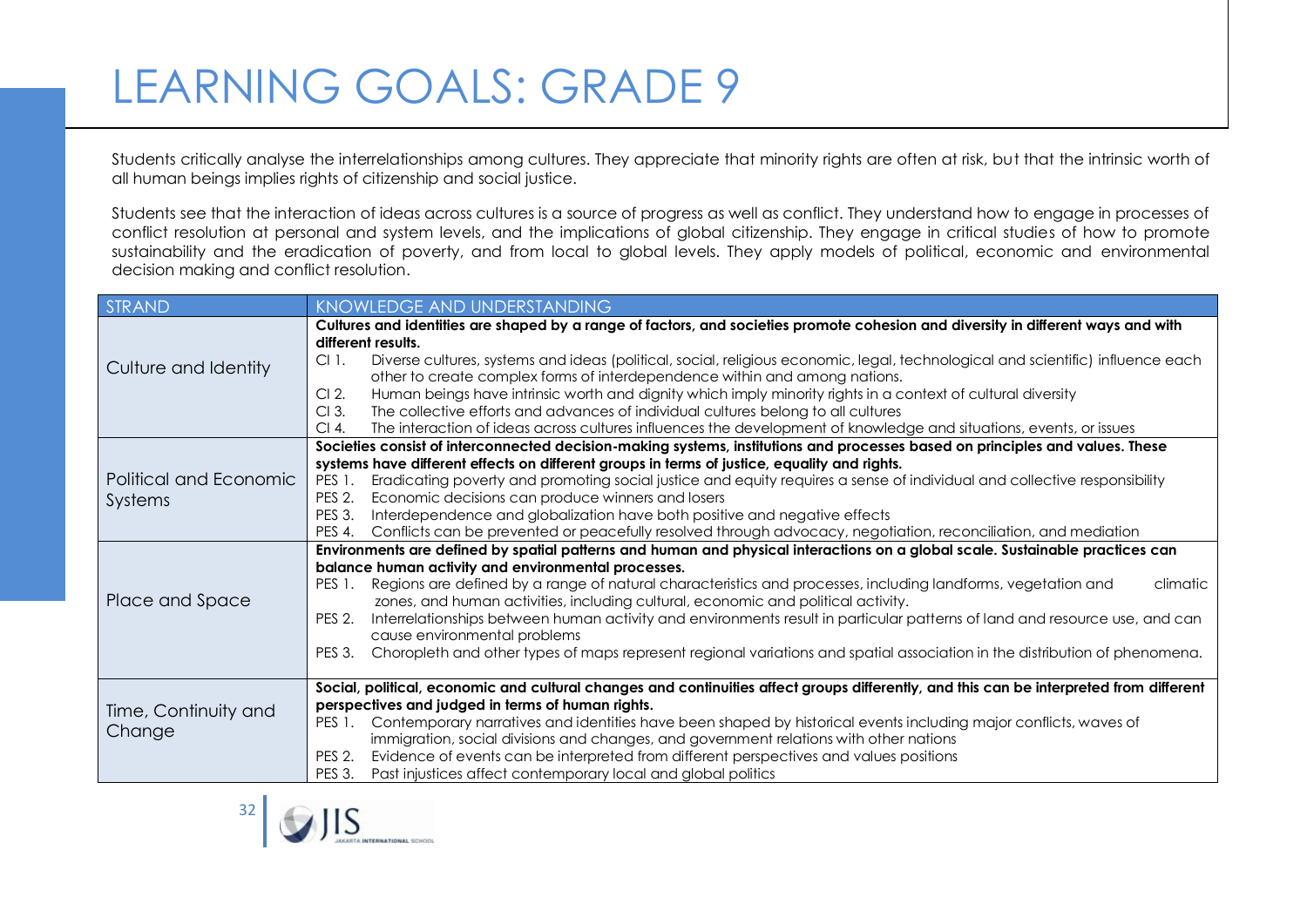# LEARNING GOALS: GRADE 9

Students critically analyse the interrelationships among cultures. They appreciate that minority rights are often at risk, but that the intrinsic worth of all human beings implies rights of citizenship and social justice.

Students see that the interaction of ideas across cultures is a source of progress as well as conflict. They understand how to engage in processes of conflict resolution at personal and system levels, and the implications of global citizenship. They engage in critical studies of how to promote sustainability and the eradication of poverty, and from local to global levels. They apply models of political, economic and environmental decision making and conflict resolution.

| STRAND | KNOWLEDGE AND UNDERSTANDING |
| --- | --- |
| Culture and Identity | **Cultures and identities are shaped by a range of factors, and societies promote cohesion and diversity in different ways and with different results.**<br>CI 1. Diverse cultures, systems and ideas (political, social, religious economic, legal, technological and scientific) influence each other to create complex forms of interdependence within and among nations.<br>CI 2. Human beings have intrinsic worth and dignity which imply minority rights in a context of cultural diversity<br>CI 3. The collective efforts and advances of individual cultures belong to all cultures<br>CI 4. The interaction of ideas across cultures influences the development of knowledge and situations, events, or issues |
| Political and Economic Systems | **Societies consist of interconnected decision-making systems, institutions and processes based on principles and values. These systems have different effects on different groups in terms of justice, equality and rights.**<br>PES 1. Eradicating poverty and promoting social justice and equity requires a sense of individual and collective responsibility<br>PES 2. Economic decisions can produce winners and losers<br>PES 3. Interdependence and globalization have both positive and negative effects<br>PES 4. Conflicts can be prevented or peacefully resolved through advocacy, negotiation, reconciliation, and mediation |
| Place and Space | **Environments are defined by spatial patterns and human and physical interactions on a global scale. Sustainable practices can balance human activity and environmental processes.**<br>PES 1. Regions are defined by a range of natural characteristics and processes, including landforms, vegetation and climatic zones, and human activities, including cultural, economic and political activity.<br>PES 2. Interrelationships between human activity and environments result in particular patterns of land and resource use, and can cause environmental problems<br>PES 3. Choropleth and other types of maps represent regional variations and spatial association in the distribution of phenomena. |
| Time, Continuity and Change | **Social, political, economic and cultural changes and continuities affect groups differently, and this can be interpreted from different perspectives and judged in terms of human rights.**<br>PES 1. Contemporary narratives and identities have been shaped by historical events including major conflicts, waves of immigration, social divisions and changes, and government relations with other nations<br>PES 2. Evidence of events can be interpreted from different perspectives and values positions<br>PES 3. Past injustices affect contemporary local and global politics |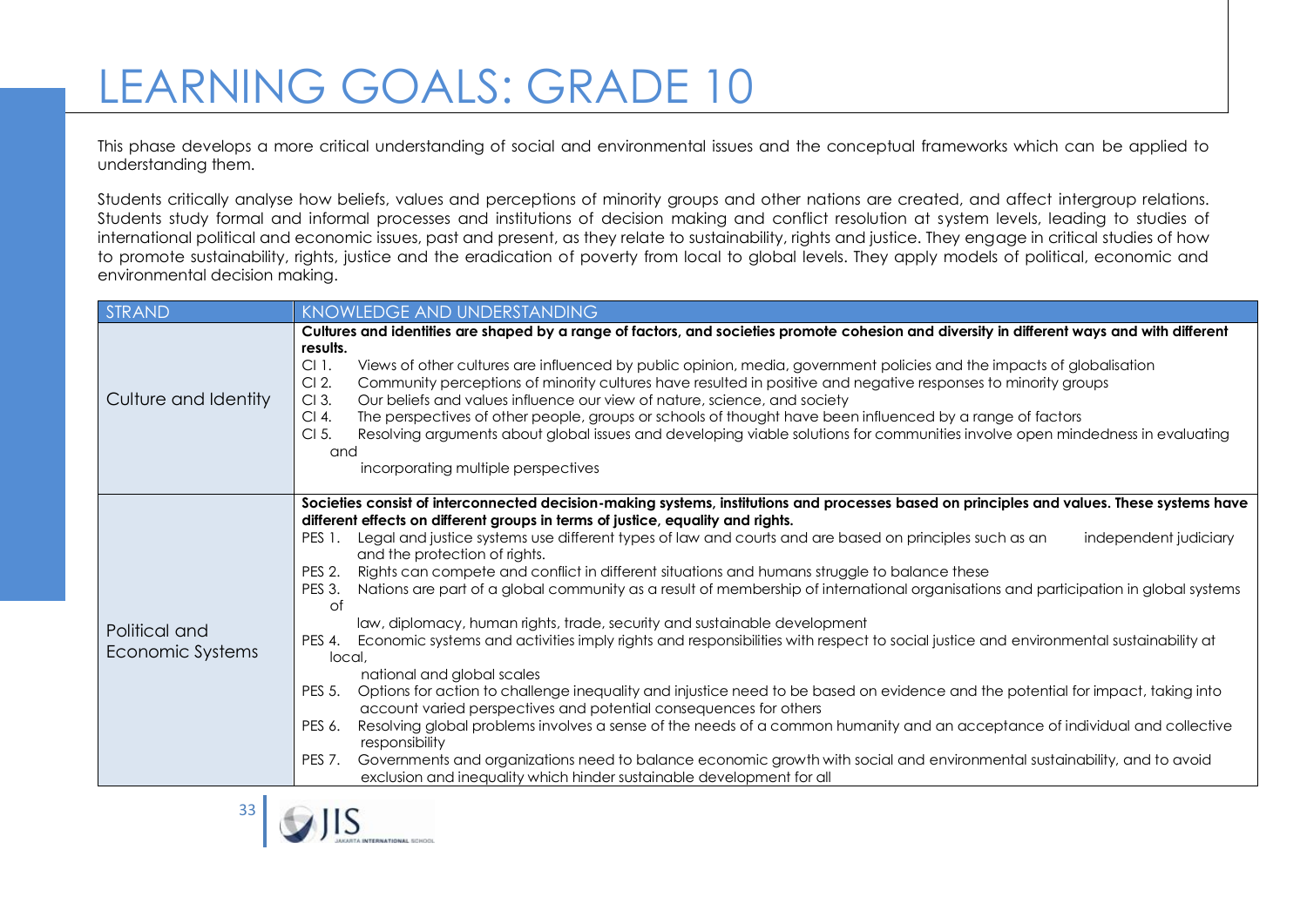# LEARNING GOALS: GRADE 10

This phase develops a more critical understanding of social and environmental issues and the conceptual frameworks which can be applied to understanding them.

Students critically analyse how beliefs, values and perceptions of minority groups and other nations are created, and affect intergroup relations. Students study formal and informal processes and institutions of decision making and conflict resolution at system levels, leading to studies of international political and economic issues, past and present, as they relate to sustainability, rights and justice. They engage in critical studies of how to promote sustainability, rights, justice and the eradication of poverty from local to global levels. They apply models of political, economic and environmental decision making.

| STRAND | KNOWLEDGE AND UNDERSTANDING |
| --- | --- |
| Culture and Identity | **Cultures and identities are shaped by a range of factors, and societies promote cohesion and diversity in different ways and with different results.**<br>CI 1. Views of other cultures are influenced by public opinion, media, government policies and the impacts of globalisation<br>CI 2. Community perceptions of minority cultures have resulted in positive and negative responses to minority groups<br>CI 3. Our beliefs and values influence our view of nature, science, and society<br>CI 4. The perspectives of other people, groups or schools of thought have been influenced by a range of factors<br>CI 5. Resolving arguments about global issues and developing viable solutions for communities involve open mindedness in evaluating and incorporating multiple perspectives |
| Political and Economic Systems | **Societies consist of interconnected decision-making systems, institutions and processes based on principles and values. These systems have different effects on different groups in terms of justice, equality and rights.**<br>PES 1. Legal and justice systems use different types of law and courts and are based on principles such as an independent judiciary and the protection of rights.<br>PES 2. Rights can compete and conflict in different situations and humans struggle to balance these<br>PES 3. Nations are part of a global community as a result of membership of international organisations and participation in global systems of law, diplomacy, human rights, trade, security and sustainable development<br>PES 4. Economic systems and activities imply rights and responsibilities with respect to social justice and environmental sustainability at local, national and global scales<br>PES 5. Options for action to challenge inequality and injustice need to be based on evidence and the potential for impact, taking into account varied perspectives and potential consequences for others<br>PES 6. Resolving global problems involves a sense of the needs of a common humanity and an acceptance of individual and collective responsibility<br>PES 7. Governments and organizations need to balance economic growth with social and environmental sustainability, and to avoid exclusion and inequality which hinder sustainable development for all |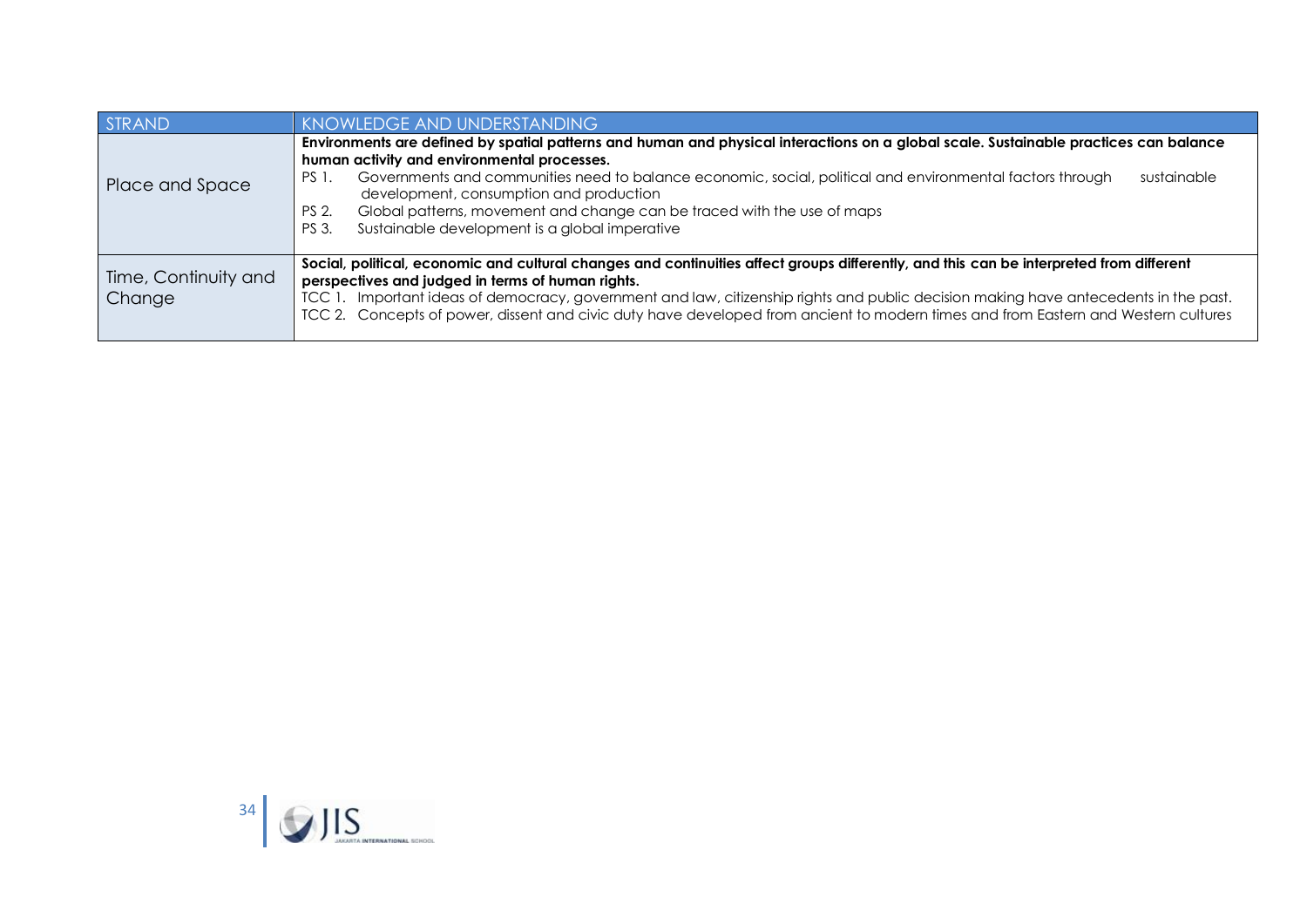| STRAND | KNOWLEDGE AND UNDERSTANDING |
| --- | --- |
| Place and Space | **Environments are defined by spatial patterns and human and physical interactions on a global scale. Sustainable practices can balance human activity and environmental processes.**<br>PS 1. Governments and communities need to balance economic, social, political and environmental factors through sustainable development, consumption and production<br>PS 2. Global patterns, movement and change can be traced with the use of maps<br>PS 3. Sustainable development is a global imperative |
| Time, Continuity and Change | **Social, political, economic and cultural changes and continuities affect groups differently, and this can be interpreted from different perspectives and judged in terms of human rights.**<br>TCC 1. Important ideas of democracy, government and law, citizenship rights and public decision making have antecedents in the past.<br>TCC 2. Concepts of power, dissent and civic duty have developed from ancient to modern times and from Eastern and Western cultures |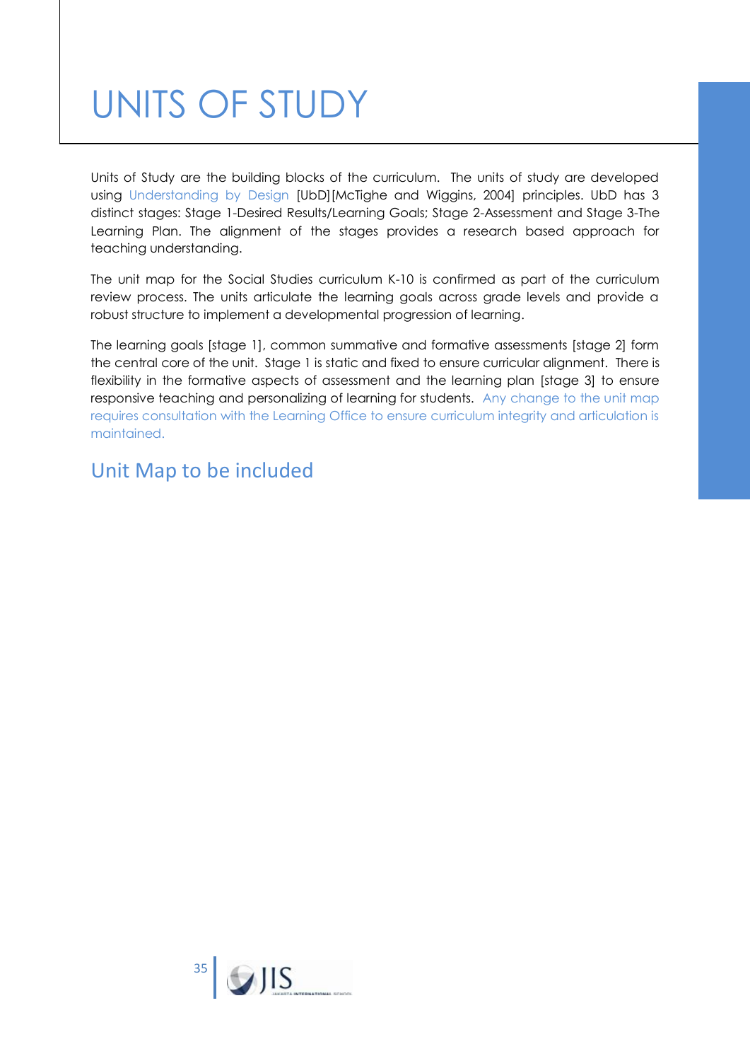# UNITS OF STUDY

Units of Study are the building blocks of the curriculum. The units of study are developed using Understanding by Design [UbD][McTighe and Wiggins, 2004] principles. UbD has 3 distinct stages: Stage 1-Desired Results/Learning Goals; Stage 2-Assessment and Stage 3-The Learning Plan. The alignment of the stages provides a research based approach for teaching understanding.

The unit map for the Social Studies curriculum K-10 is confirmed as part of the curriculum review process. The units articulate the learning goals across grade levels and provide a robust structure to implement a developmental progression of learning.

The learning goals [stage 1], common summative and formative assessments [stage 2] form the central core of the unit. Stage 1 is static and fixed to ensure curricular alignment. There is flexibility in the formative aspects of assessment and the learning plan [stage 3] to ensure responsive teaching and personalizing of learning for students. Any change to the unit map requires consultation with the Learning Office to ensure curriculum integrity and articulation is maintained.

## Unit Map to be included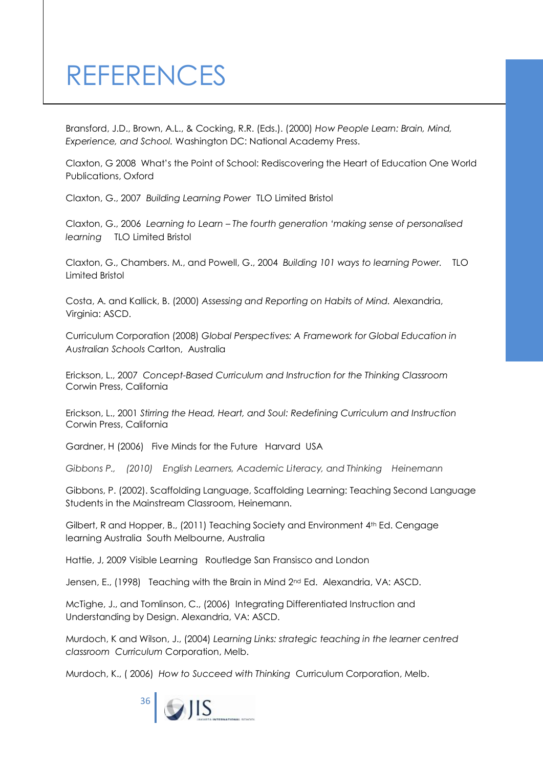# REFERENCES

Bransford, J.D., Brown, A.L., & Cocking, R.R. (Eds.). (2000) *How People Learn: Brain, Mind, Experience, and School.* Washington DC: National Academy Press.

Claxton, G 2008 What's the Point of School: Rediscovering the Heart of Education One World Publications, Oxford

Claxton, G., 2007 *Building Learning Power* TLO Limited Bristol

Claxton, G., 2006 *Learning to Learn – The fourth generation 'making sense of personalised learning* TLO Limited Bristol

Claxton, G., Chambers. M., and Powell, G., 2004 *Building 101 ways to learning Power.* TLO Limited Bristol

Costa, A. and Kallick, B. (2000) *Assessing and Reporting on Habits of Mind.* Alexandria, Virginia: ASCD.

Curriculum Corporation (2008) *Global Perspectives: A Framework for Global Education in Australian Schools* Carlton, Australia

Erickson, L., 2007 *Concept-Based Curriculum and Instruction for the Thinking Classroom* Corwin Press, California

Erickson, L., 2001 *Stirring the Head, Heart, and Soul: Redefining Curriculum and Instruction* Corwin Press, California

Gardner, H (2006) Five Minds for the Future Harvard USA

*Gibbons P., (2010) English Learners, Academic Literacy, and Thinking Heinemann*

Gibbons, P. (2002). Scaffolding Language, Scaffolding Learning: Teaching Second Language Students in the Mainstream Classroom, Heinemann.

Gilbert, R and Hopper, B., (2011) Teaching Society and Environment 4th Ed. Cengage learning Australia South Melbourne, Australia

Hattie, J, 2009 Visible Learning Routledge San Fransisco and London

Jensen, E., (1998) Teaching with the Brain in Mind 2nd Ed. Alexandria, VA: ASCD.

McTighe, J., and Tomlinson, C., (2006) Integrating Differentiated Instruction and Understanding by Design. Alexandria, VA: ASCD.

Murdoch, K and Wilson, J., (2004) *Learning Links: strategic teaching in the learner centred classroom Curriculum* Corporation, Melb.

Murdoch, K., ( 2006) *How to Succeed with Thinking* Curriculum Corporation, Melb.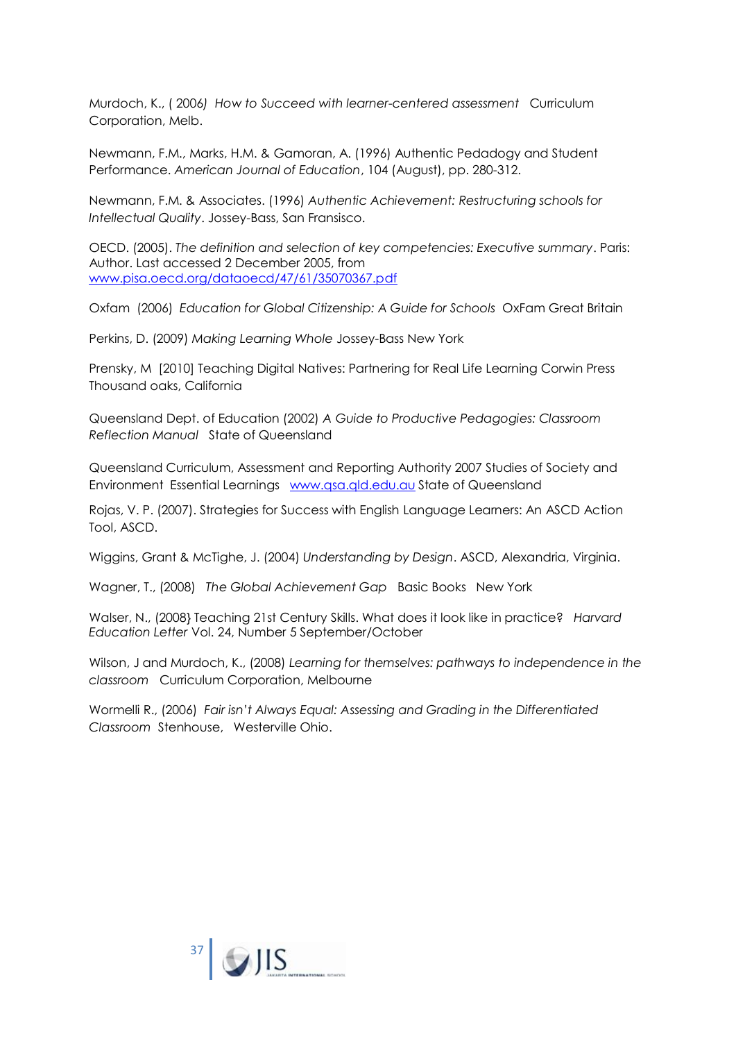Murdoch, K., ( 2006*) How to Succeed with learner-centered assessment* Curriculum Corporation, Melb.

Newmann, F.M., Marks, H.M. & Gamoran, A. (1996) Authentic Pedadogy and Student Performance. *American Journal of Education*, 104 (August), pp. 280-312.

Newmann, F.M. & Associates. (1996) *Authentic Achievement: Restructuring schools for Intellectual Quality*. Jossey-Bass, San Fransisco.

OECD. (2005). *The definition and selection of key competencies: Executive summary*. Paris: Author. Last accessed 2 December 2005, from www.pisa.oecd.org/dataoecd/47/61/35070367.pdf

Oxfam (2006) *Education for Global Citizenship: A Guide for Schools* OxFam Great Britain

Perkins, D. (2009) *Making Learning Whole* Jossey-Bass New York

Prensky, M [2010] Teaching Digital Natives: Partnering for Real Life Learning Corwin Press Thousand oaks, California

Queensland Dept. of Education (2002) *A Guide to Productive Pedagogies: Classroom Reflection Manual* State of Queensland

Queensland Curriculum, Assessment and Reporting Authority 2007 Studies of Society and Environment Essential Learnings www.qsa.qld.edu.au State of Queensland

Rojas, V. P. (2007). Strategies for Success with English Language Learners: An ASCD Action Tool, ASCD.

Wiggins, Grant & McTighe, J. (2004) *Understanding by Design*. ASCD, Alexandria, Virginia.

Wagner, T., (2008) *The Global Achievement Gap* Basic Books New York

Walser, N., (2008} Teaching 21st Century Skills. What does it look like in practice? *Harvard Education Letter* Vol. 24, Number 5 September/October

Wilson, J and Murdoch, K., (2008) *Learning for themselves: pathways to independence in the classroom* Curriculum Corporation, Melbourne

Wormelli R., (2006) *Fair isn't Always Equal: Assessing and Grading in the Differentiated Classroom* Stenhouse, Westerville Ohio.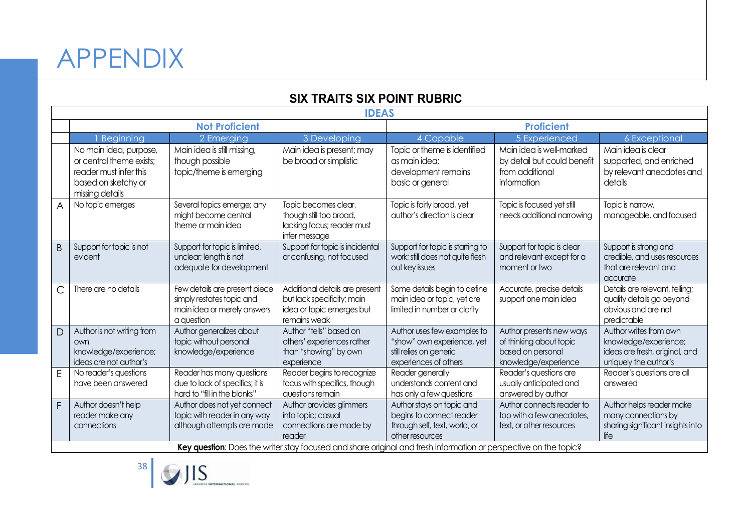# APPENDIX

## SIX TRAITS SIX POINT RUBRIC

| IDEAS | | | | | | |
|---|---|---|---|---|---|---|
| | **Not Proficient** | | | **Proficient** | | |
| | 1 Beginning | 2 Emerging | 3 Developing | 4 Capable | 5 Experienced | 6 Exceptional |
| | No main idea, purpose, or central theme exists; reader must infer this based on sketchy or missing details | Main idea is still missing, though possible topic/theme is emerging | Main idea is present; may be broad or simplistic | Topic or theme is identified as main idea; development remains basic or general | Main idea is well-marked by detail but could benefit from additional information | Main idea is clear supported, and enriched by relevant anecdotes and details |
| A | No topic emerges | Several topics emerge; any might become central theme or main idea | Topic becomes clear, though still too broad, lacking focus; reader must infer message | Topic is fairly broad, yet author's direction is clear | Topic is focused yet still needs additional narrowing | Topic is narrow, manageable, and focused |
| B | Support for topic is not evident | Support for topic is limited, unclear; length is not adequate for development | Support for topic is incidental or confusing, not focused | Support for topic is starting to work; still does not quite flesh out key issues | Support for topic is clear and relevant except for a moment or two | Support is strong and credible, and uses resources that are relevant and accurate |
| C | There are no details | Few details are present piece simply restates topic and main idea or merely answers a question | Additional details are present but lack specificity; main idea or topic emerges but remains weak | Some details begin to define main idea or topic, yet are limited in number or clarity | Accurate, precise details support one main idea | Details are relevant, telling; quality details go beyond obvious and are not predictable |
| D | Author is not writing from own knowledge/experience; ideas are not author's | Author generalizes about topic without personal knowledge/experience | Author "tells" based on others' experiences rather than "showing" by own experience | Author uses few examples to "show" own experience, yet still relies on generic experiences of others | Author presents new ways of thinking about topic based on personal knowledge/experience | Author writes from own knowledge/experience; ideas are fresh, original, and uniquely the author's |
| E | No reader's questions have been answered | Reader has many questions due to lack of specifics; it is hard to "fill in the blanks" | Reader begins to recognize focus with specifics, though questions remain | Reader generally understands content and has only a few questions | Reader's questions are usually anticipated and answered by author | Reader's questions are all answered |
| F | Author doesn't help reader make any connections | Author does not yet connect topic with reader in any way although attempts are made | Author provides glimmers into topic; casual connections are made by reader | Author stays on topic and begins to connect reader through self, text, world, or other resources | Author connects reader to top with a few anecdotes, text, or other resources | Author helps reader make many connections by sharing significant insights into life |

**Key question:** Does the writer stay focused and share original and fresh information or perspective on the topic?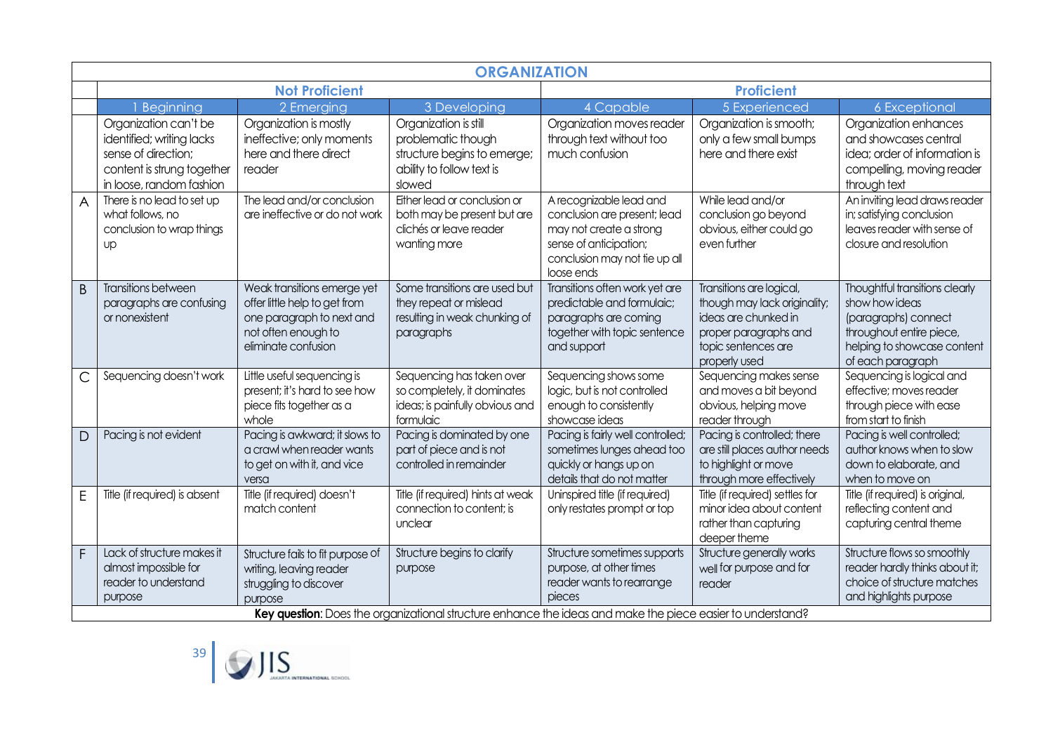| ORGANIZATION | | | | | | |
|---|---|---|---|---|---|---|
| | **Not Proficient** | | | **Proficient** | | |
| | 1 Beginning | 2 Emerging | 3 Developing | 4 Capable | 5 Experienced | 6 Exceptional |
| | Organization can't be identified; writing lacks sense of direction; content is strung together in loose, random fashion | Organization is mostly ineffective; only moments here and there direct reader | Organization is still problematic though structure begins to emerge; ability to follow text is slowed | Organization moves reader through text without too much confusion | Organization is smooth; only a few small bumps here and there exist | Organization enhances and showcases central idea; order of information is compelling, moving reader through text |
| A | There is no lead to set up what follows, no conclusion to wrap things up | The lead and/or conclusion are ineffective or do not work | Either lead or conclusion or both may be present but are clichés or leave reader wanting more | A recognizable lead and conclusion are present; lead may not create a strong sense of anticipation; conclusion may not tie up all loose ends | While lead and/or conclusion go beyond obvious, either could go even further | An inviting lead draws reader in; satisfying conclusion leaves reader with sense of closure and resolution |
| B | Transitions between paragraphs are confusing or nonexistent | Weak transitions emerge yet offer little help to get from one paragraph to next and not often enough to eliminate confusion | Some transitions are used but they repeat or mislead resulting in weak chunking of paragraphs | Transitions often work yet are predictable and formulaic; paragraphs are coming together with topic sentence and support | Transitions are logical, though may lack originality; ideas are chunked in proper paragraphs and topic sentences are properly used | Thoughtful transitions clearly show how ideas (paragraphs) connect throughout entire piece, helping to showcase content of each paragraph |
| C | Sequencing doesn't work | Little useful sequencing is present; it's hard to see how piece fits together as a whole | Sequencing has taken over so completely, it dominates ideas; is painfully obvious and formulaic | Sequencing shows some logic, but is not controlled enough to consistently showcase ideas | Sequencing makes sense and moves a bit beyond obvious, helping move reader through | Sequencing is logical and effective; moves reader through piece with ease from start to finish |
| D | Pacing is not evident | Pacing is awkward; it slows to a crawl when reader wants to get on with it, and vice versa | Pacing is dominated by one part of piece and is not controlled in remainder | Pacing is fairly well controlled; sometimes lunges ahead too quickly or hangs up on details that do not matter | Pacing is controlled; there are still places author needs to highlight or move through more effectively | Pacing is well controlled; author knows when to slow down to elaborate, and when to move on |
| E | Title (if required) is absent | Title (if required) doesn't match content | Title (if required) hints at weak connection to content; is unclear | Uninspired title (if required) only restates prompt or top | Title (if required) settles for minor idea about content rather than capturing deeper theme | Title (if required) is original, reflecting content and capturing central theme |
| F | Lack of structure makes it almost impossible for reader to understand purpose | Structure fails to fit purpose of writing, leaving reader struggling to discover purpose | Structure begins to clarify purpose | Structure sometimes supports purpose, at other times reader wants to rearrange pieces | Structure generally works well for purpose and for reader | Structure flows so smoothly reader hardly thinks about it; choice of structure matches and highlights purpose |

**Key question**: Does the organizational structure enhance the ideas and make the piece easier to understand?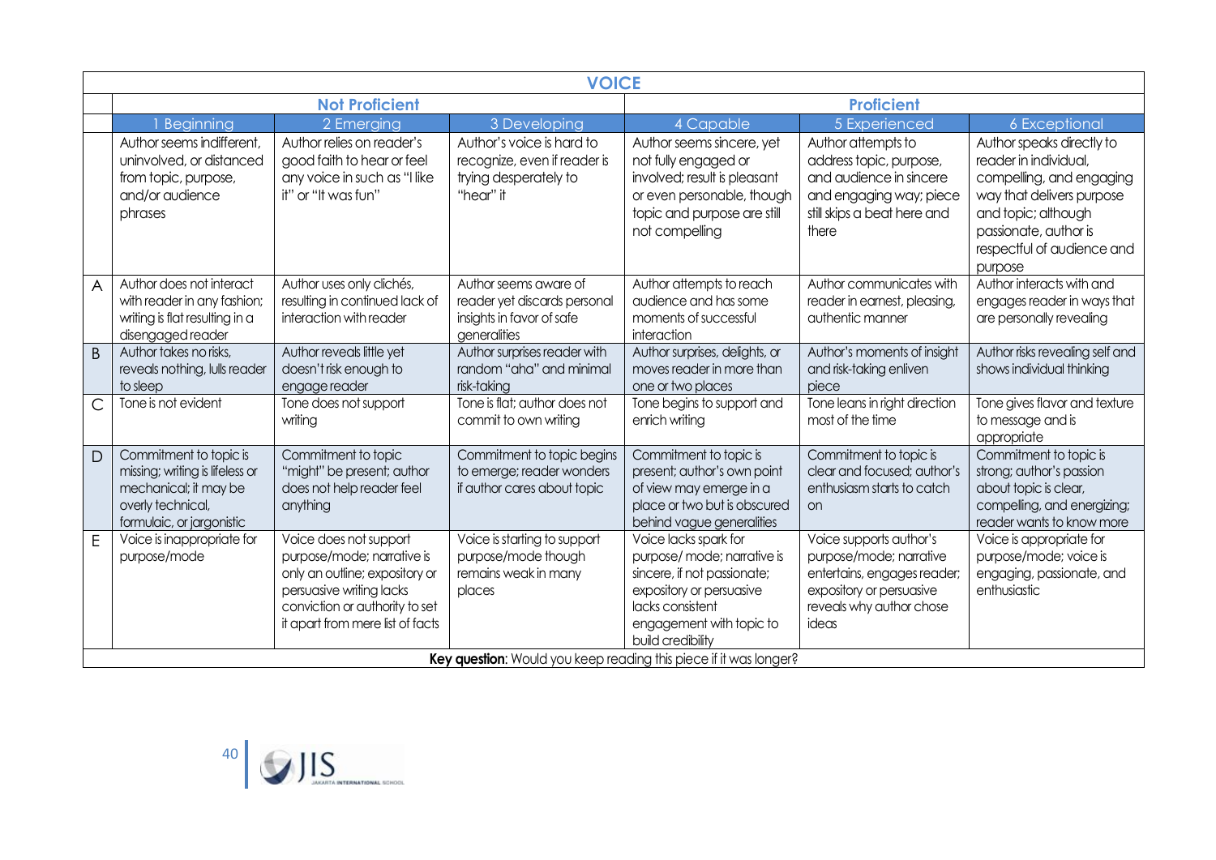| VOICE | | | | | | |
|---|---|---|---|---|---|---|
| | **Not Proficient** | | | **Proficient** | | |
| | 1 Beginning | 2 Emerging | 3 Developing | 4 Capable | 5 Experienced | 6 Exceptional |
| | Author seems indifferent, uninvolved, or distanced from topic, purpose, and/or audience phrases | Author relies on reader's good faith to hear or feel any voice in such as "I like it" or "It was fun" | Author's voice is hard to recognize, even if reader is trying desperately to "hear" it | Author seems sincere, yet not fully engaged or involved; result is pleasant or even personable, though topic and purpose are still not compelling | Author attempts to address topic, purpose, and audience in sincere and engaging way; piece still skips a beat here and there | Author speaks directly to reader in individual, compelling, and engaging way that delivers purpose and topic; although passionate, author is respectful of audience and purpose |
| A | Author does not interact with reader in any fashion; writing is flat resulting in a disengaged reader | Author uses only clichés, resulting in continued lack of interaction with reader | Author seems aware of reader yet discards personal insights in favor of safe generalities | Author attempts to reach audience and has some moments of successful interaction | Author communicates with reader in earnest, pleasing, authentic manner | Author interacts with and engages reader in ways that are personally revealing |
| B | Author takes no risks, reveals nothing, lulls reader to sleep | Author reveals little yet doesn't risk enough to engage reader | Author surprises reader with random "aha" and minimal risk-taking | Author surprises, delights, or moves reader in more than one or two places | Author's moments of insight and risk-taking enliven piece | Author risks revealing self and shows individual thinking |
| C | Tone is not evident | Tone does not support writing | Tone is flat; author does not commit to own writing | Tone begins to support and enrich writing | Tone leans in right direction most of the time | Tone gives flavor and texture to message and is appropriate |
| D | Commitment to topic is missing; writing is lifeless or mechanical; it may be overly technical, formulaic, or jargonistic | Commitment to topic "might" be present; author does not help reader feel anything | Commitment to topic begins to emerge; reader wonders if author cares about topic | Commitment to topic is present; author's own point of view may emerge in a place or two but is obscured behind vague generalities | Commitment to topic is clear and focused; author's enthusiasm starts to catch on | Commitment to topic is strong; author's passion about topic is clear, compelling, and energizing; reader wants to know more |
| E | Voice is inappropriate for purpose/mode | Voice does not support purpose/mode; narrative is only an outline; expository or persuasive writing lacks conviction or authority to set it apart from mere list of facts | Voice is starting to support purpose/mode though remains weak in many places | Voice lacks spark for purpose/ mode; narrative is sincere, if not passionate; expository or persuasive lacks consistent engagement with topic to build credibility | Voice supports author's purpose/mode; narrative entertains, engages reader; expository or persuasive reveals why author chose ideas | Voice is appropriate for purpose/mode; voice is engaging, passionate, and enthusiastic |

**Key question**: Would you keep reading this piece if it was longer?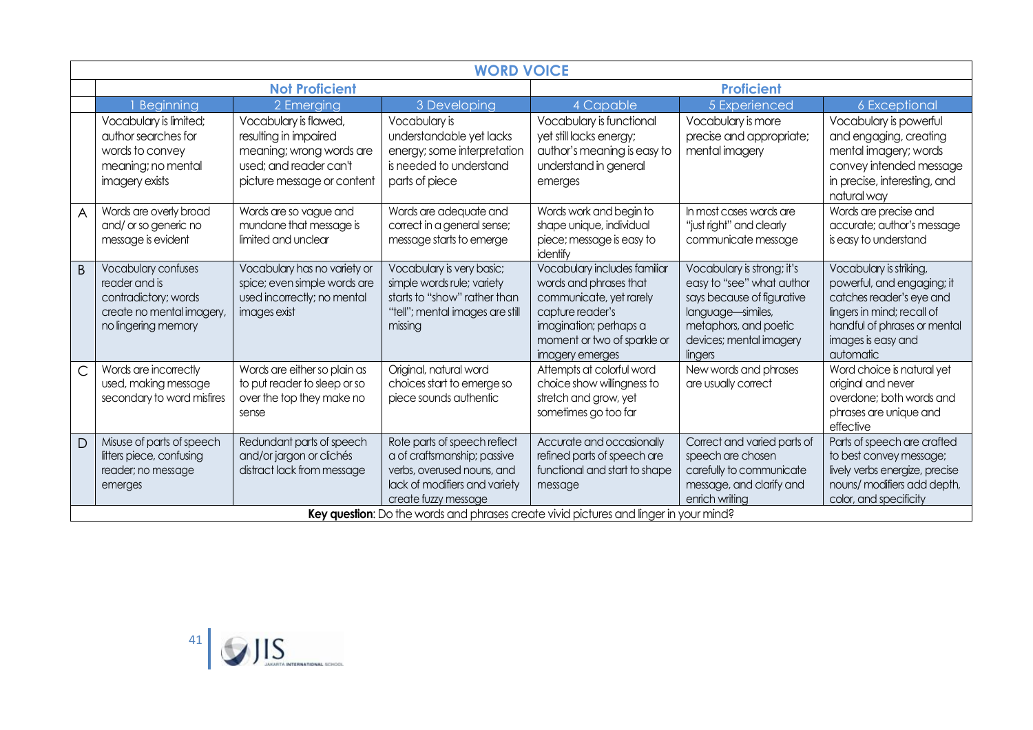| WORD VOICE | | | | | | |
|---|---|---|---|---|---|---|
| | **Not Proficient** | | | **Proficient** | | |
| | 1 Beginning | 2 Emerging | 3 Developing | 4 Capable | 5 Experienced | 6 Exceptional |
| | Vocabulary is limited; author searches for words to convey meaning; no mental imagery exists | Vocabulary is flawed, resulting in impaired meaning; wrong words are used; and reader can't picture message or content | Vocabulary is understandable yet lacks energy; some interpretation is needed to understand parts of piece | Vocabulary is functional yet still lacks energy; author's meaning is easy to understand in general emerges | Vocabulary is more precise and appropriate; mental imagery | Vocabulary is powerful and engaging, creating mental imagery; words convey intended message in precise, interesting, and natural way |
| A | Words are overly broad and/ or so generic no message is evident | Words are so vague and mundane that message is limited and unclear | Words are adequate and correct in a general sense; message starts to emerge | Words work and begin to shape unique, individual piece; message is easy to identify | In most cases words are "just right" and clearly communicate message | Words are precise and accurate; author's message is easy to understand |
| B | Vocabulary confuses reader and is contradictory; words create no mental imagery, no lingering memory | Vocabulary has no variety or spice; even simple words are used incorrectly; no mental images exist | Vocabulary is very basic; simple words rule; variety starts to "show" rather than "tell"; mental images are still missing | Vocabulary includes familiar words and phrases that communicate, yet rarely capture reader's imagination; perhaps a moment or two of sparkle or imagery emerges | Vocabulary is strong; it's easy to "see" what author says because of figurative language—similes, metaphors, and poetic devices; mental imagery lingers | Vocabulary is striking, powerful, and engaging; it catches reader's eye and lingers in mind; recall of handful of phrases or mental images is easy and automatic |
| C | Words are incorrectly used, making message secondary to word misfires | Words are either so plain as to put reader to sleep or so over the top they make no sense | Original, natural word choices start to emerge so piece sounds authentic | Attempts at colorful word choice show willingness to stretch and grow, yet sometimes go too far | New words and phrases are usually correct | Word choice is natural yet original and never overdone; both words and phrases are unique and effective |
| D | Misuse of parts of speech litters piece, confusing reader; no message emerges | Redundant parts of speech and/or jargon or clichés distract lack from message | Rote parts of speech reflect a of craftsmanship; passive verbs, overused nouns, and lack of modifiers and variety create fuzzy message | Accurate and occasionally refined parts of speech are functional and start to shape message | Correct and varied parts of speech are chosen carefully to communicate message, and clarify and enrich writing | Parts of speech are crafted to best convey message; lively verbs energize, precise nouns/ modifiers add depth, color, and specificity |

**Key question**: Do the words and phrases create vivid pictures and linger in your mind?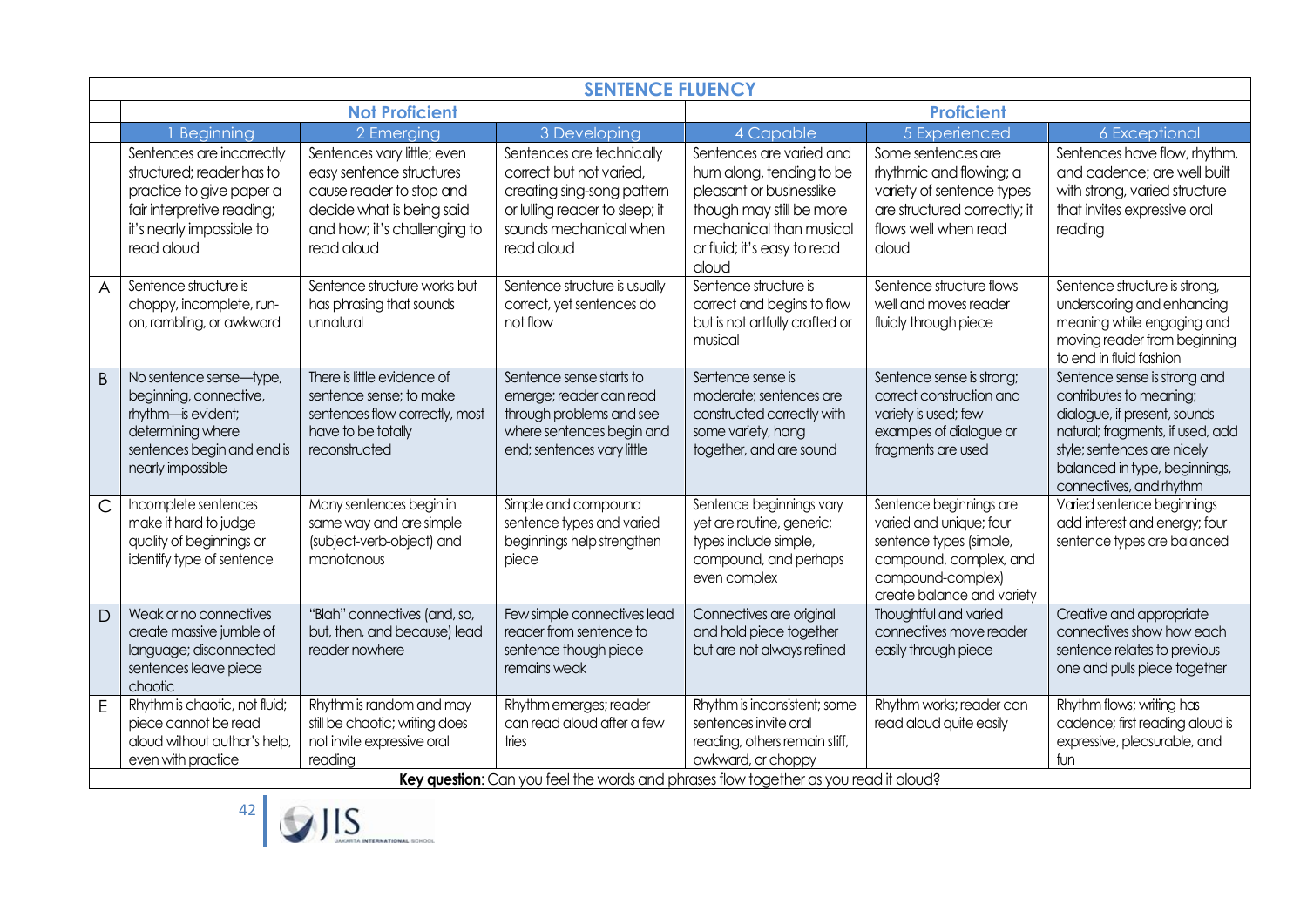| SENTENCE FLUENCY | | | | | | |
|---|---|---|---|---|---|---|
| | **Not Proficient** | | | **Proficient** | | |
| | 1 Beginning | 2 Emerging | 3 Developing | 4 Capable | 5 Experienced | 6 Exceptional |
| | Sentences are incorrectly structured; reader has to practice to give paper a fair interpretive reading; it's nearly impossible to read aloud | Sentences vary little; even easy sentence structures cause reader to stop and decide what is being said and how; it's challenging to read aloud | Sentences are technically correct but not varied, creating sing-song pattern or lulling reader to sleep; it sounds mechanical when read aloud | Sentences are varied and hum along, tending to be pleasant or businesslike though may still be more mechanical than musical or fluid; it's easy to read aloud | Some sentences are rhythmic and flowing; a variety of sentence types are structured correctly; it flows well when read aloud | Sentences have flow, rhythm, and cadence; are well built with strong, varied structure that invites expressive oral reading |
| A | Sentence structure is choppy, incomplete, run-on, rambling, or awkward | Sentence structure works but has phrasing that sounds unnatural | Sentence structure is usually correct, yet sentences do not flow | Sentence structure is correct and begins to flow but is not artfully crafted or musical | Sentence structure flows well and moves reader fluidly through piece | Sentence structure is strong, underscoring and enhancing meaning while engaging and moving reader from beginning to end in fluid fashion |
| B | No sentence sense—type, beginning, connective, rhythm—is evident; determining where sentences begin and end is nearly impossible | There is little evidence of sentence sense; to make sentences flow correctly, most have to be totally reconstructed | Sentence sense starts to emerge; reader can read through problems and see where sentences begin and end; sentences vary little | Sentence sense is moderate; sentences are constructed correctly with some variety, hang together, and are sound | Sentence sense is strong; correct construction and variety is used; few examples of dialogue or fragments are used | Sentence sense is strong and contributes to meaning; dialogue, if present, sounds natural; fragments, if used, add style; sentences are nicely balanced in type, beginnings, connectives, and rhythm |
| C | Incomplete sentences make it hard to judge quality of beginnings or identify type of sentence | Many sentences begin in same way and are simple (subject-verb-object) and monotonous | Simple and compound sentence types and varied beginnings help strengthen piece | Sentence beginnings vary yet are routine, generic; types include simple, compound, and perhaps even complex | Sentence beginnings are varied and unique; four sentence types (simple, compound, complex, and compound-complex) create balance and variety | Varied sentence beginnings add interest and energy; four sentence types are balanced |
| D | Weak or no connectives create massive jumble of language; disconnected sentences leave piece chaotic | "Blah" connectives (and, so, but, then, and because) lead reader nowhere | Few simple connectives lead reader from sentence to sentence though piece remains weak | Connectives are original and hold piece together but are not always refined | Thoughtful and varied connectives move reader easily through piece | Creative and appropriate connectives show how each sentence relates to previous one and pulls piece together |
| E | Rhythm is chaotic, not fluid; piece cannot be read aloud without author's help, even with practice | Rhythm is random and may still be chaotic; writing does not invite expressive oral reading | Rhythm emerges; reader can read aloud after a few tries | Rhythm is inconsistent; some sentences invite oral reading, others remain stiff, awkward, or choppy | Rhythm works; reader can read aloud quite easily | Rhythm flows; writing has cadence; first reading aloud is expressive, pleasurable, and fun |

**Key question**: Can you feel the words and phrases flow together as you read it aloud?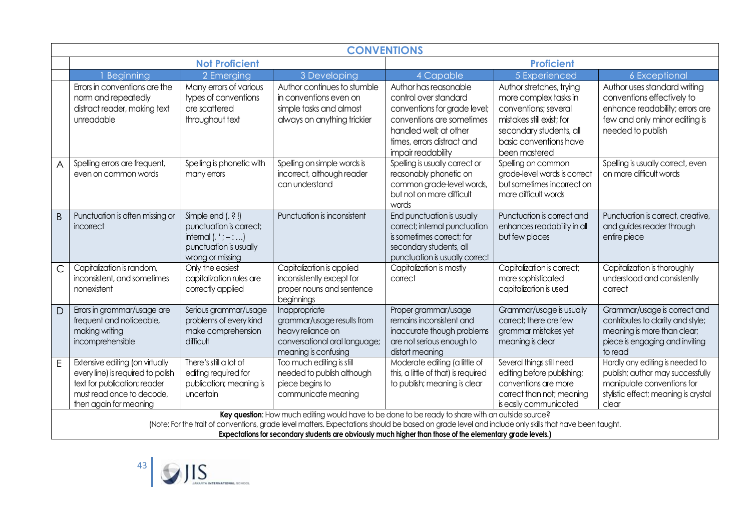# CONVENTIONS

| | Not Proficient | | | Proficient | | |
|---|---|---|---|---|---|---|
| | 1 Beginning | 2 Emerging | 3 Developing | 4 Capable | 5 Experienced | 6 Exceptional |
| | Errors in conventions are the norm and repeatedly distract reader, making text unreadable | Many errors of various types of conventions are scattered throughout text | Author continues to stumble in conventions even on simple tasks and almost always on anything trickier | Author has reasonable control over standard conventions for grade level; conventions are sometimes handled well; at other times, errors distract and impair readability | Author stretches, trying more complex tasks in conventions; several mistakes still exist; for secondary students, all basic conventions have been mastered | Author uses standard writing conventions effectively to enhance readability; errors are few and only minor editing is needed to publish |
| A | Spelling errors are frequent, even on common words | Spelling is phonetic with many errors | Spelling on simple words is incorrect, although reader can understand | Spelling is usually correct or reasonably phonetic on common grade-level words, but not on more difficult words | Spelling on common grade-level words is correct but sometimes incorrect on more difficult words | Spelling is usually correct, even on more difficult words |
| B | Punctuation is often missing or incorrect | Simple end ( . ? ! ) punctuation is correct; internal ( , ' ; – : … ) punctuation is usually wrong or missing | Punctuation is inconsistent | End punctuation is usually correct; internal punctuation is sometimes correct; for secondary students, all punctuation is usually correct | Punctuation is correct and enhances readability in all but few places | Punctuation is correct, creative, and guides reader through entire piece |
| C | Capitalization is random, inconsistent, and sometimes nonexistent | Only the easiest capitalization rules are correctly applied | Capitalization is applied inconsistently except for proper nouns and sentence beginnings | Capitalization is mostly correct | Capitalization is correct; more sophisticated capitalization is used | Capitalization is thoroughly understood and consistently correct |
| D | Errors in grammar/usage are frequent and noticeable, making writing incomprehensible | Serious grammar/usage problems of every kind make comprehension difficult | Inappropriate grammar/usage results from heavy reliance on conversational oral language; meaning is confusing | Proper grammar/usage remains inconsistent and inaccurate though problems are not serious enough to distort meaning | Grammar/usage is usually correct; there are few grammar mistakes yet meaning is clear | Grammar/usage is correct and contributes to clarity and style; meaning is more than clear; piece is engaging and inviting to read |
| E | Extensive editing (on virtually every line) is required to polish text for publication; reader must read once to decode, then again for meaning | There's still a lot of editing required for publication; meaning is uncertain | Too much editing is still needed to publish although piece begins to communicate meaning | Moderate editing (a little of this, a little of that) is required to publish; meaning is clear | Several things still need editing before publishing; conventions are more correct than not; meaning is easily communicated | Hardly any editing is needed to publish; author may successfully manipulate conventions for stylistic effect; meaning is crystal clear |

**Key question**: How much editing would have to be done to be ready to share with an outside source?

(Note: For the trait of conventions, grade level matters. Expectations should be based on grade level and include only skills that have been taught.

**Expectations for secondary students are obviously much higher than those of the elementary grade levels.)**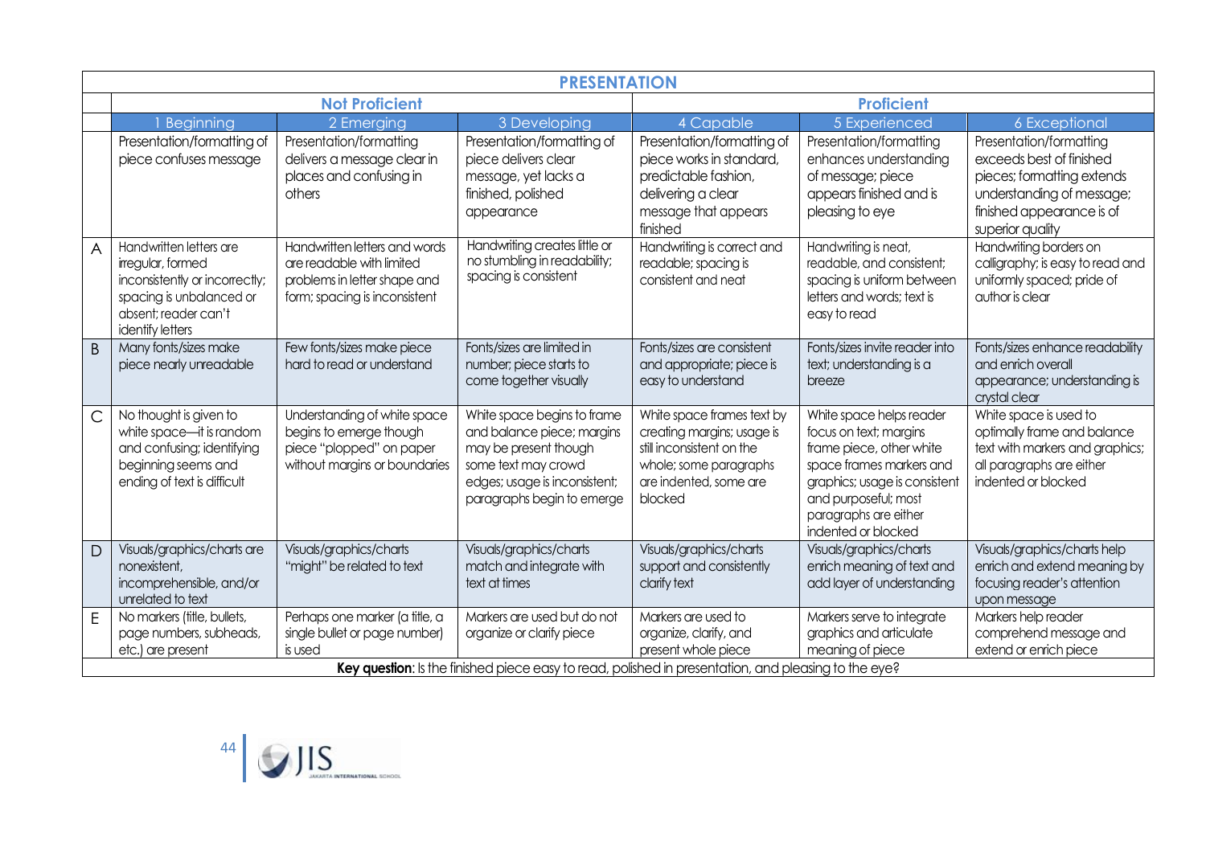| PRESENTATION | | | | | | |
|---|---|---|---|---|---|---|
| | **Not Proficient** | | | **Proficient** | | |
| | 1 Beginning | 2 Emerging | 3 Developing | 4 Capable | 5 Experienced | 6 Exceptional |
| | Presentation/formatting of piece confuses message | Presentation/formatting delivers a message clear in places and confusing in others | Presentation/formatting of piece delivers clear message, yet lacks a finished, polished appearance | Presentation/formatting of piece works in standard, predictable fashion, delivering a clear message that appears finished | Presentation/formatting enhances understanding of message; piece appears finished and is pleasing to eye | Presentation/formatting exceeds best of finished pieces; formatting extends understanding of message; finished appearance is of superior quality |
| A | Handwritten letters are irregular, formed inconsistently or incorrectly; spacing is unbalanced or absent; reader can't identify letters | Handwritten letters and words are readable with limited problems in letter shape and form; spacing is inconsistent | Handwriting creates little or no stumbling in readability; spacing is consistent | Handwriting is correct and readable; spacing is consistent and neat | Handwriting is neat, readable, and consistent; spacing is uniform between letters and words; text is easy to read | Handwriting borders on calligraphy; is easy to read and uniformly spaced; pride of author is clear |
| B | Many fonts/sizes make piece nearly unreadable | Few fonts/sizes make piece hard to read or understand | Fonts/sizes are limited in number; piece starts to come together visually | Fonts/sizes are consistent and appropriate; piece is easy to understand | Fonts/sizes invite reader into text; understanding is a breeze | Fonts/sizes enhance readability and enrich overall appearance; understanding is crystal clear |
| C | No thought is given to white space—it is random and confusing; identifying beginning seems and ending of text is difficult | Understanding of white space begins to emerge though piece "plopped" on paper without margins or boundaries | White space begins to frame and balance piece; margins may be present though some text may crowd edges; usage is inconsistent; paragraphs begin to emerge | White space frames text by creating margins; usage is still inconsistent on the whole; some paragraphs are indented, some are blocked | White space helps reader focus on text; margins frame piece, other white space frames markers and graphics; usage is consistent and purposeful; most paragraphs are either indented or blocked | White space is used to optimally frame and balance text with markers and graphics; all paragraphs are either indented or blocked |
| D | Visuals/graphics/charts are nonexistent, incomprehensible, and/or unrelated to text | Visuals/graphics/charts "might" be related to text | Visuals/graphics/charts match and integrate with text at times | Visuals/graphics/charts support and consistently clarify text | Visuals/graphics/charts enrich meaning of text and add layer of understanding | Visuals/graphics/charts help enrich and extend meaning by focusing reader's attention upon message |
| E | No markers (title, bullets, page numbers, subheads, etc.) are present | Perhaps one marker (a title, a single bullet or page number) is used | Markers are used but do not organize or clarify piece | Markers are used to organize, clarify, and present whole piece | Markers serve to integrate graphics and articulate meaning of piece | Markers help reader comprehend message and extend or enrich piece |

**Key question**: Is the finished piece easy to read, polished in presentation, and pleasing to the eye?